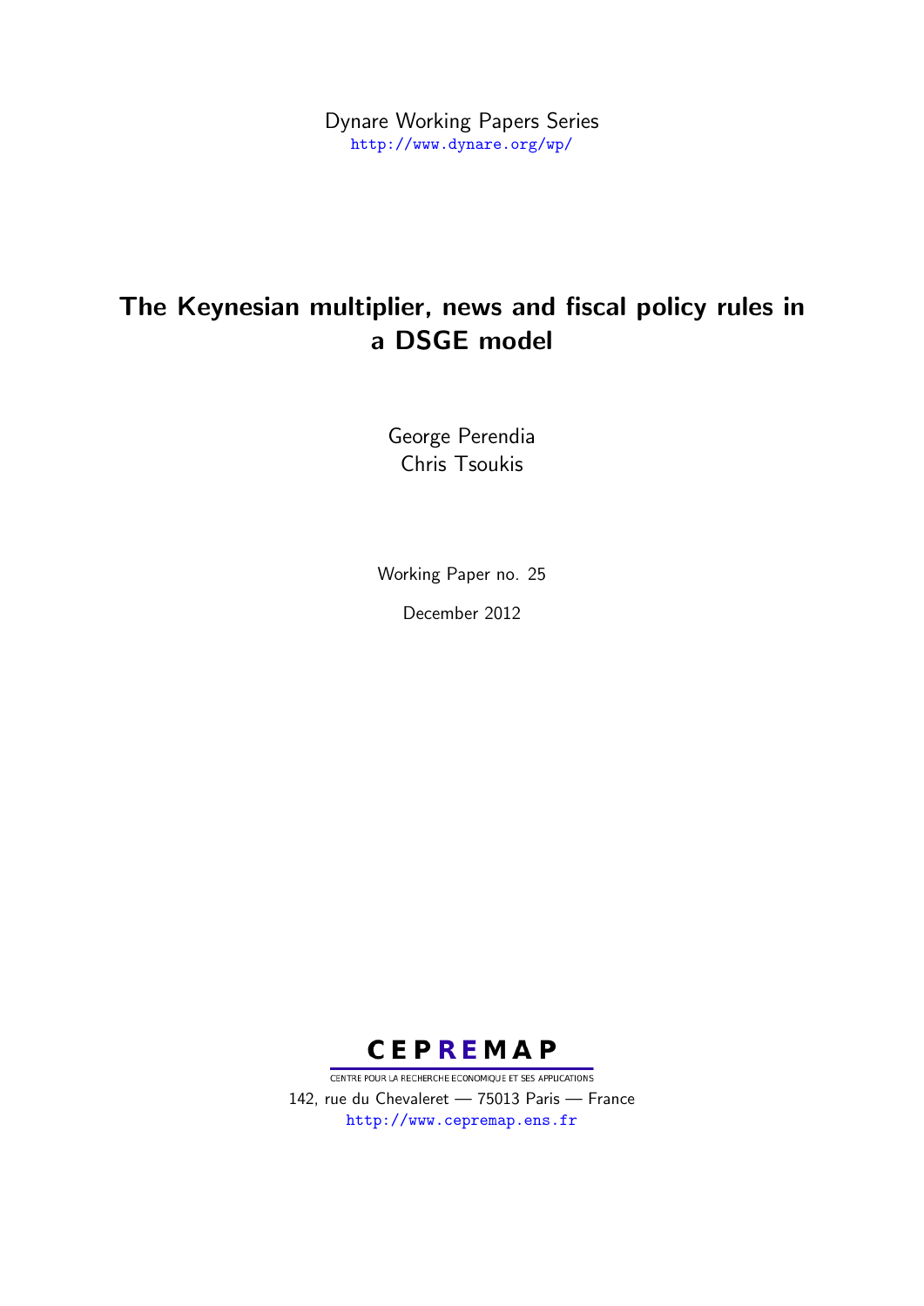Dynare Working Papers Series
http://www.dynare.org/wp/

# The Keynesian multiplier, news and fiscal policy rules in a DSGE model

George Perendia
Chris Tsoukis

Working Paper no. 25

December 2012

CEPREMAP
CENTRE POUR LA RECHERCHE ECONOMIQUE ET SES APPLICATIONS
142, rue du Chevaleret — 75013 Paris — France
http://www.cepremap.ens.fr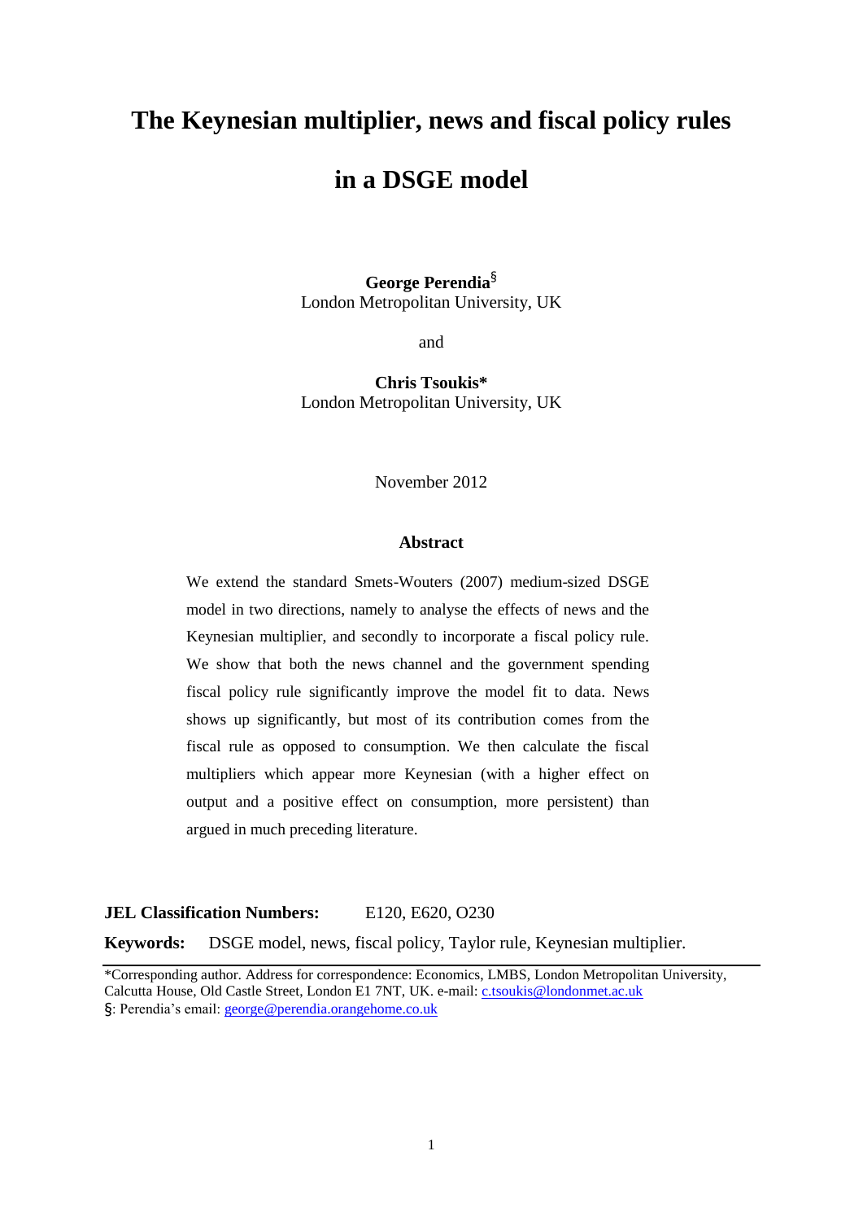# The Keynesian multiplier, news and fiscal policy rules in a DSGE model

**George Perendia**[§]
London Metropolitan University, UK

and

**Chris Tsoukis***
London Metropolitan University, UK

November 2012

### Abstract

We extend the standard Smets-Wouters (2007) medium-sized DSGE model in two directions, namely to analyse the effects of news and the Keynesian multiplier, and secondly to incorporate a fiscal policy rule. We show that both the news channel and the government spending fiscal policy rule significantly improve the model fit to data. News shows up significantly, but most of its contribution comes from the fiscal rule as opposed to consumption. We then calculate the fiscal multipliers which appear more Keynesian (with a higher effect on output and a positive effect on consumption, more persistent) than argued in much preceding literature.

**JEL Classification Numbers:** E120, E620, O230

**Keywords:** DSGE model, news, fiscal policy, Taylor rule, Keynesian multiplier.

---

*Corresponding author. Address for correspondence: Economics, LMBS, London Metropolitan University, Calcutta House, Old Castle Street, London E1 7NT, UK. e-mail: c.tsoukis@londonmet.ac.uk

§: Perendia's email: george@perendia.orangehome.co.uk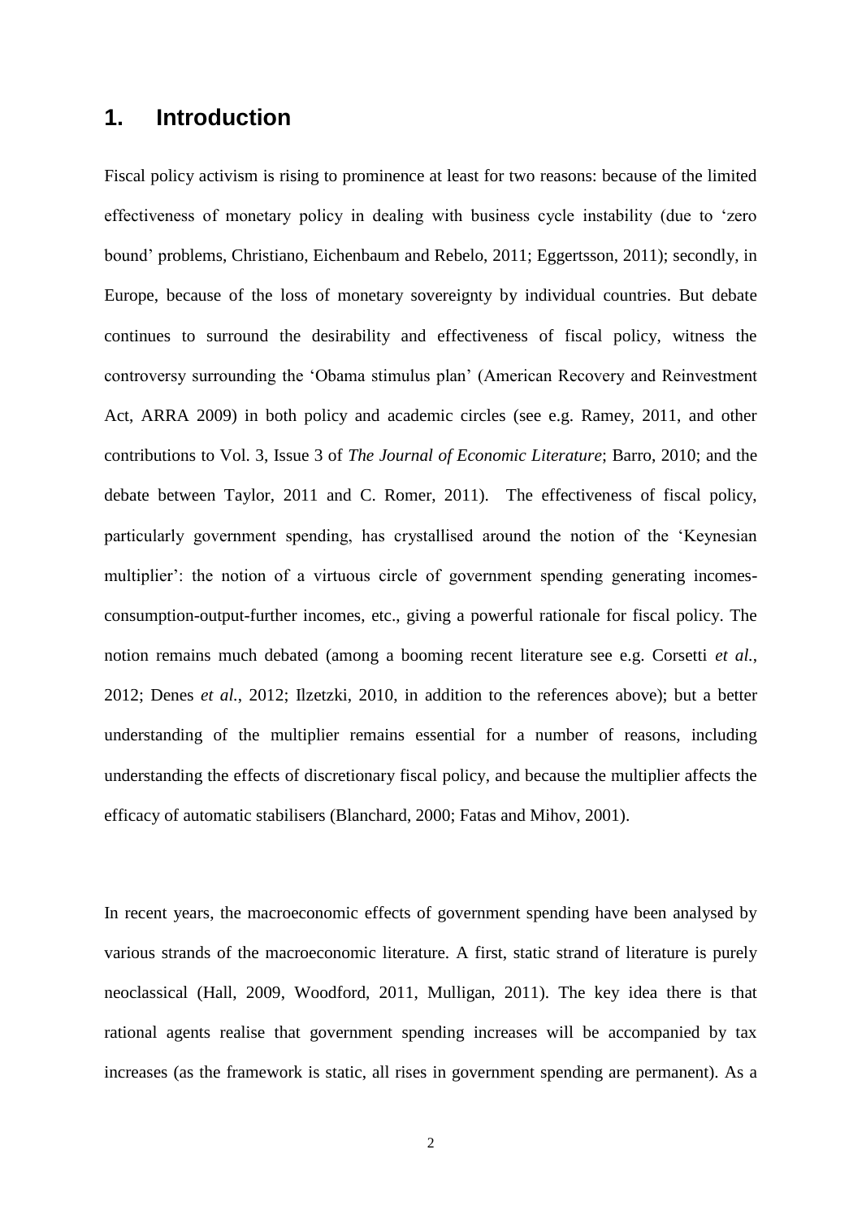## 1. Introduction

Fiscal policy activism is rising to prominence at least for two reasons: because of the limited effectiveness of monetary policy in dealing with business cycle instability (due to 'zero bound' problems, Christiano, Eichenbaum and Rebelo, 2011; Eggertsson, 2011); secondly, in Europe, because of the loss of monetary sovereignty by individual countries. But debate continues to surround the desirability and effectiveness of fiscal policy, witness the controversy surrounding the 'Obama stimulus plan' (American Recovery and Reinvestment Act, ARRA 2009) in both policy and academic circles (see e.g. Ramey, 2011, and other contributions to Vol. 3, Issue 3 of *The Journal of Economic Literature*; Barro, 2010; and the debate between Taylor, 2011 and C. Romer, 2011). The effectiveness of fiscal policy, particularly government spending, has crystallised around the notion of the 'Keynesian multiplier': the notion of a virtuous circle of government spending generating incomes-consumption-output-further incomes, etc., giving a powerful rationale for fiscal policy. The notion remains much debated (among a booming recent literature see e.g. Corsetti *et al.*, 2012; Denes *et al.*, 2012; Ilzetzki, 2010, in addition to the references above); but a better understanding of the multiplier remains essential for a number of reasons, including understanding the effects of discretionary fiscal policy, and because the multiplier affects the efficacy of automatic stabilisers (Blanchard, 2000; Fatas and Mihov, 2001).

In recent years, the macroeconomic effects of government spending have been analysed by various strands of the macroeconomic literature. A first, static strand of literature is purely neoclassical (Hall, 2009, Woodford, 2011, Mulligan, 2011). The key idea there is that rational agents realise that government spending increases will be accompanied by tax increases (as the framework is static, all rises in government spending are permanent). As a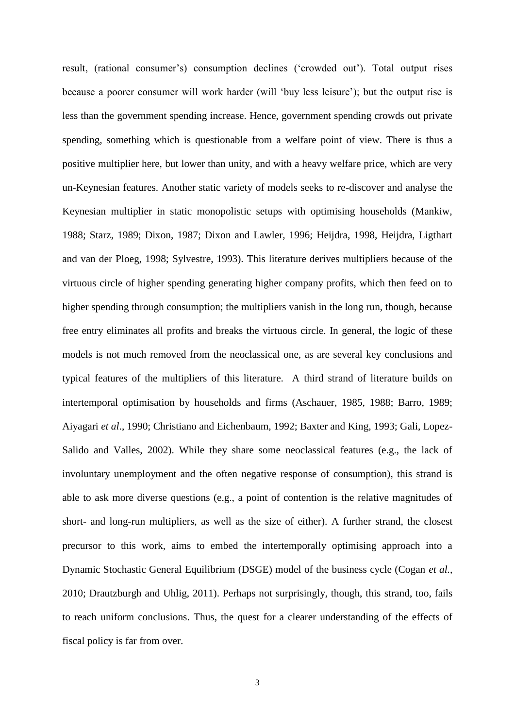result, (rational consumer's) consumption declines ('crowded out'). Total output rises because a poorer consumer will work harder (will 'buy less leisure'); but the output rise is less than the government spending increase. Hence, government spending crowds out private spending, something which is questionable from a welfare point of view. There is thus a positive multiplier here, but lower than unity, and with a heavy welfare price, which are very un-Keynesian features. Another static variety of models seeks to re-discover and analyse the Keynesian multiplier in static monopolistic setups with optimising households (Mankiw, 1988; Starz, 1989; Dixon, 1987; Dixon and Lawler, 1996; Heijdra, 1998, Heijdra, Ligthart and van der Ploeg, 1998; Sylvestre, 1993). This literature derives multipliers because of the virtuous circle of higher spending generating higher company profits, which then feed on to higher spending through consumption; the multipliers vanish in the long run, though, because free entry eliminates all profits and breaks the virtuous circle. In general, the logic of these models is not much removed from the neoclassical one, as are several key conclusions and typical features of the multipliers of this literature. A third strand of literature builds on intertemporal optimisation by households and firms (Aschauer, 1985, 1988; Barro, 1989; Aiyagari *et al*., 1990; Christiano and Eichenbaum, 1992; Baxter and King, 1993; Gali, Lopez-Salido and Valles, 2002). While they share some neoclassical features (e.g., the lack of involuntary unemployment and the often negative response of consumption), this strand is able to ask more diverse questions (e.g., a point of contention is the relative magnitudes of short- and long-run multipliers, as well as the size of either). A further strand, the closest precursor to this work, aims to embed the intertemporally optimising approach into a Dynamic Stochastic General Equilibrium (DSGE) model of the business cycle (Cogan *et al.*, 2010; Drautzburgh and Uhlig, 2011). Perhaps not surprisingly, though, this strand, too, fails to reach uniform conclusions. Thus, the quest for a clearer understanding of the effects of fiscal policy is far from over.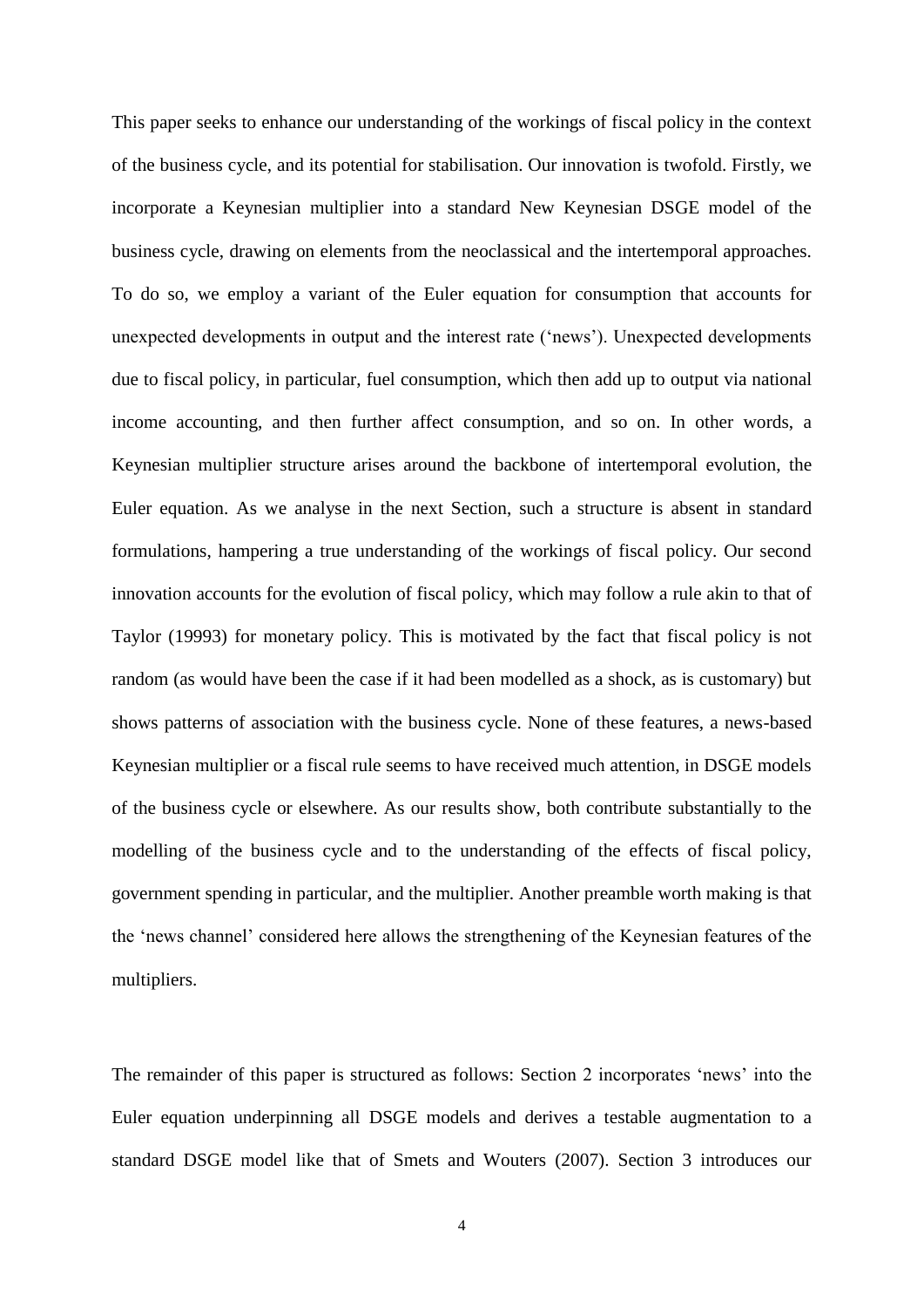This paper seeks to enhance our understanding of the workings of fiscal policy in the context of the business cycle, and its potential for stabilisation. Our innovation is twofold. Firstly, we incorporate a Keynesian multiplier into a standard New Keynesian DSGE model of the business cycle, drawing on elements from the neoclassical and the intertemporal approaches. To do so, we employ a variant of the Euler equation for consumption that accounts for unexpected developments in output and the interest rate ('news'). Unexpected developments due to fiscal policy, in particular, fuel consumption, which then add up to output via national income accounting, and then further affect consumption, and so on. In other words, a Keynesian multiplier structure arises around the backbone of intertemporal evolution, the Euler equation. As we analyse in the next Section, such a structure is absent in standard formulations, hampering a true understanding of the workings of fiscal policy. Our second innovation accounts for the evolution of fiscal policy, which may follow a rule akin to that of Taylor (19993) for monetary policy. This is motivated by the fact that fiscal policy is not random (as would have been the case if it had been modelled as a shock, as is customary) but shows patterns of association with the business cycle. None of these features, a news-based Keynesian multiplier or a fiscal rule seems to have received much attention, in DSGE models of the business cycle or elsewhere. As our results show, both contribute substantially to the modelling of the business cycle and to the understanding of the effects of fiscal policy, government spending in particular, and the multiplier. Another preamble worth making is that the 'news channel' considered here allows the strengthening of the Keynesian features of the multipliers.

The remainder of this paper is structured as follows: Section 2 incorporates 'news' into the Euler equation underpinning all DSGE models and derives a testable augmentation to a standard DSGE model like that of Smets and Wouters (2007). Section 3 introduces our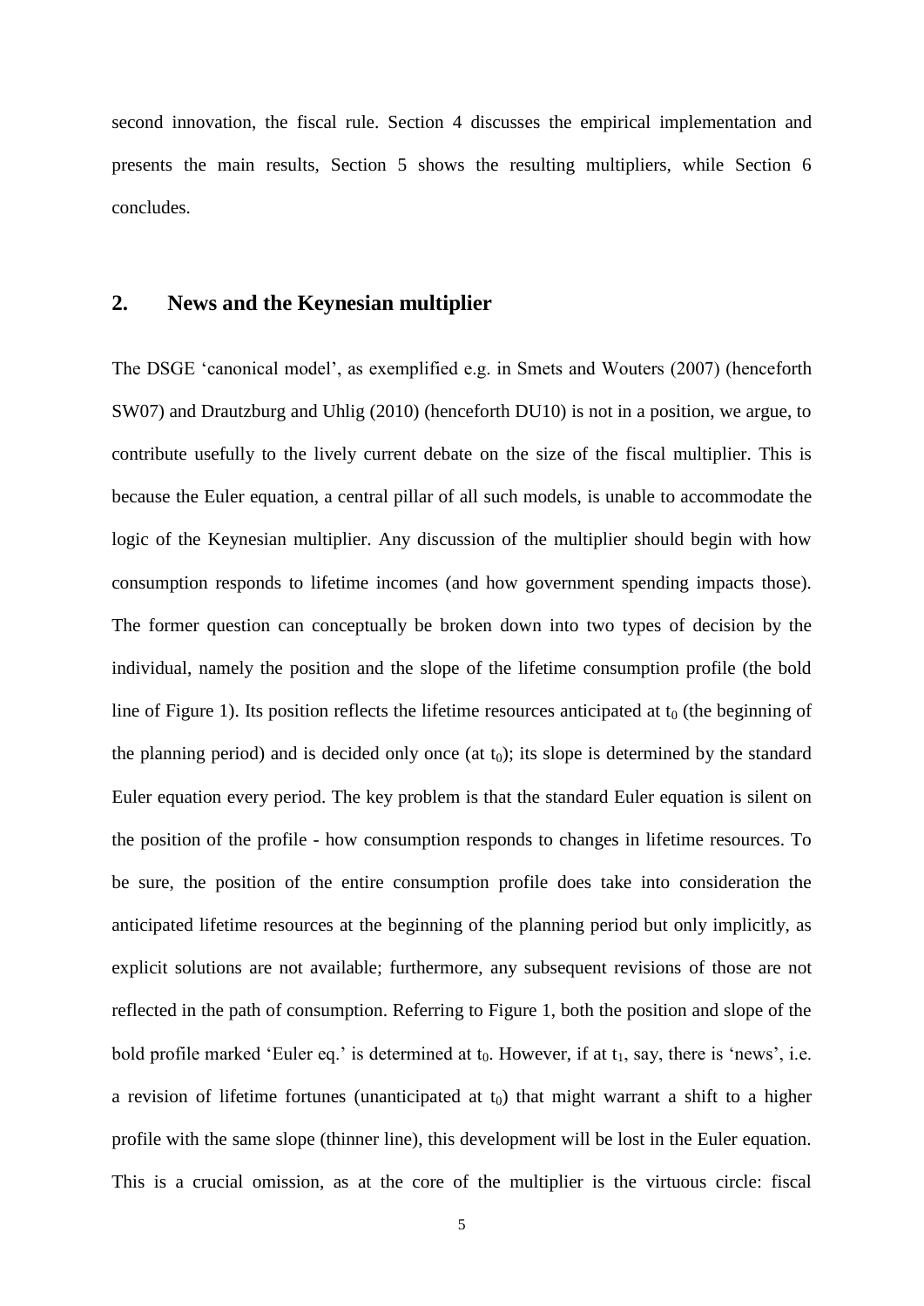second innovation, the fiscal rule. Section 4 discusses the empirical implementation and presents the main results, Section 5 shows the resulting multipliers, while Section 6 concludes.

## 2. News and the Keynesian multiplier

The DSGE 'canonical model', as exemplified e.g. in Smets and Wouters (2007) (henceforth SW07) and Drautzburg and Uhlig (2010) (henceforth DU10) is not in a position, we argue, to contribute usefully to the lively current debate on the size of the fiscal multiplier. This is because the Euler equation, a central pillar of all such models, is unable to accommodate the logic of the Keynesian multiplier. Any discussion of the multiplier should begin with how consumption responds to lifetime incomes (and how government spending impacts those). The former question can conceptually be broken down into two types of decision by the individual, namely the position and the slope of the lifetime consumption profile (the bold line of Figure 1). Its position reflects the lifetime resources anticipated at $t_0$ (the beginning of the planning period) and is decided only once (at $t_0$); its slope is determined by the standard Euler equation every period. The key problem is that the standard Euler equation is silent on the position of the profile - how consumption responds to changes in lifetime resources. To be sure, the position of the entire consumption profile does take into consideration the anticipated lifetime resources at the beginning of the planning period but only implicitly, as explicit solutions are not available; furthermore, any subsequent revisions of those are not reflected in the path of consumption. Referring to Figure 1, both the position and slope of the bold profile marked 'Euler eq.' is determined at $t_0$. However, if at $t_1$, say, there is 'news', i.e. a revision of lifetime fortunes (unanticipated at $t_0$) that might warrant a shift to a higher profile with the same slope (thinner line), this development will be lost in the Euler equation. This is a crucial omission, as at the core of the multiplier is the virtuous circle: fiscal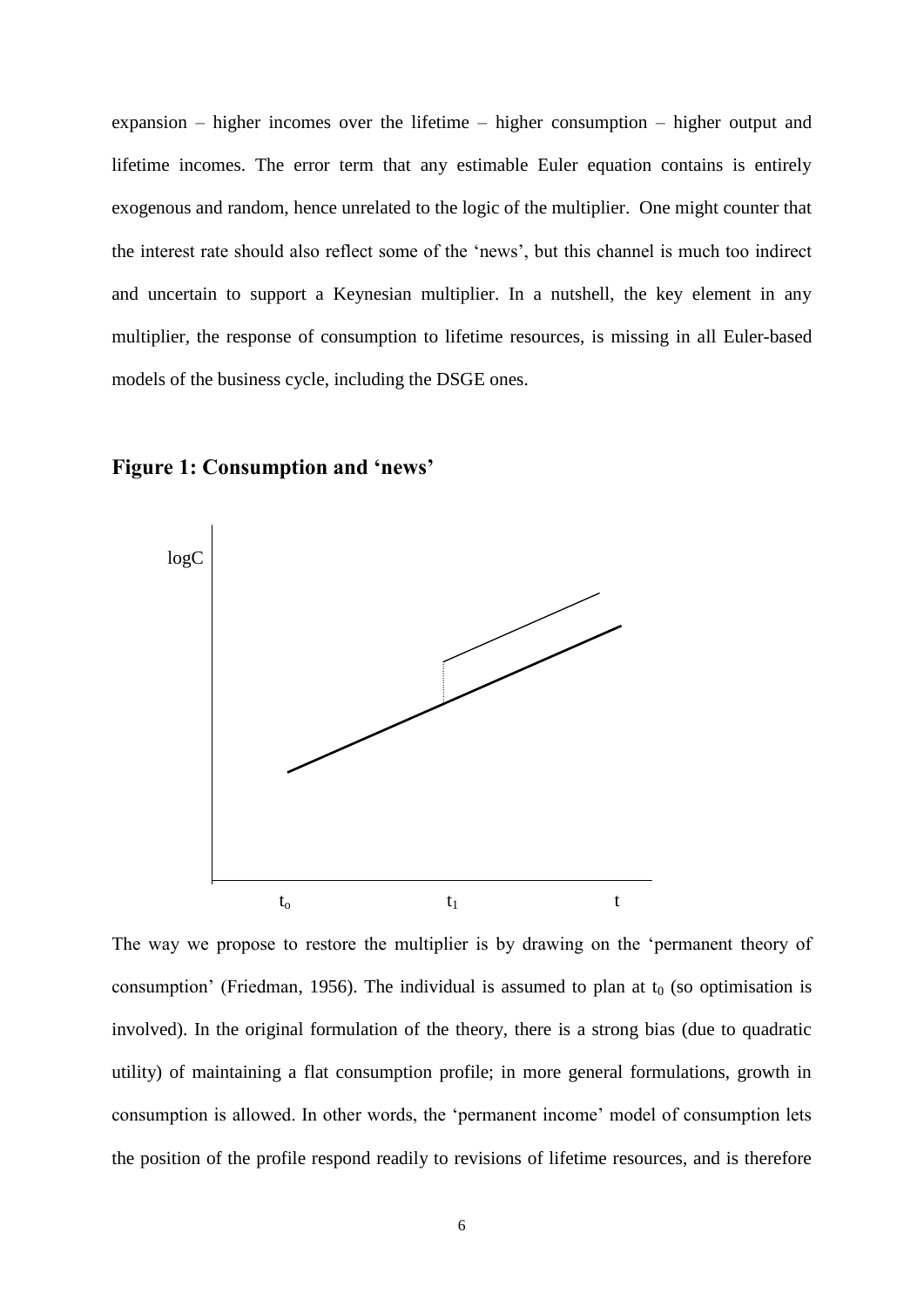expansion – higher incomes over the lifetime – higher consumption – higher output and lifetime incomes. The error term that any estimable Euler equation contains is entirely exogenous and random, hence unrelated to the logic of the multiplier. One might counter that the interest rate should also reflect some of the 'news', but this channel is much too indirect and uncertain to support a Keynesian multiplier. In a nutshell, the key element in any multiplier, the response of consumption to lifetime resources, is missing in all Euler-based models of the business cycle, including the DSGE ones.

## Figure 1: Consumption and 'news'

The way we propose to restore the multiplier is by drawing on the 'permanent theory of consumption' (Friedman, 1956). The individual is assumed to plan at $t_0$ (so optimisation is involved). In the original formulation of the theory, there is a strong bias (due to quadratic utility) of maintaining a flat consumption profile; in more general formulations, growth in consumption is allowed. In other words, the 'permanent income' model of consumption lets the position of the profile respond readily to revisions of lifetime resources, and is therefore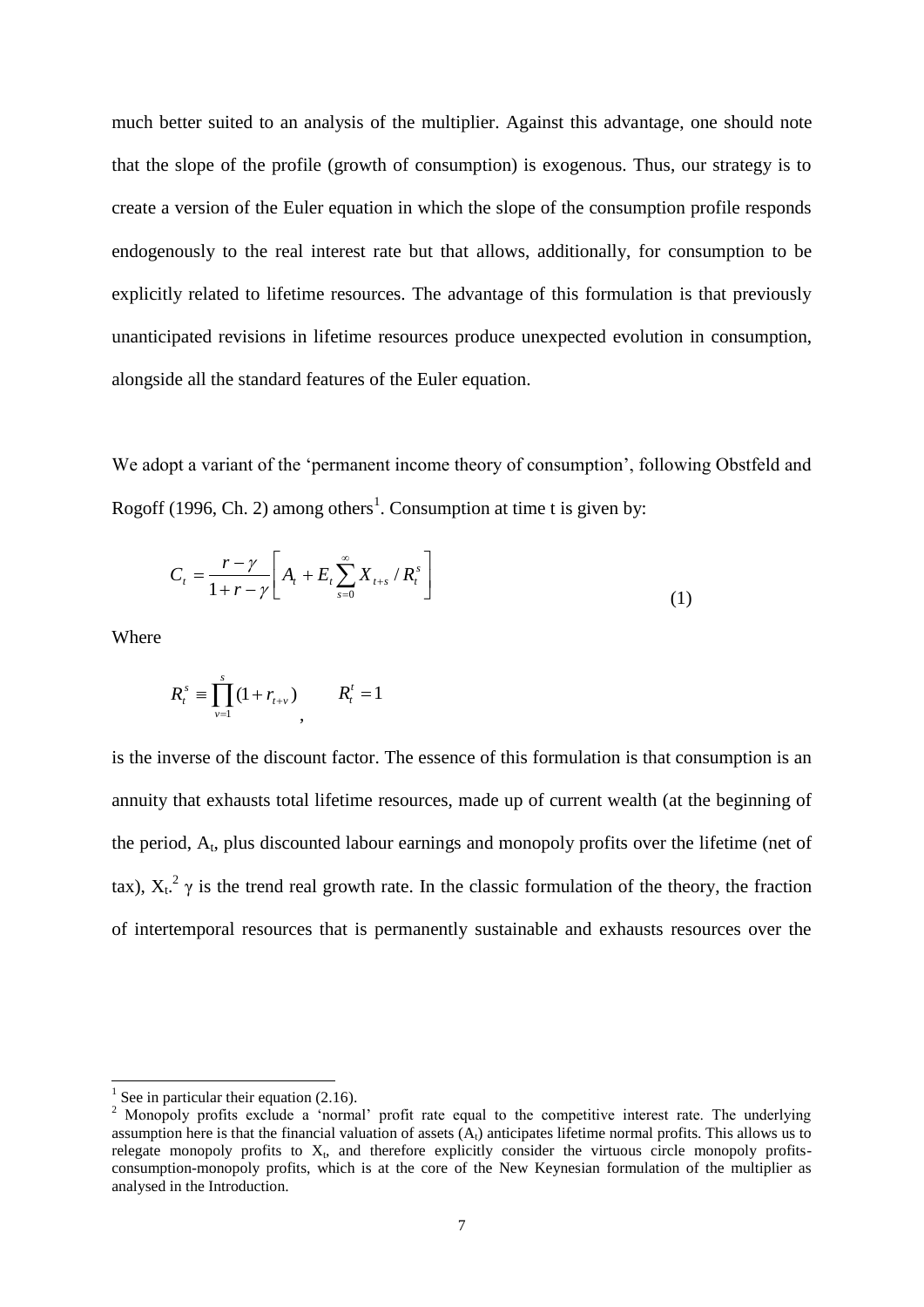much better suited to an analysis of the multiplier. Against this advantage, one should note that the slope of the profile (growth of consumption) is exogenous. Thus, our strategy is to create a version of the Euler equation in which the slope of the consumption profile responds endogenously to the real interest rate but that allows, additionally, for consumption to be explicitly related to lifetime resources. The advantage of this formulation is that previously unanticipated revisions in lifetime resources produce unexpected evolution in consumption, alongside all the standard features of the Euler equation.

We adopt a variant of the 'permanent income theory of consumption', following Obstfeld and Rogoff (1996, Ch. 2) among others[1]. Consumption at time t is given by:

$$C_t = \frac{r-\gamma}{1+r-\gamma}\left[ A_t + E_t \sum_{s=0}^{\infty} X_{t+s} / R_t^s \right] \tag{1}$$

Where

$$R_t^s \equiv \prod_{v=1}^{s} (1+r_{t+v}), \qquad R_t^t = 1$$

is the inverse of the discount factor. The essence of this formulation is that consumption is an annuity that exhausts total lifetime resources, made up of current wealth (at the beginning of the period, $A_t$, plus discounted labour earnings and monopoly profits over the lifetime (net of tax), $X_t$.[2] $\gamma$ is the trend real growth rate. In the classic formulation of the theory, the fraction of intertemporal resources that is permanently sustainable and exhausts resources over the

[1] See in particular their equation (2.16).

[2] Monopoly profits exclude a 'normal' profit rate equal to the competitive interest rate. The underlying assumption here is that the financial valuation of assets ($A_t$) anticipates lifetime normal profits. This allows us to relegate monopoly profits to $X_t$, and therefore explicitly consider the virtuous circle monopoly profits-consumption-monopoly profits, which is at the core of the New Keynesian formulation of the multiplier as analysed in the Introduction.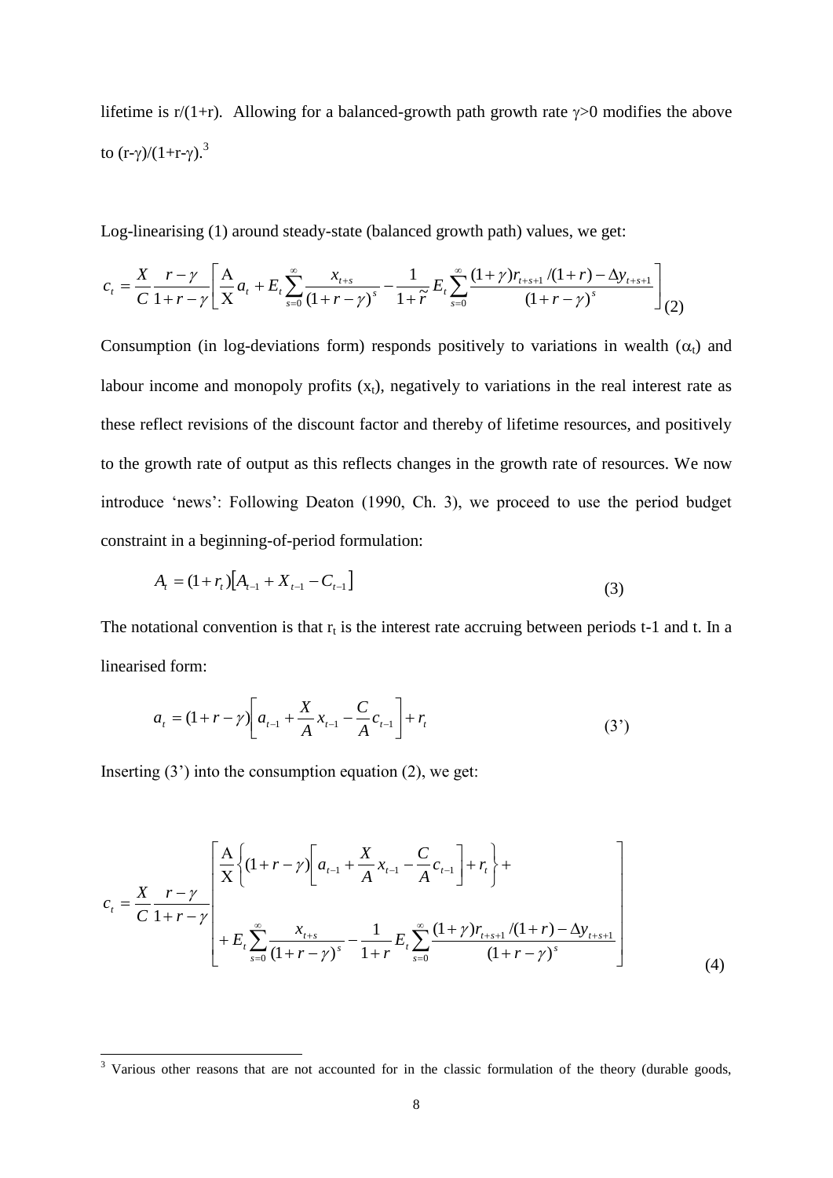lifetime is r/(1+r). Allowing for a balanced-growth path growth rate $\gamma>0$ modifies the above to $(r-\gamma)/(1+r-\gamma)$.[3]

Log-linearising (1) around steady-state (balanced growth path) values, we get:

$$c_t = \frac{X}{C}\frac{r-\gamma}{1+r-\gamma}\left[\frac{\mathrm{A}}{\mathrm{X}}a_t + E_t\sum_{s=0}^{\infty}\frac{x_{t+s}}{(1+r-\gamma)^s} - \frac{1}{1+\tilde{r}}E_t\sum_{s=0}^{\infty}\frac{(1+\gamma)r_{t+s+1}/(1+r)-\Delta y_{t+s+1}}{(1+r-\gamma)^s}\right] \tag{2}$$

Consumption (in log-deviations form) responds positively to variations in wealth ($\alpha_t$) and labour income and monopoly profits ($x_t$), negatively to variations in the real interest rate as these reflect revisions of the discount factor and thereby of lifetime resources, and positively to the growth rate of output as this reflects changes in the growth rate of resources. We now introduce 'news': Following Deaton (1990, Ch. 3), we proceed to use the period budget constraint in a beginning-of-period formulation:

$$A_t = (1+r_t)\left[A_{t-1} + X_{t-1} - C_{t-1}\right] \tag{3}$$

The notational convention is that $r_t$ is the interest rate accruing between periods t-1 and t. In a linearised form:

$$a_t = (1+r-\gamma)\left[a_{t-1} + \frac{X}{A}x_{t-1} - \frac{C}{A}c_{t-1}\right] + r_t \tag{3'}$$

Inserting (3') into the consumption equation (2), we get:

$$c_t = \frac{X}{C}\frac{r-\gamma}{1+r-\gamma}\left[\begin{array}{l}\frac{\mathrm{A}}{\mathrm{X}}\left\{(1+r-\gamma)\left[a_{t-1} + \frac{X}{A}x_{t-1} - \frac{C}{A}c_{t-1}\right] + r_t\right\} + \\ + E_t\sum_{s=0}^{\infty}\frac{x_{t+s}}{(1+r-\gamma)^s} - \frac{1}{1+r}E_t\sum_{s=0}^{\infty}\frac{(1+\gamma)r_{t+s+1}/(1+r)-\Delta y_{t+s+1}}{(1+r-\gamma)^s}\end{array}\right] \tag{4}$$

---

[3] Various other reasons that are not accounted for in the classic formulation of the theory (durable goods,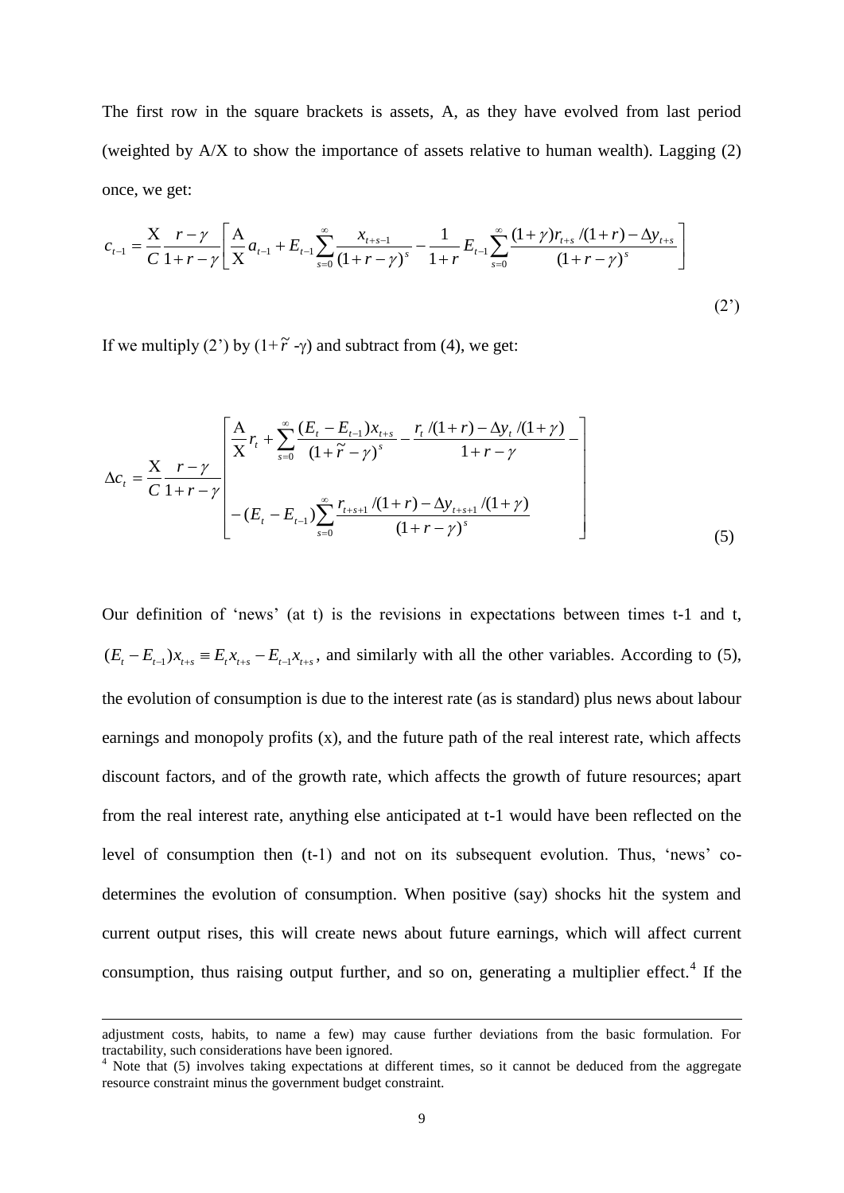The first row in the square brackets is assets, A, as they have evolved from last period (weighted by A/X to show the importance of assets relative to human wealth). Lagging (2) once, we get:

$$c_{t-1} = \frac{\mathrm{X}}{C}\frac{r-\gamma}{1+r-\gamma}\left[\frac{\mathrm{A}}{\mathrm{X}}a_{t-1} + E_{t-1}\sum_{s=0}^{\infty}\frac{x_{t+s-1}}{(1+r-\gamma)^s} - \frac{1}{1+r}E_{t-1}\sum_{s=0}^{\infty}\frac{(1+\gamma)r_{t+s}/(1+r) - \Delta y_{t+s}}{(1+r-\gamma)^s}\right] \tag{2'}$$

If we multiply (2') by $(1+\tilde{r}-\gamma)$ and subtract from (4), we get:

$$\Delta c_t = \frac{\mathrm{X}}{C}\frac{r-\gamma}{1+r-\gamma}\left[\begin{array}{l}\frac{\mathrm{A}}{\mathrm{X}}r_t + \sum_{s=0}^{\infty}\frac{(E_t - E_{t-1})x_{t+s}}{(1+\tilde{r}-\gamma)^s} - \frac{r_t/(1+r) - \Delta y_t/(1+\gamma)}{1+r-\gamma} - \\ -(E_t - E_{t-1})\sum_{s=0}^{\infty}\frac{r_{t+s+1}/(1+r) - \Delta y_{t+s+1}/(1+\gamma)}{(1+r-\gamma)^s}\end{array}\right] \tag{5}$$

Our definition of 'news' (at t) is the revisions in expectations between times t-1 and t, $(E_t - E_{t-1})x_{t+s} \equiv E_t x_{t+s} - E_{t-1}x_{t+s}$, and similarly with all the other variables. According to (5), the evolution of consumption is due to the interest rate (as is standard) plus news about labour earnings and monopoly profits (x), and the future path of the real interest rate, which affects discount factors, and of the growth rate, which affects the growth of future resources; apart from the real interest rate, anything else anticipated at t-1 would have been reflected on the level of consumption then (t-1) and not on its subsequent evolution. Thus, 'news' co-determines the evolution of consumption. When positive (say) shocks hit the system and current output rises, this will create news about future earnings, which will affect current consumption, thus raising output further, and so on, generating a multiplier effect.[4] If the

adjustment costs, habits, to name a few) may cause further deviations from the basic formulation. For tractability, such considerations have been ignored.

[4] Note that (5) involves taking expectations at different times, so it cannot be deduced from the aggregate resource constraint minus the government budget constraint.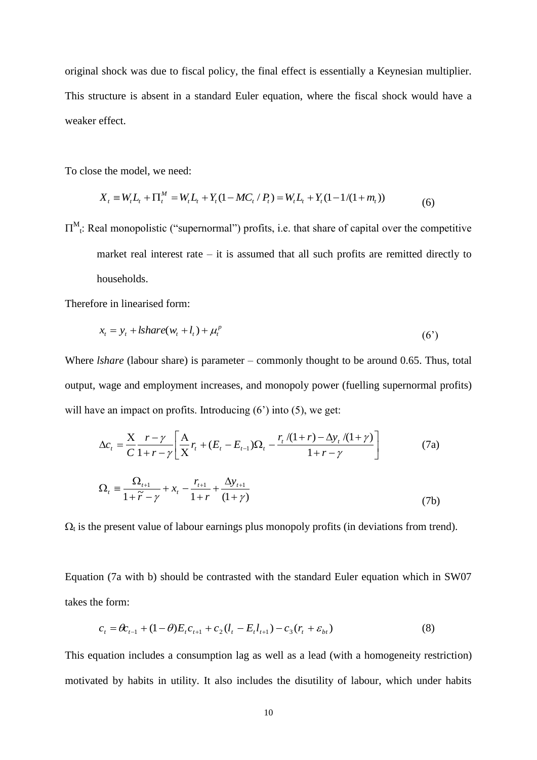original shock was due to fiscal policy, the final effect is essentially a Keynesian multiplier. This structure is absent in a standard Euler equation, where the fiscal shock would have a weaker effect.

To close the model, we need:

$$X_t \equiv W_t L_t + \Pi_t^M = W_t L_t + Y_t(1 - MC_t / P_t) = W_t L_t + Y_t(1 - 1/(1+m_t)) \tag{6}$$

$\Pi^M_t$: Real monopolistic ("supernormal") profits, i.e. that share of capital over the competitive market real interest rate – it is assumed that all such profits are remitted directly to households.

Therefore in linearised form:

$$x_t = y_t + lshare(w_t + l_t) + \mu_t^p \tag{6'}$$

Where *lshare* (labour share) is parameter – commonly thought to be around 0.65. Thus, total output, wage and employment increases, and monopoly power (fuelling supernormal profits) will have an impact on profits. Introducing (6') into (5), we get:

$$\Delta c_t = \frac{\mathrm{X}}{C} \frac{r - \gamma}{1 + r - \gamma} \left[ \frac{\mathrm{A}}{\mathrm{X}} r_t + (E_t - E_{t-1}) \Omega_t - \frac{r_t/(1+r) - \Delta y_t/(1+\gamma)}{1 + r - \gamma} \right] \tag{7a}$$

$$\Omega_t \equiv \frac{\Omega_{t+1}}{1 + \tilde{r} - \gamma} + x_t - \frac{r_{t+1}}{1+r} + \frac{\Delta y_{t+1}}{(1+\gamma)} \tag{7b}$$

$\Omega_t$ is the present value of labour earnings plus monopoly profits (in deviations from trend).

Equation (7a with b) should be contrasted with the standard Euler equation which in SW07 takes the form:

$$c_t = \theta c_{t-1} + (1-\theta) E_t c_{t+1} + c_2 (l_t - E_t l_{t+1}) - c_3 (r_t + \varepsilon_{bt}) \tag{8}$$

This equation includes a consumption lag as well as a lead (with a homogeneity restriction) motivated by habits in utility. It also includes the disutility of labour, which under habits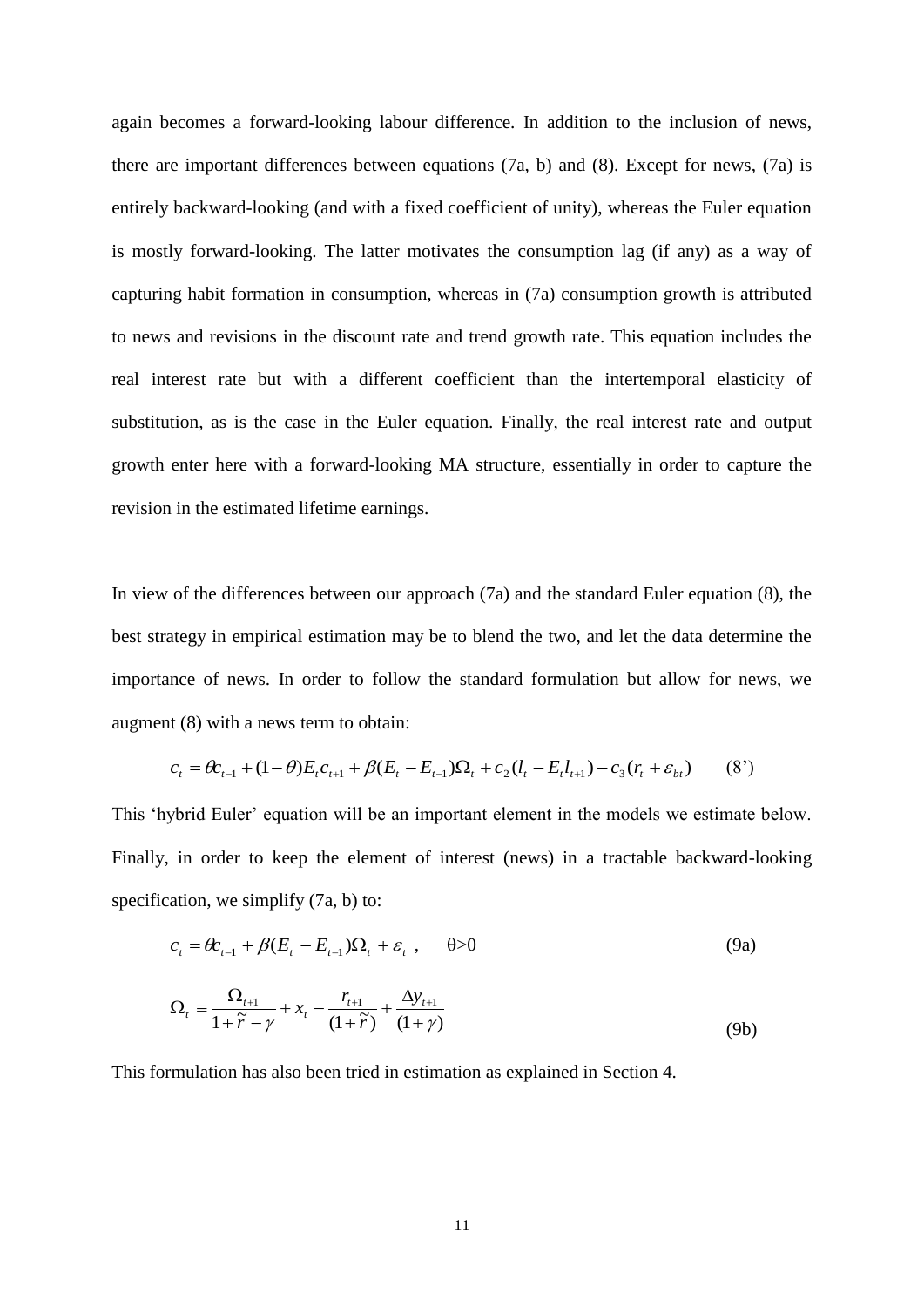again becomes a forward-looking labour difference. In addition to the inclusion of news, there are important differences between equations (7a, b) and (8). Except for news, (7a) is entirely backward-looking (and with a fixed coefficient of unity), whereas the Euler equation is mostly forward-looking. The latter motivates the consumption lag (if any) as a way of capturing habit formation in consumption, whereas in (7a) consumption growth is attributed to news and revisions in the discount rate and trend growth rate. This equation includes the real interest rate but with a different coefficient than the intertemporal elasticity of substitution, as is the case in the Euler equation. Finally, the real interest rate and output growth enter here with a forward-looking MA structure, essentially in order to capture the revision in the estimated lifetime earnings.

In view of the differences between our approach (7a) and the standard Euler equation (8), the best strategy in empirical estimation may be to blend the two, and let the data determine the importance of news. In order to follow the standard formulation but allow for news, we augment (8) with a news term to obtain:

$$c_t = \theta c_{t-1} + (1-\theta)E_t c_{t+1} + \beta(E_t - E_{t-1})\Omega_t + c_2(l_t - E_t l_{t+1}) - c_3(r_t + \varepsilon_{bt}) \qquad (8')$$

This 'hybrid Euler' equation will be an important element in the models we estimate below. Finally, in order to keep the element of interest (news) in a tractable backward-looking specification, we simplify (7a, b) to:

$$c_t = \theta c_{t-1} + \beta(E_t - E_{t-1})\Omega_t + \varepsilon_t\ , \qquad \theta>0 \qquad (9a)$$

$$\Omega_t \equiv \frac{\Omega_{t+1}}{1+\tilde{r}-\gamma} + x_t - \frac{r_{t+1}}{(1+\tilde{r})} + \frac{\Delta y_{t+1}}{(1+\gamma)} \qquad (9b)$$

This formulation has also been tried in estimation as explained in Section 4.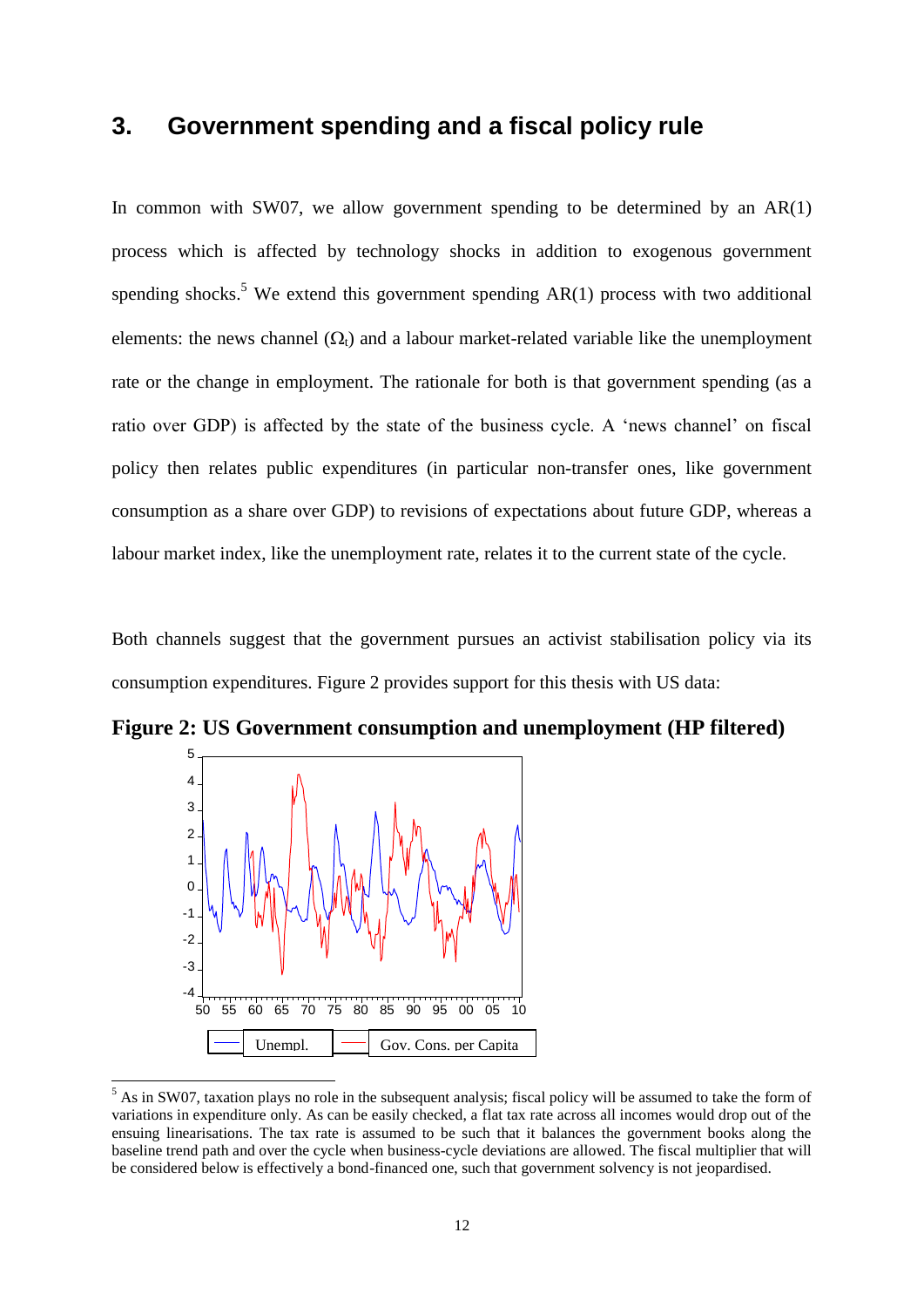## 3. Government spending and a fiscal policy rule

In common with SW07, we allow government spending to be determined by an AR(1) process which is affected by technology shocks in addition to exogenous government spending shocks.[5] We extend this government spending AR(1) process with two additional elements: the news channel ($\Omega_t$) and a labour market-related variable like the unemployment rate or the change in employment. The rationale for both is that government spending (as a ratio over GDP) is affected by the state of the business cycle. A 'news channel' on fiscal policy then relates public expenditures (in particular non-transfer ones, like government consumption as a share over GDP) to revisions of expectations about future GDP, whereas a labour market index, like the unemployment rate, relates it to the current state of the cycle.

Both channels suggest that the government pursues an activist stabilisation policy via its consumption expenditures. Figure 2 provides support for this thesis with US data:

**Figure 2: US Government consumption and unemployment (HP filtered)**

[5] As in SW07, taxation plays no role in the subsequent analysis; fiscal policy will be assumed to take the form of variations in expenditure only. As can be easily checked, a flat tax rate across all incomes would drop out of the ensuing linearisations. The tax rate is assumed to be such that it balances the government books along the baseline trend path and over the cycle when business-cycle deviations are allowed. The fiscal multiplier that will be considered below is effectively a bond-financed one, such that government solvency is not jeopardised.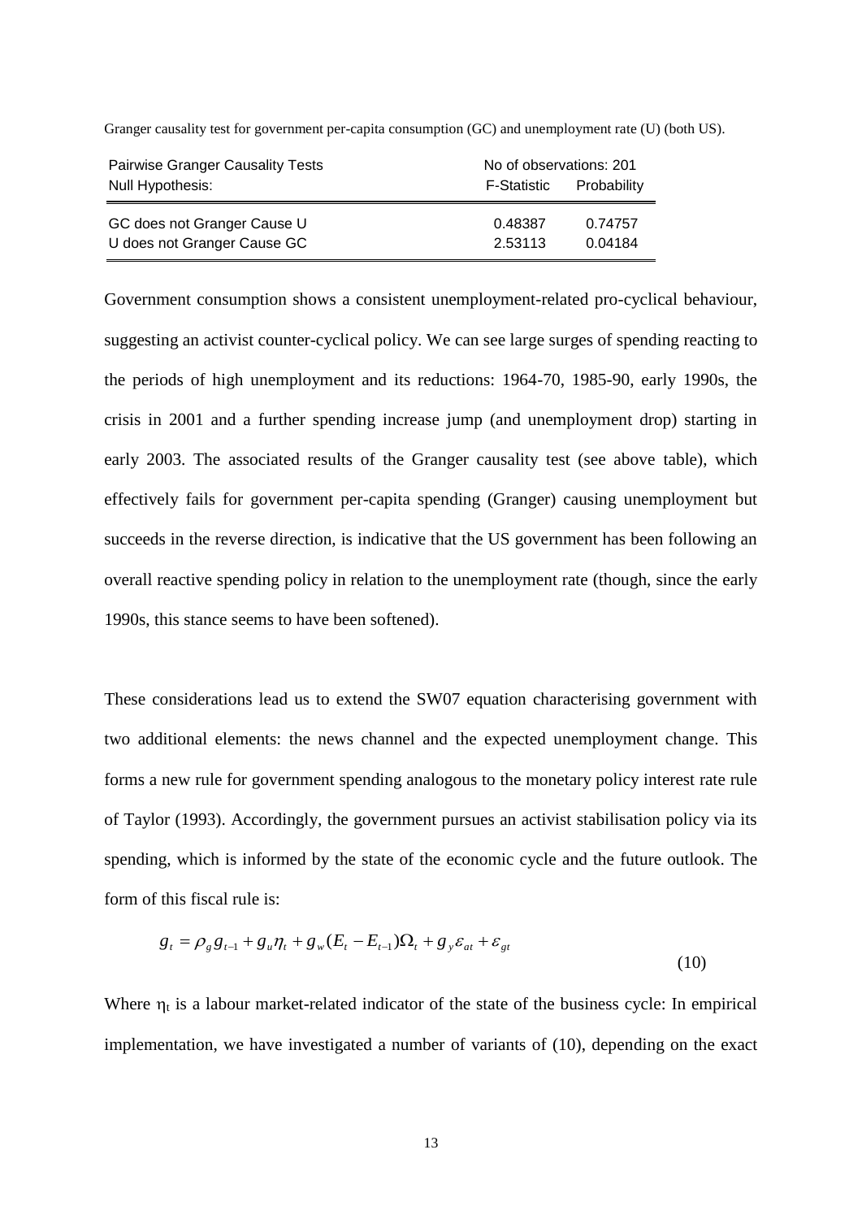Granger causality test for government per-capita consumption (GC) and unemployment rate (U) (both US).

| Pairwise Granger Causality Tests | No of observations: 201 | |
|---|---|---|
| Null Hypothesis: | F-Statistic | Probability |
| GC does not Granger Cause U | 0.48387 | 0.74757 |
| U does not Granger Cause GC | 2.53113 | 0.04184 |

Government consumption shows a consistent unemployment-related pro-cyclical behaviour, suggesting an activist counter-cyclical policy. We can see large surges of spending reacting to the periods of high unemployment and its reductions: 1964-70, 1985-90, early 1990s, the crisis in 2001 and a further spending increase jump (and unemployment drop) starting in early 2003. The associated results of the Granger causality test (see above table), which effectively fails for government per-capita spending (Granger) causing unemployment but succeeds in the reverse direction, is indicative that the US government has been following an overall reactive spending policy in relation to the unemployment rate (though, since the early 1990s, this stance seems to have been softened).

These considerations lead us to extend the SW07 equation characterising government with two additional elements: the news channel and the expected unemployment change. This forms a new rule for government spending analogous to the monetary policy interest rate rule of Taylor (1993). Accordingly, the government pursues an activist stabilisation policy via its spending, which is informed by the state of the economic cycle and the future outlook. The form of this fiscal rule is:

$$g_t = \rho_g g_{t-1} + g_u \eta_t + g_w (E_t - E_{t-1})\Omega_t + g_y \varepsilon_{at} + \varepsilon_{gt} \tag{10}$$

Where $\eta_t$ is a labour market-related indicator of the state of the business cycle: In empirical implementation, we have investigated a number of variants of (10), depending on the exact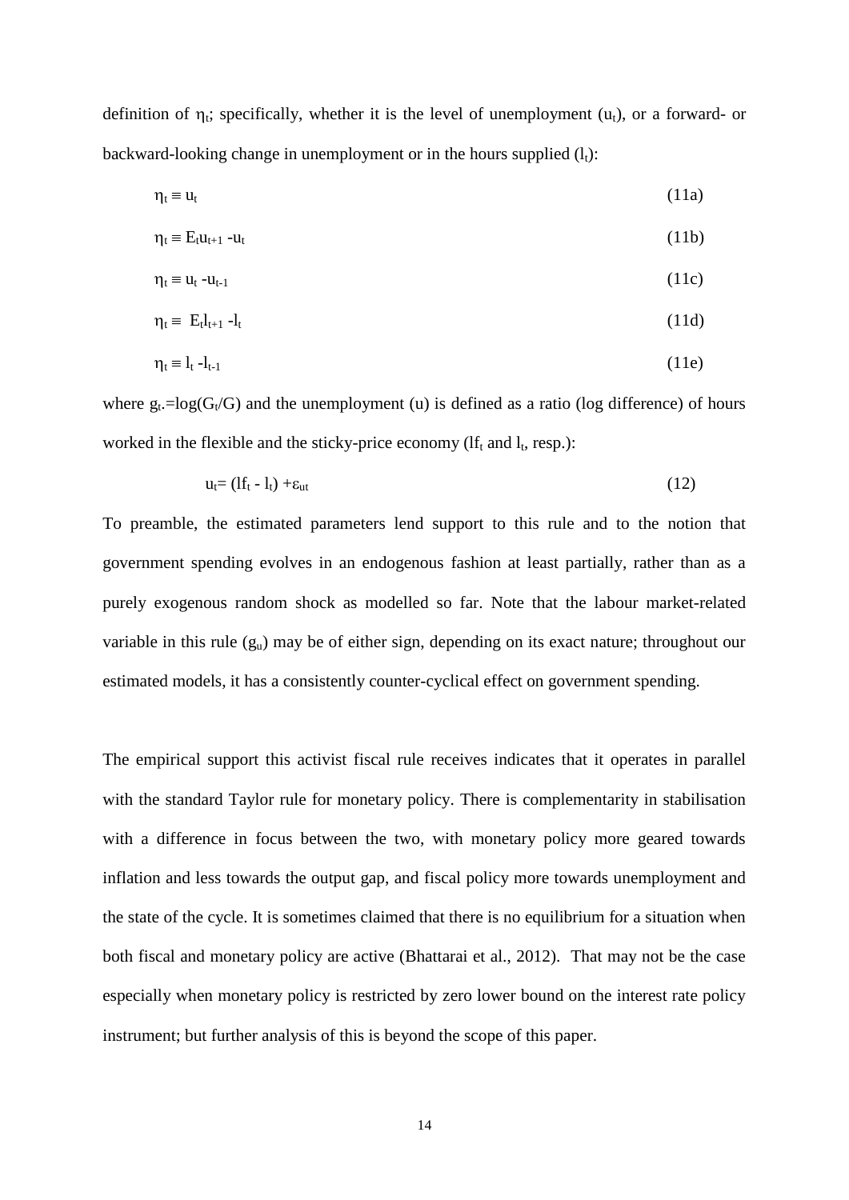definition of $\eta_t$; specifically, whether it is the level of unemployment ($u_t$), or a forward- or backward-looking change in unemployment or in the hours supplied ($l_t$):

$$\eta_t \equiv u_t \tag{11a}$$

$$\eta_t \equiv E_t u_{t+1} - u_t \tag{11b}$$

$$\eta_t \equiv u_t - u_{t-1} \tag{11c}$$

$$\eta_t \equiv E_t l_{t+1} - l_t \tag{11d}$$

$$\eta_t \equiv l_t - l_{t-1} \tag{11e}$$

where $g_t = \log(G_t/G)$ and the unemployment (u) is defined as a ratio (log difference) of hours worked in the flexible and the sticky-price economy ($lf_t$ and $l_t$, resp.):

$$u_t = (lf_t - l_t) + \varepsilon_{ut} \tag{12}$$

To preamble, the estimated parameters lend support to this rule and to the notion that government spending evolves in an endogenous fashion at least partially, rather than as a purely exogenous random shock as modelled so far. Note that the labour market-related variable in this rule ($g_u$) may be of either sign, depending on its exact nature; throughout our estimated models, it has a consistently counter-cyclical effect on government spending.

The empirical support this activist fiscal rule receives indicates that it operates in parallel with the standard Taylor rule for monetary policy. There is complementarity in stabilisation with a difference in focus between the two, with monetary policy more geared towards inflation and less towards the output gap, and fiscal policy more towards unemployment and the state of the cycle. It is sometimes claimed that there is no equilibrium for a situation when both fiscal and monetary policy are active (Bhattarai et al., 2012). That may not be the case especially when monetary policy is restricted by zero lower bound on the interest rate policy instrument; but further analysis of this is beyond the scope of this paper.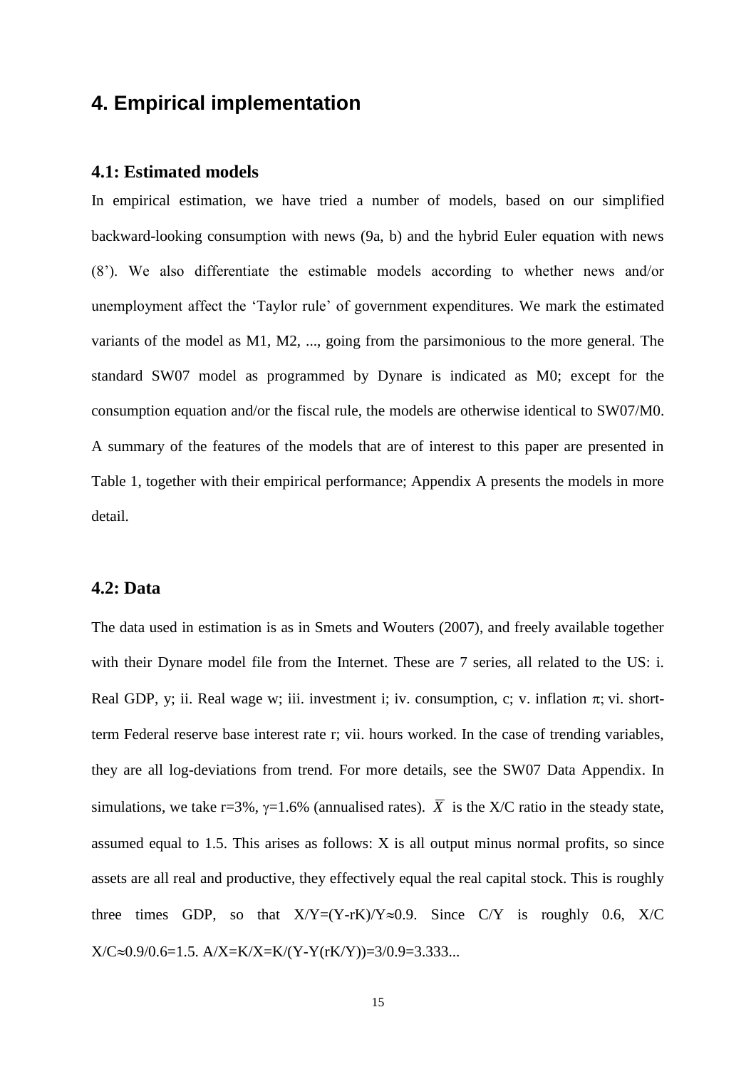## 4. Empirical implementation

### 4.1: Estimated models

In empirical estimation, we have tried a number of models, based on our simplified backward-looking consumption with news (9a, b) and the hybrid Euler equation with news (8'). We also differentiate the estimable models according to whether news and/or unemployment affect the 'Taylor rule' of government expenditures. We mark the estimated variants of the model as M1, M2, ..., going from the parsimonious to the more general. The standard SW07 model as programmed by Dynare is indicated as M0; except for the consumption equation and/or the fiscal rule, the models are otherwise identical to SW07/M0. A summary of the features of the models that are of interest to this paper are presented in Table 1, together with their empirical performance; Appendix A presents the models in more detail.

### 4.2: Data

The data used in estimation is as in Smets and Wouters (2007), and freely available together with their Dynare model file from the Internet. These are 7 series, all related to the US: i. Real GDP, y; ii. Real wage w; iii. investment i; iv. consumption, c; v. inflation $\pi$; vi. short-term Federal reserve base interest rate r; vii. hours worked. In the case of trending variables, they are all log-deviations from trend. For more details, see the SW07 Data Appendix. In simulations, we take r=3%, $\gamma$=1.6% (annualised rates). $\overline{X}$ is the X/C ratio in the steady state, assumed equal to 1.5. This arises as follows: X is all output minus normal profits, so since assets are all real and productive, they effectively equal the real capital stock. This is roughly three times GDP, so that $X/Y=(Y-rK)/Y\approx 0.9$. Since C/Y is roughly 0.6, X/C $X/C\approx 0.9/0.6=1.5$. $A/X=K/X=K/(Y-Y(rK/Y))=3/0.9=3.333...$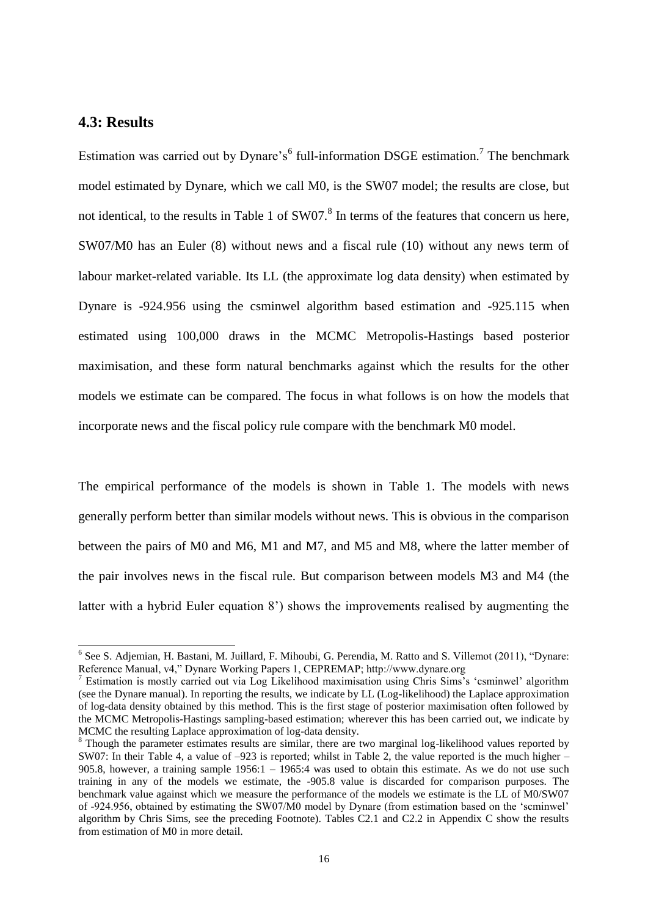### 4.3: Results

Estimation was carried out by Dynare's[6] full-information DSGE estimation.[7] The benchmark model estimated by Dynare, which we call M0, is the SW07 model; the results are close, but not identical, to the results in Table 1 of SW07.[8] In terms of the features that concern us here, SW07/M0 has an Euler (8) without news and a fiscal rule (10) without any news term of labour market-related variable. Its LL (the approximate log data density) when estimated by Dynare is -924.956 using the csminwel algorithm based estimation and -925.115 when estimated using 100,000 draws in the MCMC Metropolis-Hastings based posterior maximisation, and these form natural benchmarks against which the results for the other models we estimate can be compared. The focus in what follows is on how the models that incorporate news and the fiscal policy rule compare with the benchmark M0 model.

The empirical performance of the models is shown in Table 1. The models with news generally perform better than similar models without news. This is obvious in the comparison between the pairs of M0 and M6, M1 and M7, and M5 and M8, where the latter member of the pair involves news in the fiscal rule. But comparison between models M3 and M4 (the latter with a hybrid Euler equation 8') shows the improvements realised by augmenting the

---

[6] See S. Adjemian, H. Bastani, M. Juillard, F. Mihoubi, G. Perendia, M. Ratto and S. Villemot (2011), "Dynare: Reference Manual, v4," Dynare Working Papers 1, CEPREMAP; http://www.dynare.org

[7] Estimation is mostly carried out via Log Likelihood maximisation using Chris Sims's 'csminwel' algorithm (see the Dynare manual). In reporting the results, we indicate by LL (Log-likelihood) the Laplace approximation of log-data density obtained by this method. This is the first stage of posterior maximisation often followed by the MCMC Metropolis-Hastings sampling-based estimation; wherever this has been carried out, we indicate by MCMC the resulting Laplace approximation of log-data density.

[8] Though the parameter estimates results are similar, there are two marginal log-likelihood values reported by SW07: In their Table 4, a value of –923 is reported; whilst in Table 2, the value reported is the much higher –905.8, however, a training sample 1956:1 – 1965:4 was used to obtain this estimate. As we do not use such training in any of the models we estimate, the -905.8 value is discarded for comparison purposes. The benchmark value against which we measure the performance of the models we estimate is the LL of M0/SW07 of -924.956, obtained by estimating the SW07/M0 model by Dynare (from estimation based on the 'scminwel' algorithm by Chris Sims, see the preceding Footnote). Tables C2.1 and C2.2 in Appendix C show the results from estimation of M0 in more detail.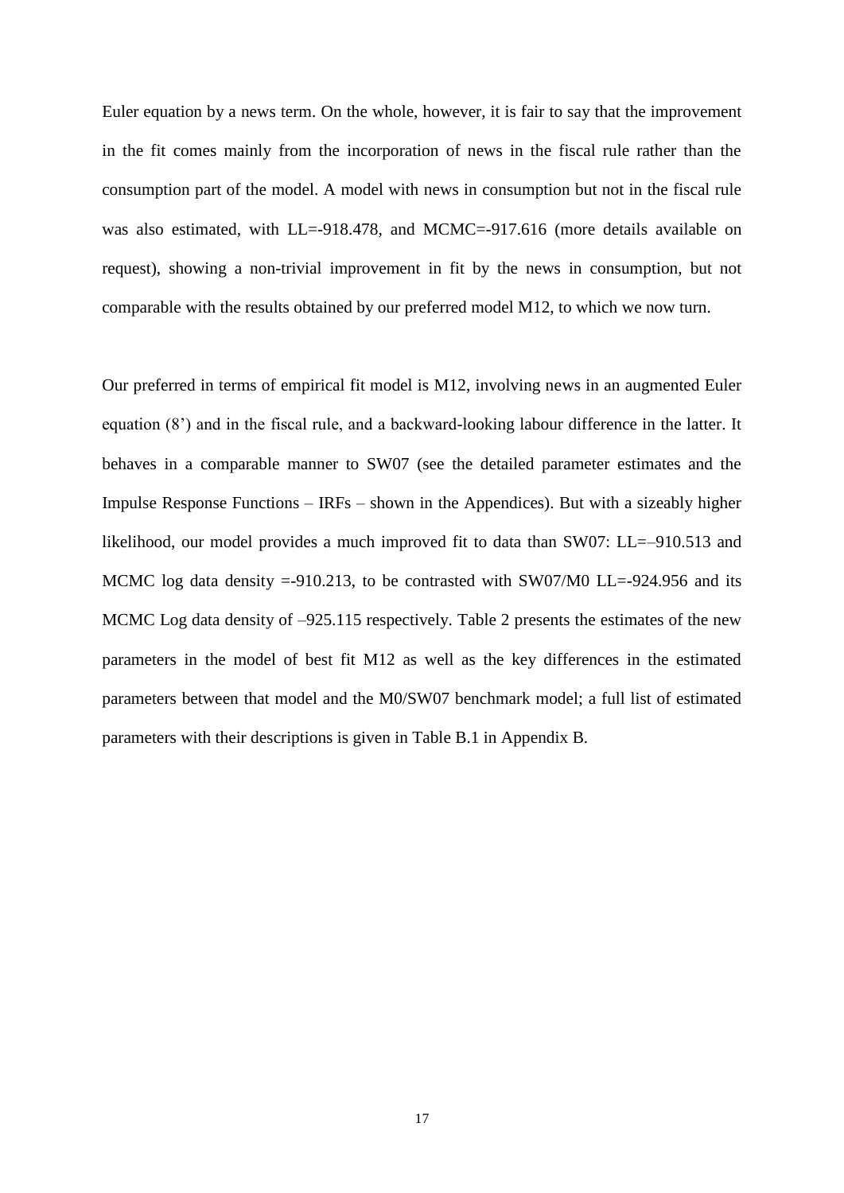Euler equation by a news term. On the whole, however, it is fair to say that the improvement in the fit comes mainly from the incorporation of news in the fiscal rule rather than the consumption part of the model. A model with news in consumption but not in the fiscal rule was also estimated, with LL=-918.478, and MCMC=-917.616 (more details available on request), showing a non-trivial improvement in fit by the news in consumption, but not comparable with the results obtained by our preferred model M12, to which we now turn.

Our preferred in terms of empirical fit model is M12, involving news in an augmented Euler equation (8') and in the fiscal rule, and a backward-looking labour difference in the latter. It behaves in a comparable manner to SW07 (see the detailed parameter estimates and the Impulse Response Functions – IRFs – shown in the Appendices). But with a sizeably higher likelihood, our model provides a much improved fit to data than SW07: LL=–910.513 and MCMC log data density =-910.213, to be contrasted with SW07/M0 LL=-924.956 and its MCMC Log data density of –925.115 respectively. Table 2 presents the estimates of the new parameters in the model of best fit M12 as well as the key differences in the estimated parameters between that model and the M0/SW07 benchmark model; a full list of estimated parameters with their descriptions is given in Table B.1 in Appendix B.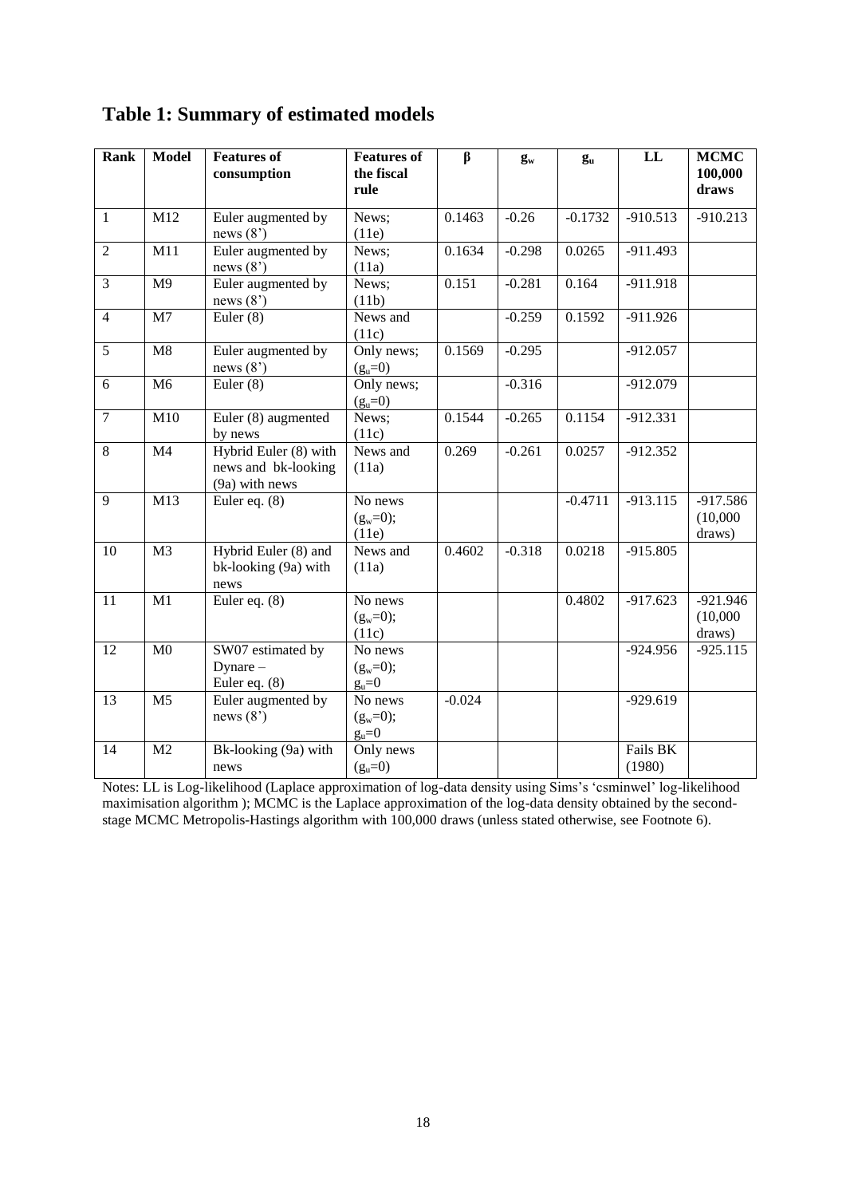## Table 1: Summary of estimated models

| Rank | Model | Features of consumption | Features of the fiscal rule | β | $g_w$ | $g_u$ | LL | MCMC 100,000 draws |
|---|---|---|---|---|---|---|---|---|
| 1 | M12 | Euler augmented by news (8') | News; (11e) | 0.1463 | -0.26 | -0.1732 | -910.513 | -910.213 |
| 2 | M11 | Euler augmented by news (8') | News; (11a) | 0.1634 | -0.298 | 0.0265 | -911.493 | |
| 3 | M9 | Euler augmented by news (8') | News; (11b) | 0.151 | -0.281 | 0.164 | -911.918 | |
| 4 | M7 | Euler (8) | News and (11c) | | -0.259 | 0.1592 | -911.926 | |
| 5 | M8 | Euler augmented by news (8') | Only news; ($g_u$=0) | 0.1569 | -0.295 | | -912.057 | |
| 6 | M6 | Euler (8) | Only news; ($g_u$=0) | | -0.316 | | -912.079 | |
| 7 | M10 | Euler (8) augmented by news | News; (11c) | 0.1544 | -0.265 | 0.1154 | -912.331 | |
| 8 | M4 | Hybrid Euler (8) with news and bk-looking (9a) with news | News and (11a) | 0.269 | -0.261 | 0.0257 | -912.352 | |
| 9 | M13 | Euler eq. (8) | No news ($g_w$=0); (11e) | | | -0.4711 | -913.115 | -917.586 (10,000 draws) |
| 10 | M3 | Hybrid Euler (8) and bk-looking (9a) with news | News and (11a) | 0.4602 | -0.318 | 0.0218 | -915.805 | |
| 11 | M1 | Euler eq. (8) | No news ($g_w$=0); (11c) | | | 0.4802 | -917.623 | -921.946 (10,000 draws) |
| 12 | M0 | SW07 estimated by Dynare – Euler eq. (8) | No news ($g_w$=0); $g_u$=0 | | | | -924.956 | -925.115 |
| 13 | M5 | Euler augmented by news (8') | No news ($g_w$=0); $g_u$=0 | -0.024 | | | -929.619 | |
| 14 | M2 | Bk-looking (9a) with news | Only news ($g_u$=0) | | | | Fails BK (1980) | |

Notes: LL is Log-likelihood (Laplace approximation of log-data density using Sims's 'csminwel' log-likelihood maximisation algorithm ); MCMC is the Laplace approximation of the log-data density obtained by the second-stage MCMC Metropolis-Hastings algorithm with 100,000 draws (unless stated otherwise, see Footnote 6).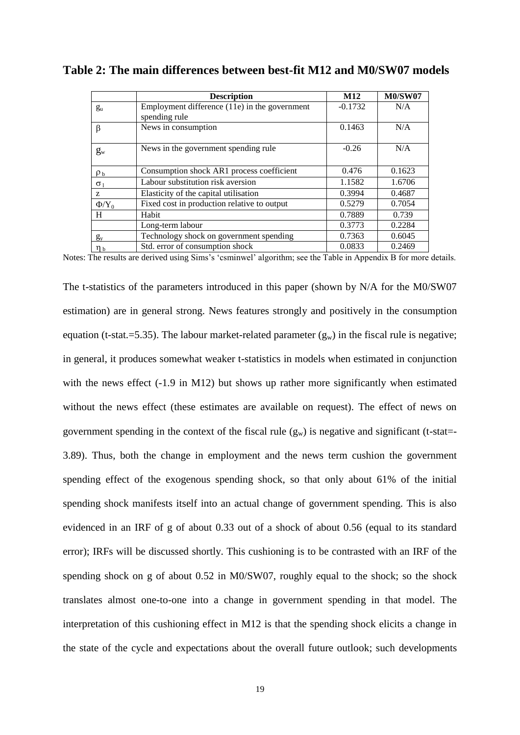## Table 2: The main differences between best-fit M12 and M0/SW07 models

| | Description | M12 | M0/SW07 |
|---|---|---|---|
| $g_u$ | Employment difference (11e) in the government spending rule | -0.1732 | N/A |
| $\beta$ | News in consumption | 0.1463 | N/A |
| $g_w$ | News in the government spending rule | -0.26 | N/A |
| $\rho_b$ | Consumption shock AR1 process coefficient | 0.476 | 0.1623 |
| $\sigma_l$ | Labour substitution risk aversion | 1.1582 | 1.6706 |
| z | Elasticity of the capital utilisation | 0.3994 | 0.4687 |
| $\Phi/Y_0$ | Fixed cost in production relative to output | 0.5279 | 0.7054 |
| H | Habit | 0.7889 | 0.739 |
| | Long-term labour | 0.3773 | 0.2284 |
| $g_y$ | Technology shock on government spending | 0.7363 | 0.6045 |
| $\eta_b$ | Std. error of consumption shock | 0.0833 | 0.2469 |

Notes: The results are derived using Sims's 'csminwel' algorithm; see the Table in Appendix B for more details.

The t-statistics of the parameters introduced in this paper (shown by N/A for the M0/SW07 estimation) are in general strong. News features strongly and positively in the consumption equation (t-stat.=5.35). The labour market-related parameter ($g_w$) in the fiscal rule is negative; in general, it produces somewhat weaker t-statistics in models when estimated in conjunction with the news effect (-1.9 in M12) but shows up rather more significantly when estimated without the news effect (these estimates are available on request). The effect of news on government spending in the context of the fiscal rule ($g_w$) is negative and significant (t-stat=-3.89). Thus, both the change in employment and the news term cushion the government spending effect of the exogenous spending shock, so that only about 61% of the initial spending shock manifests itself into an actual change of government spending. This is also evidenced in an IRF of g of about 0.33 out of a shock of about 0.56 (equal to its standard error); IRFs will be discussed shortly. This cushioning is to be contrasted with an IRF of the spending shock on g of about 0.52 in M0/SW07, roughly equal to the shock; so the shock translates almost one-to-one into a change in government spending in that model. The interpretation of this cushioning effect in M12 is that the spending shock elicits a change in the state of the cycle and expectations about the overall future outlook; such developments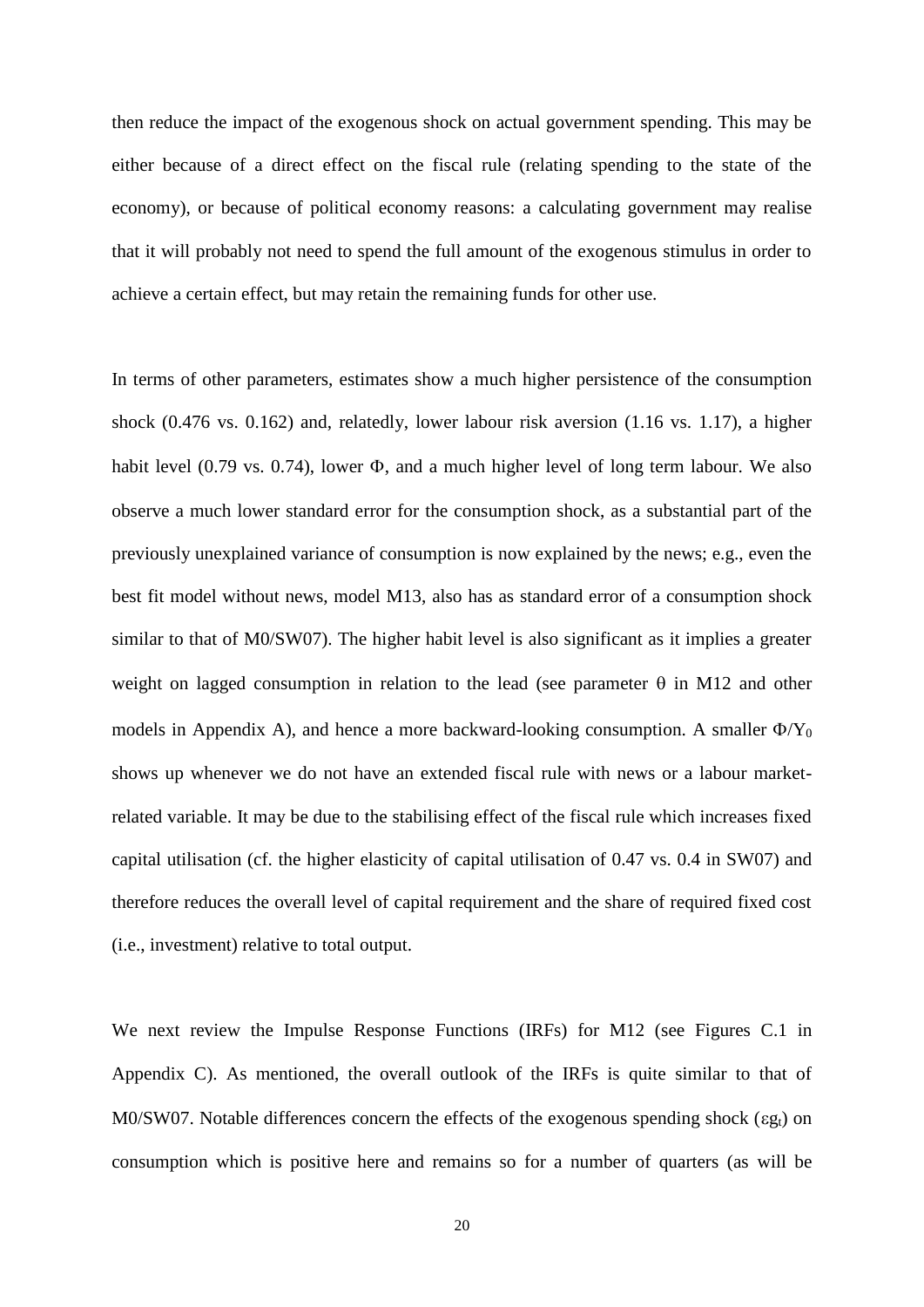then reduce the impact of the exogenous shock on actual government spending. This may be either because of a direct effect on the fiscal rule (relating spending to the state of the economy), or because of political economy reasons: a calculating government may realise that it will probably not need to spend the full amount of the exogenous stimulus in order to achieve a certain effect, but may retain the remaining funds for other use.

In terms of other parameters, estimates show a much higher persistence of the consumption shock (0.476 vs. 0.162) and, relatedly, lower labour risk aversion (1.16 vs. 1.17), a higher habit level (0.79 vs. 0.74), lower $\Phi$, and a much higher level of long term labour. We also observe a much lower standard error for the consumption shock, as a substantial part of the previously unexplained variance of consumption is now explained by the news; e.g., even the best fit model without news, model M13, also has as standard error of a consumption shock similar to that of M0/SW07). The higher habit level is also significant as it implies a greater weight on lagged consumption in relation to the lead (see parameter $\theta$ in M12 and other models in Appendix A), and hence a more backward-looking consumption. A smaller $\Phi/Y_0$ shows up whenever we do not have an extended fiscal rule with news or a labour market-related variable. It may be due to the stabilising effect of the fiscal rule which increases fixed capital utilisation (cf. the higher elasticity of capital utilisation of 0.47 vs. 0.4 in SW07) and therefore reduces the overall level of capital requirement and the share of required fixed cost (i.e., investment) relative to total output.

We next review the Impulse Response Functions (IRFs) for M12 (see Figures C.1 in Appendix C). As mentioned, the overall outlook of the IRFs is quite similar to that of M0/SW07. Notable differences concern the effects of the exogenous spending shock ($\varepsilon g_t$) on consumption which is positive here and remains so for a number of quarters (as will be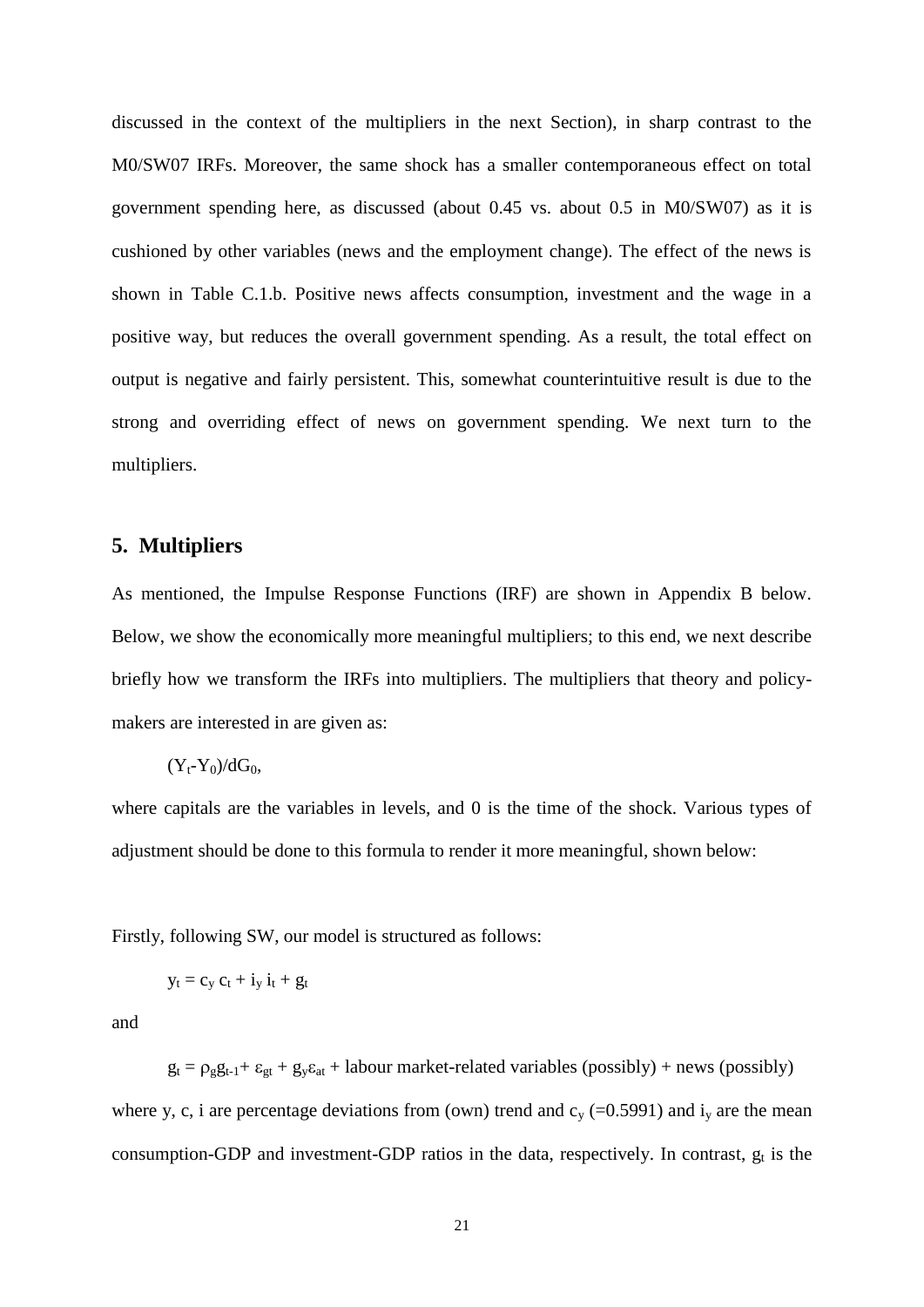discussed in the context of the multipliers in the next Section), in sharp contrast to the M0/SW07 IRFs. Moreover, the same shock has a smaller contemporaneous effect on total government spending here, as discussed (about 0.45 vs. about 0.5 in M0/SW07) as it is cushioned by other variables (news and the employment change). The effect of the news is shown in Table C.1.b. Positive news affects consumption, investment and the wage in a positive way, but reduces the overall government spending. As a result, the total effect on output is negative and fairly persistent. This, somewhat counterintuitive result is due to the strong and overriding effect of news on government spending. We next turn to the multipliers.

## 5. Multipliers

As mentioned, the Impulse Response Functions (IRF) are shown in Appendix B below. Below, we show the economically more meaningful multipliers; to this end, we next describe briefly how we transform the IRFs into multipliers. The multipliers that theory and policy-makers are interested in are given as:

$$(Y_t - Y_0)/dG_0,$$

where capitals are the variables in levels, and 0 is the time of the shock. Various types of adjustment should be done to this formula to render it more meaningful, shown below:

Firstly, following SW, our model is structured as follows:

$$y_t = c_y \, c_t + i_y \, i_t + g_t$$

and

$$g_t = \rho_g g_{t-1} + \varepsilon_{gt} + g_y \varepsilon_{at} + \text{labour market-related variables (possibly)} + \text{news (possibly)}$$

where y, c, i are percentage deviations from (own) trend and $c_y$ (=0.5991) and $i_y$ are the mean consumption-GDP and investment-GDP ratios in the data, respectively. In contrast, $g_t$ is the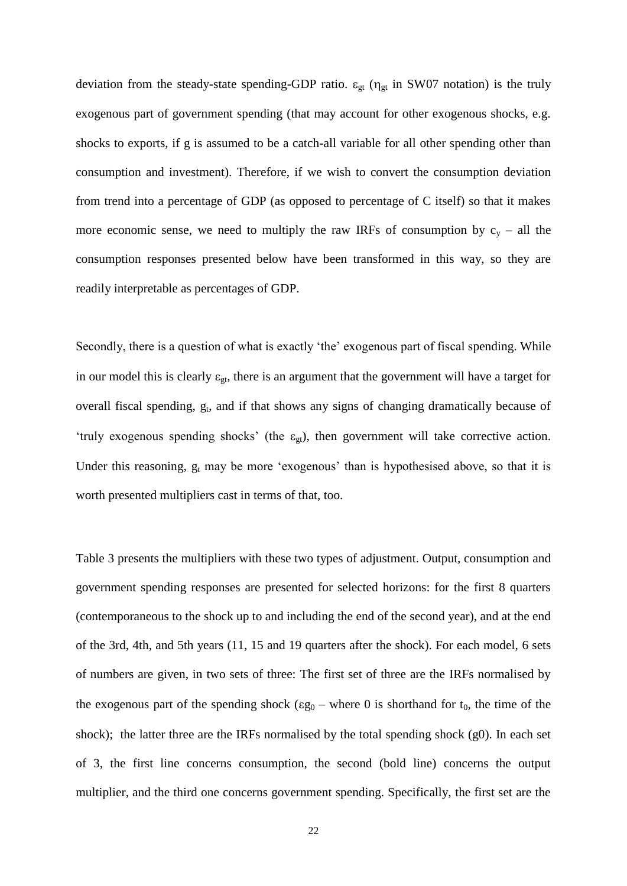deviation from the steady-state spending-GDP ratio. $\varepsilon_{gt}$ ($\eta_{gt}$ in SW07 notation) is the truly exogenous part of government spending (that may account for other exogenous shocks, e.g. shocks to exports, if g is assumed to be a catch-all variable for all other spending other than consumption and investment). Therefore, if we wish to convert the consumption deviation from trend into a percentage of GDP (as opposed to percentage of C itself) so that it makes more economic sense, we need to multiply the raw IRFs of consumption by $c_y$ – all the consumption responses presented below have been transformed in this way, so they are readily interpretable as percentages of GDP.

Secondly, there is a question of what is exactly 'the' exogenous part of fiscal spending. While in our model this is clearly $\varepsilon_{gt}$, there is an argument that the government will have a target for overall fiscal spending, $g_t$, and if that shows any signs of changing dramatically because of 'truly exogenous spending shocks' (the $\varepsilon_{gt}$), then government will take corrective action. Under this reasoning, $g_t$ may be more 'exogenous' than is hypothesised above, so that it is worth presented multipliers cast in terms of that, too.

Table 3 presents the multipliers with these two types of adjustment. Output, consumption and government spending responses are presented for selected horizons: for the first 8 quarters (contemporaneous to the shock up to and including the end of the second year), and at the end of the 3rd, 4th, and 5th years (11, 15 and 19 quarters after the shock). For each model, 6 sets of numbers are given, in two sets of three: The first set of three are the IRFs normalised by the exogenous part of the spending shock ($\varepsilon g_0$ – where 0 is shorthand for $t_0$, the time of the shock); the latter three are the IRFs normalised by the total spending shock (g0). In each set of 3, the first line concerns consumption, the second (bold line) concerns the output multiplier, and the third one concerns government spending. Specifically, the first set are the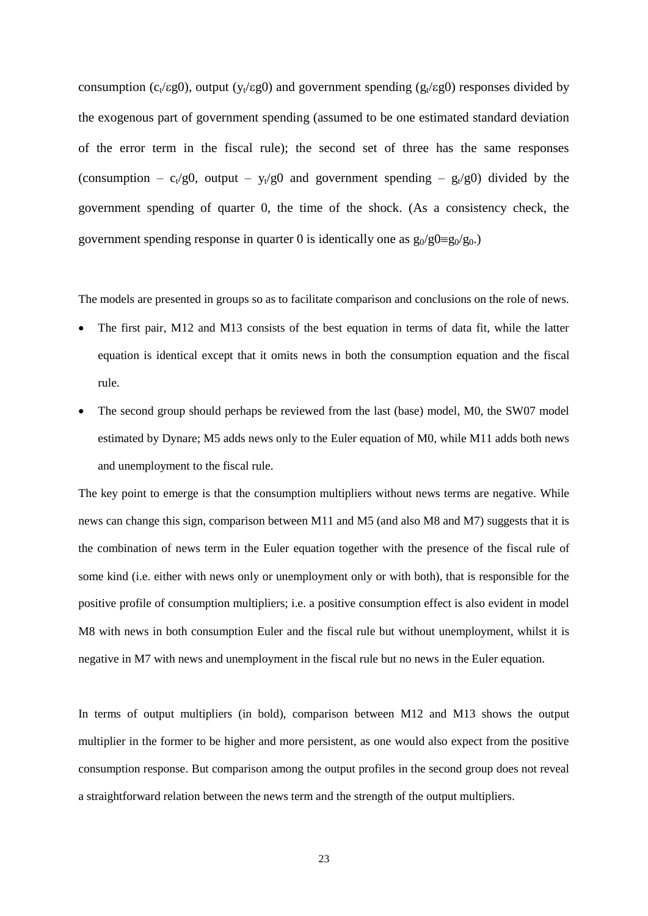consumption ($c_t/\varepsilon g0$), output ($y_t/\varepsilon g0$) and government spending ($g_t/\varepsilon g0$) responses divided by the exogenous part of government spending (assumed to be one estimated standard deviation of the error term in the fiscal rule); the second set of three has the same responses (consumption – $c_t/g0$, output – $y_t/g0$ and government spending – $g_t/g0$) divided by the government spending of quarter 0, the time of the shock. (As a consistency check, the government spending response in quarter 0 is identically one as $g_0/g0 \equiv g_0/g_0$.)

The models are presented in groups so as to facilitate comparison and conclusions on the role of news.

- The first pair, M12 and M13 consists of the best equation in terms of data fit, while the latter equation is identical except that it omits news in both the consumption equation and the fiscal rule.
- The second group should perhaps be reviewed from the last (base) model, M0, the SW07 model estimated by Dynare; M5 adds news only to the Euler equation of M0, while M11 adds both news and unemployment to the fiscal rule.

The key point to emerge is that the consumption multipliers without news terms are negative. While news can change this sign, comparison between M11 and M5 (and also M8 and M7) suggests that it is the combination of news term in the Euler equation together with the presence of the fiscal rule of some kind (i.e. either with news only or unemployment only or with both), that is responsible for the positive profile of consumption multipliers; i.e. a positive consumption effect is also evident in model M8 with news in both consumption Euler and the fiscal rule but without unemployment, whilst it is negative in M7 with news and unemployment in the fiscal rule but no news in the Euler equation.

In terms of output multipliers (in bold), comparison between M12 and M13 shows the output multiplier in the former to be higher and more persistent, as one would also expect from the positive consumption response. But comparison among the output profiles in the second group does not reveal a straightforward relation between the news term and the strength of the output multipliers.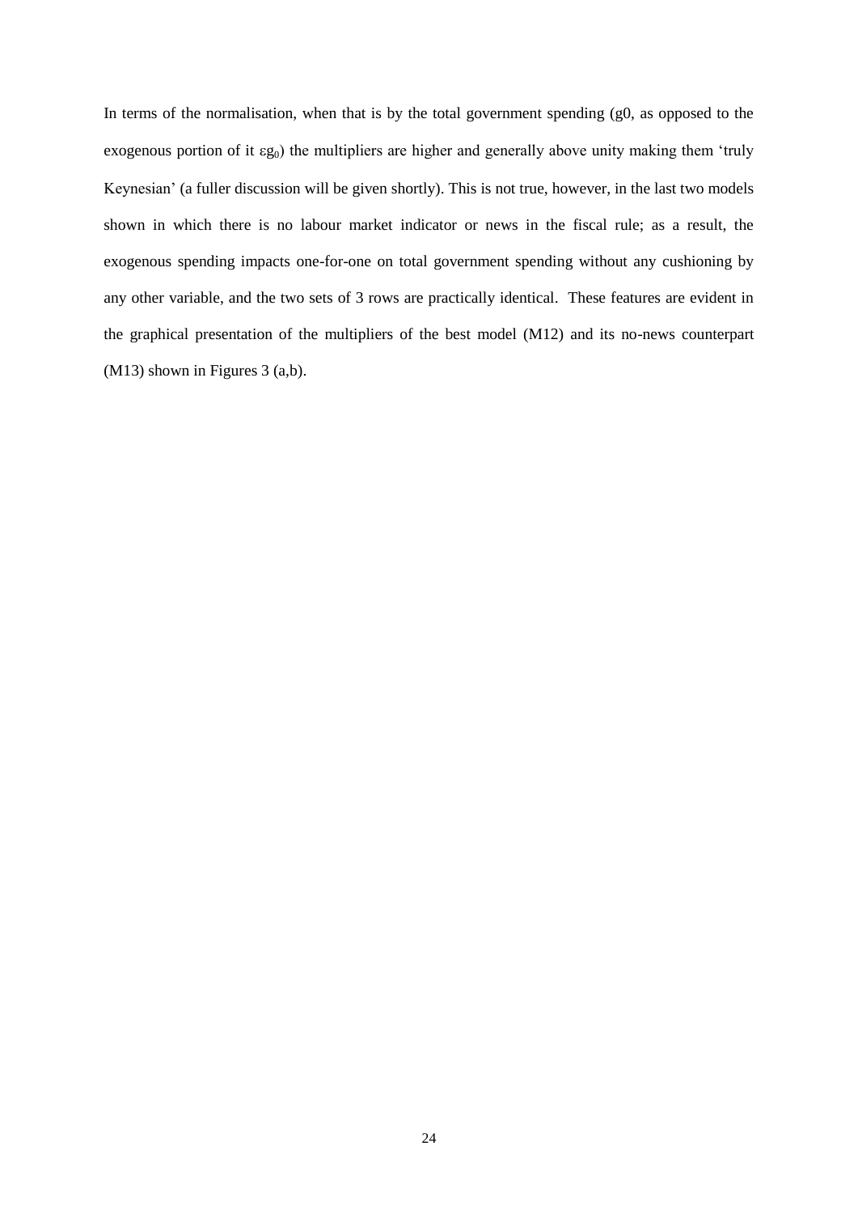In terms of the normalisation, when that is by the total government spending (g0, as opposed to the exogenous portion of it $\varepsilon g_0$) the multipliers are higher and generally above unity making them 'truly Keynesian' (a fuller discussion will be given shortly). This is not true, however, in the last two models shown in which there is no labour market indicator or news in the fiscal rule; as a result, the exogenous spending impacts one-for-one on total government spending without any cushioning by any other variable, and the two sets of 3 rows are practically identical. These features are evident in the graphical presentation of the multipliers of the best model (M12) and its no-news counterpart (M13) shown in Figures 3 (a,b).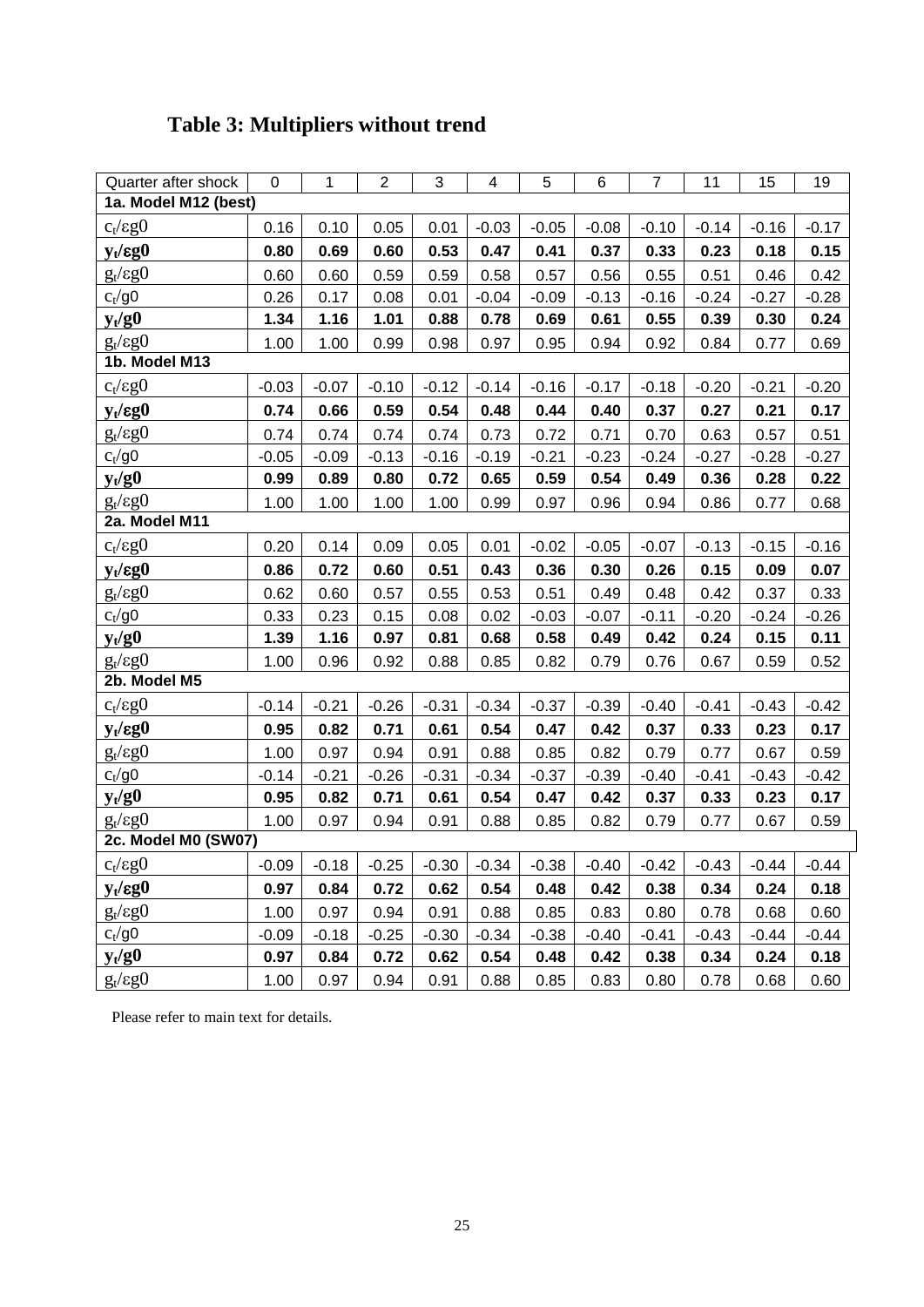# Table 3: Multipliers without trend

| Quarter after shock | 0 | 1 | 2 | 3 | 4 | 5 | 6 | 7 | 11 | 15 | 19 |
|---|---|---|---|---|---|---|---|---|---|---|---|
| **1a. Model M12 (best)** | | | | | | | | | | | |
| $c_t/\varepsilon g0$ | 0.16 | 0.10 | 0.05 | 0.01 | -0.03 | -0.05 | -0.08 | -0.10 | -0.14 | -0.16 | -0.17 |
| $\mathbf{y_t/\varepsilon g0}$ | **0.80** | **0.69** | **0.60** | **0.53** | **0.47** | **0.41** | **0.37** | **0.33** | **0.23** | **0.18** | **0.15** |
| $g_t/\varepsilon g0$ | 0.60 | 0.60 | 0.59 | 0.59 | 0.58 | 0.57 | 0.56 | 0.55 | 0.51 | 0.46 | 0.42 |
| $c_t/g0$ | 0.26 | 0.17 | 0.08 | 0.01 | -0.04 | -0.09 | -0.13 | -0.16 | -0.24 | -0.27 | -0.28 |
| $\mathbf{y_t/g0}$ | **1.34** | **1.16** | **1.01** | **0.88** | **0.78** | **0.69** | **0.61** | **0.55** | **0.39** | **0.30** | **0.24** |
| $g_t/\varepsilon g0$ | 1.00 | 1.00 | 0.99 | 0.98 | 0.97 | 0.95 | 0.94 | 0.92 | 0.84 | 0.77 | 0.69 |
| **1b. Model M13** | | | | | | | | | | | |
| $c_t/\varepsilon g0$ | -0.03 | -0.07 | -0.10 | -0.12 | -0.14 | -0.16 | -0.17 | -0.18 | -0.20 | -0.21 | -0.20 |
| $\mathbf{y_t/\varepsilon g0}$ | **0.74** | **0.66** | **0.59** | **0.54** | **0.48** | **0.44** | **0.40** | **0.37** | **0.27** | **0.21** | **0.17** |
| $g_t/\varepsilon g0$ | 0.74 | 0.74 | 0.74 | 0.74 | 0.73 | 0.72 | 0.71 | 0.70 | 0.63 | 0.57 | 0.51 |
| $c_t/g0$ | -0.05 | -0.09 | -0.13 | -0.16 | -0.19 | -0.21 | -0.23 | -0.24 | -0.27 | -0.28 | -0.27 |
| $\mathbf{y_t/g0}$ | **0.99** | **0.89** | **0.80** | **0.72** | **0.65** | **0.59** | **0.54** | **0.49** | **0.36** | **0.28** | **0.22** |
| $g_t/\varepsilon g0$ | 1.00 | 1.00 | 1.00 | 1.00 | 0.99 | 0.97 | 0.96 | 0.94 | 0.86 | 0.77 | 0.68 |
| **2a. Model M11** | | | | | | | | | | | |
| $c_t/\varepsilon g0$ | 0.20 | 0.14 | 0.09 | 0.05 | 0.01 | -0.02 | -0.05 | -0.07 | -0.13 | -0.15 | -0.16 |
| $\mathbf{y_t/\varepsilon g0}$ | **0.86** | **0.72** | **0.60** | **0.51** | **0.43** | **0.36** | **0.30** | **0.26** | **0.15** | **0.09** | **0.07** |
| $g_t/\varepsilon g0$ | 0.62 | 0.60 | 0.57 | 0.55 | 0.53 | 0.51 | 0.49 | 0.48 | 0.42 | 0.37 | 0.33 |
| $c_t/g0$ | 0.33 | 0.23 | 0.15 | 0.08 | 0.02 | -0.03 | -0.07 | -0.11 | -0.20 | -0.24 | -0.26 |
| $\mathbf{y_t/g0}$ | **1.39** | **1.16** | **0.97** | **0.81** | **0.68** | **0.58** | **0.49** | **0.42** | **0.24** | **0.15** | **0.11** |
| $g_t/\varepsilon g0$ | 1.00 | 0.96 | 0.92 | 0.88 | 0.85 | 0.82 | 0.79 | 0.76 | 0.67 | 0.59 | 0.52 |
| **2b. Model M5** | | | | | | | | | | | |
| $c_t/\varepsilon g0$ | -0.14 | -0.21 | -0.26 | -0.31 | -0.34 | -0.37 | -0.39 | -0.40 | -0.41 | -0.43 | -0.42 |
| $\mathbf{y_t/\varepsilon g0}$ | **0.95** | **0.82** | **0.71** | **0.61** | **0.54** | **0.47** | **0.42** | **0.37** | **0.33** | **0.23** | **0.17** |
| $g_t/\varepsilon g0$ | 1.00 | 0.97 | 0.94 | 0.91 | 0.88 | 0.85 | 0.82 | 0.79 | 0.77 | 0.67 | 0.59 |
| $c_t/g0$ | -0.14 | -0.21 | -0.26 | -0.31 | -0.34 | -0.37 | -0.39 | -0.40 | -0.41 | -0.43 | -0.42 |
| $\mathbf{y_t/g0}$ | **0.95** | **0.82** | **0.71** | **0.61** | **0.54** | **0.47** | **0.42** | **0.37** | **0.33** | **0.23** | **0.17** |
| $g_t/\varepsilon g0$ | 1.00 | 0.97 | 0.94 | 0.91 | 0.88 | 0.85 | 0.82 | 0.79 | 0.77 | 0.67 | 0.59 |
| **2c. Model M0 (SW07)** | | | | | | | | | | | |
| $c_t/\varepsilon g0$ | -0.09 | -0.18 | -0.25 | -0.30 | -0.34 | -0.38 | -0.40 | -0.42 | -0.43 | -0.44 | -0.44 |
| $\mathbf{y_t/\varepsilon g0}$ | **0.97** | **0.84** | **0.72** | **0.62** | **0.54** | **0.48** | **0.42** | **0.38** | **0.34** | **0.24** | **0.18** |
| $g_t/\varepsilon g0$ | 1.00 | 0.97 | 0.94 | 0.91 | 0.88 | 0.85 | 0.83 | 0.80 | 0.78 | 0.68 | 0.60 |
| $c_t/g0$ | -0.09 | -0.18 | -0.25 | -0.30 | -0.34 | -0.38 | -0.40 | -0.41 | -0.43 | -0.44 | -0.44 |
| $\mathbf{y_t/g0}$ | **0.97** | **0.84** | **0.72** | **0.62** | **0.54** | **0.48** | **0.42** | **0.38** | **0.34** | **0.24** | **0.18** |
| $g_t/\varepsilon g0$ | 1.00 | 0.97 | 0.94 | 0.91 | 0.88 | 0.85 | 0.83 | 0.80 | 0.78 | 0.68 | 0.60 |

Please refer to main text for details.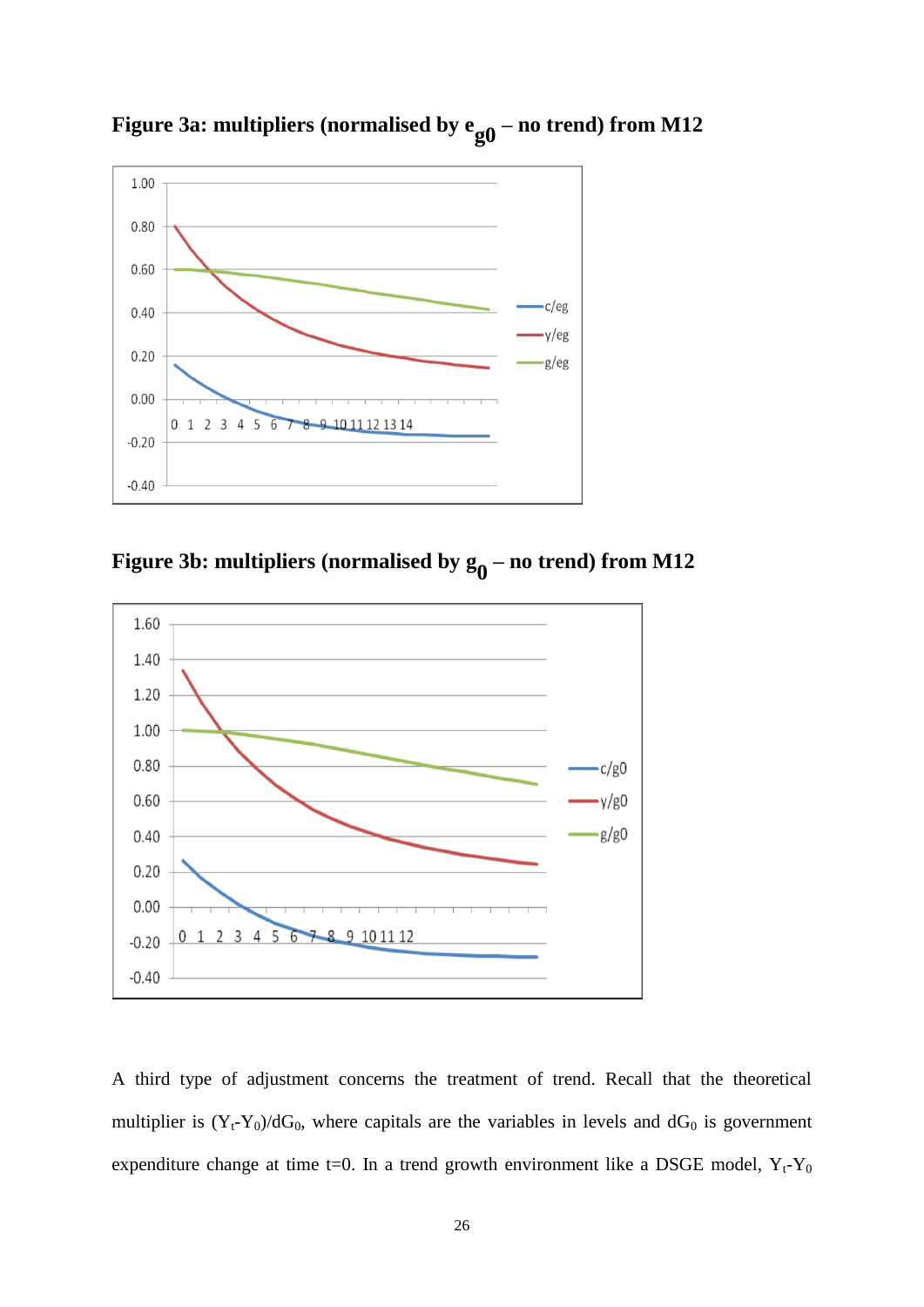**Figure 3a: multipliers (normalised by $e_{g0}$ – no trend) from M12**

**Figure 3b: multipliers (normalised by $g_0$ – no trend) from M12**

A third type of adjustment concerns the treatment of trend. Recall that the theoretical multiplier is $(Y_t\text{-}Y_0)/dG_0$, where capitals are the variables in levels and $dG_0$ is government expenditure change at time t=0. In a trend growth environment like a DSGE model, $Y_t\text{-}Y_0$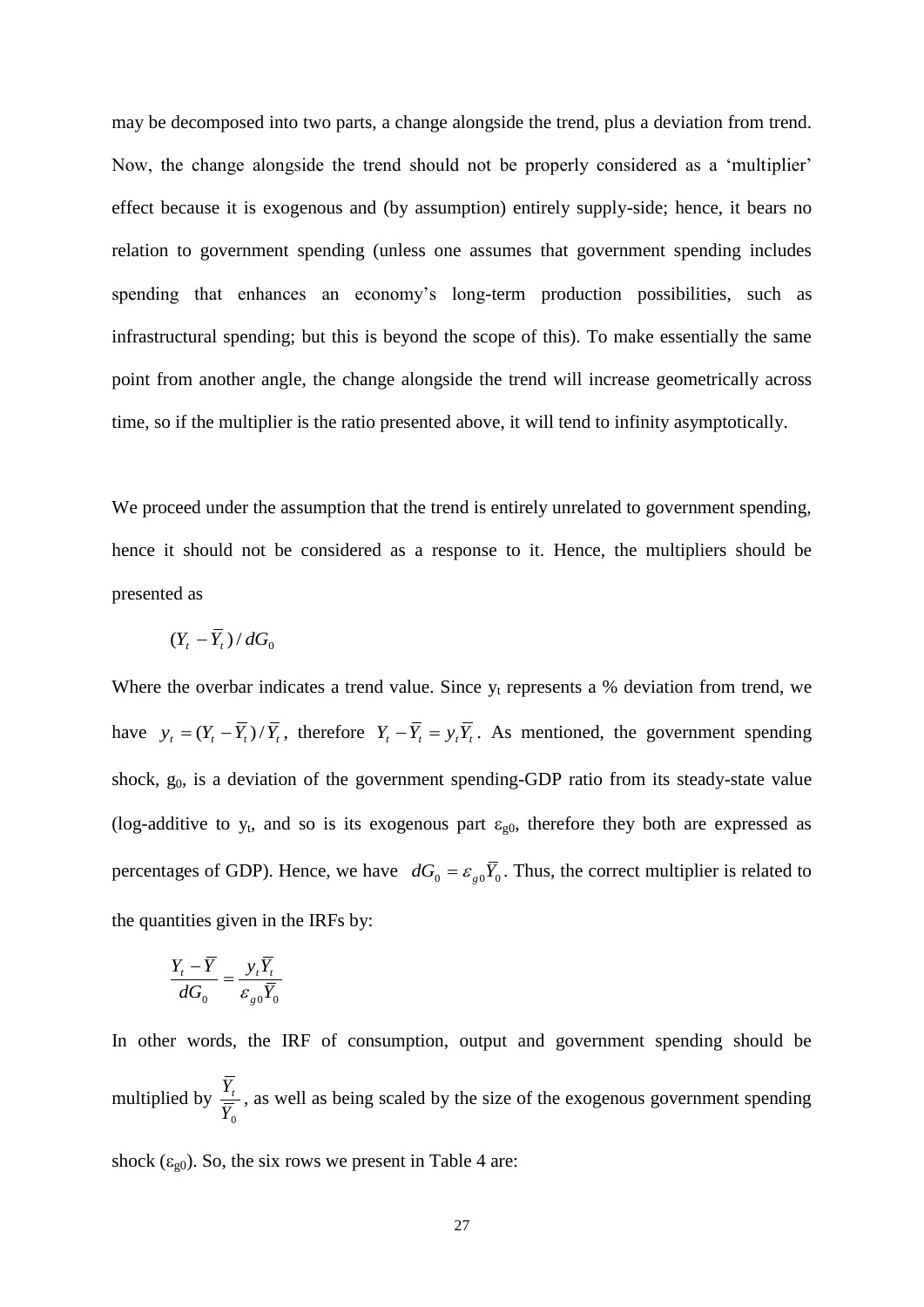may be decomposed into two parts, a change alongside the trend, plus a deviation from trend. Now, the change alongside the trend should not be properly considered as a 'multiplier' effect because it is exogenous and (by assumption) entirely supply-side; hence, it bears no relation to government spending (unless one assumes that government spending includes spending that enhances an economy's long-term production possibilities, such as infrastructural spending; but this is beyond the scope of this). To make essentially the same point from another angle, the change alongside the trend will increase geometrically across time, so if the multiplier is the ratio presented above, it will tend to infinity asymptotically.

We proceed under the assumption that the trend is entirely unrelated to government spending, hence it should not be considered as a response to it. Hence, the multipliers should be presented as

$$(Y_t - \overline{Y}_t)/dG_0$$

Where the overbar indicates a trend value. Since $y_t$ represents a % deviation from trend, we have $y_t = (Y_t - \overline{Y}_t)/\overline{Y}_t$, therefore $Y_t - \overline{Y}_t = y_t \overline{Y}_t$. As mentioned, the government spending shock, $g_0$, is a deviation of the government spending-GDP ratio from its steady-state value (log-additive to $y_t$, and so is its exogenous part $\varepsilon_{g0}$, therefore they both are expressed as percentages of GDP). Hence, we have $dG_0 = \varepsilon_{g0} \overline{Y}_0$. Thus, the correct multiplier is related to the quantities given in the IRFs by:

$$\frac{Y_t - \overline{Y}}{dG_0} = \frac{y_t \overline{Y}_t}{\varepsilon_{g0} \overline{Y}_0}$$

In other words, the IRF of consumption, output and government spending should be multiplied by $\frac{\overline{Y}_t}{\overline{Y}_0}$, as well as being scaled by the size of the exogenous government spending shock ($\varepsilon_{g0}$). So, the six rows we present in Table 4 are: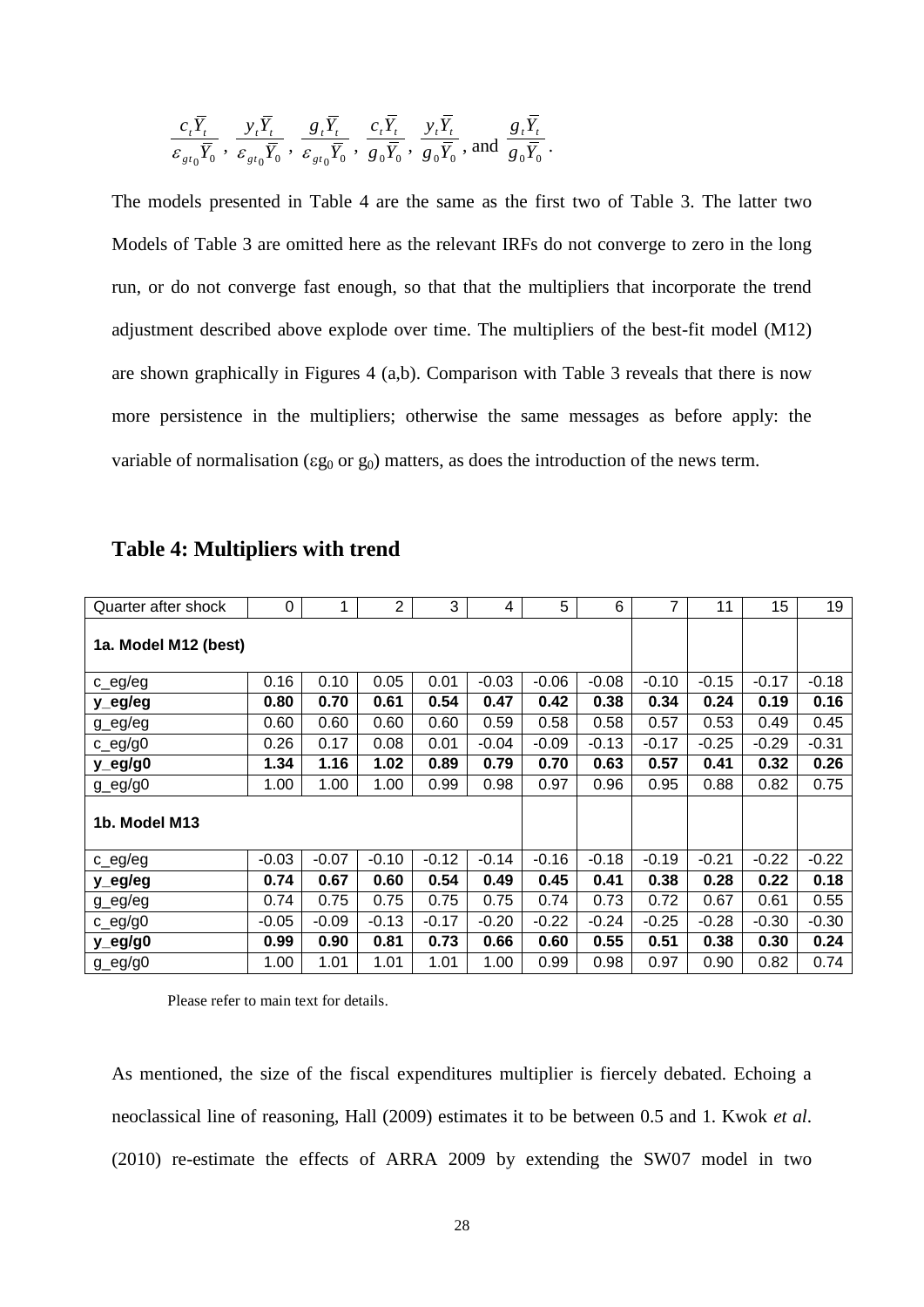$$\frac{c_t \bar{Y}_t}{\varepsilon_{gt_0} \bar{Y}_0}, \ \frac{y_t \bar{Y}_t}{\varepsilon_{gt_0} \bar{Y}_0}, \ \frac{g_t \bar{Y}_t}{\varepsilon_{gt_0} \bar{Y}_0}, \ \frac{c_t \bar{Y}_t}{g_0 \bar{Y}_0}, \ \frac{y_t \bar{Y}_t}{g_0 \bar{Y}_0}, \text{ and } \frac{g_t \bar{Y}_t}{g_0 \bar{Y}_0}.$$

The models presented in Table 4 are the same as the first two of Table 3. The latter two Models of Table 3 are omitted here as the relevant IRFs do not converge to zero in the long run, or do not converge fast enough, so that that the multipliers that incorporate the trend adjustment described above explode over time. The multipliers of the best-fit model (M12) are shown graphically in Figures 4 (a,b). Comparison with Table 3 reveals that there is now more persistence in the multipliers; otherwise the same messages as before apply: the variable of normalisation ($\varepsilon g_0$ or $g_0$) matters, as does the introduction of the news term.

## Table 4: Multipliers with trend

| Quarter after shock | 0 | 1 | 2 | 3 | 4 | 5 | 6 | 7 | 11 | 15 | 19 |
|---|---|---|---|---|---|---|---|---|---|---|---|
| **1a. Model M12 (best)** | | | | | | | | | | | |
| c_eg/eg | 0.16 | 0.10 | 0.05 | 0.01 | -0.03 | -0.06 | -0.08 | -0.10 | -0.15 | -0.17 | -0.18 |
| **y_eg/eg** | **0.80** | **0.70** | **0.61** | **0.54** | **0.47** | **0.42** | **0.38** | **0.34** | **0.24** | **0.19** | **0.16** |
| g_eg/eg | 0.60 | 0.60 | 0.60 | 0.60 | 0.59 | 0.58 | 0.58 | 0.57 | 0.53 | 0.49 | 0.45 |
| c_eg/g0 | 0.26 | 0.17 | 0.08 | 0.01 | -0.04 | -0.09 | -0.13 | -0.17 | -0.25 | -0.29 | -0.31 |
| **y_eg/g0** | **1.34** | **1.16** | **1.02** | **0.89** | **0.79** | **0.70** | **0.63** | **0.57** | **0.41** | **0.32** | **0.26** |
| g_eg/g0 | 1.00 | 1.00 | 1.00 | 0.99 | 0.98 | 0.97 | 0.96 | 0.95 | 0.88 | 0.82 | 0.75 |
| **1b. Model M13** | | | | | | | | | | | |
| c_eg/eg | -0.03 | -0.07 | -0.10 | -0.12 | -0.14 | -0.16 | -0.18 | -0.19 | -0.21 | -0.22 | -0.22 |
| **y_eg/eg** | **0.74** | **0.67** | **0.60** | **0.54** | **0.49** | **0.45** | **0.41** | **0.38** | **0.28** | **0.22** | **0.18** |
| g_eg/eg | 0.74 | 0.75 | 0.75 | 0.75 | 0.75 | 0.74 | 0.73 | 0.72 | 0.67 | 0.61 | 0.55 |
| c_eg/g0 | -0.05 | -0.09 | -0.13 | -0.17 | -0.20 | -0.22 | -0.24 | -0.25 | -0.28 | -0.30 | -0.30 |
| **y_eg/g0** | **0.99** | **0.90** | **0.81** | **0.73** | **0.66** | **0.60** | **0.55** | **0.51** | **0.38** | **0.30** | **0.24** |
| g_eg/g0 | 1.00 | 1.01 | 1.01 | 1.01 | 1.00 | 0.99 | 0.98 | 0.97 | 0.90 | 0.82 | 0.74 |

Please refer to main text for details.

As mentioned, the size of the fiscal expenditures multiplier is fiercely debated. Echoing a neoclassical line of reasoning, Hall (2009) estimates it to be between 0.5 and 1. Kwok *et al*. (2010) re-estimate the effects of ARRA 2009 by extending the SW07 model in two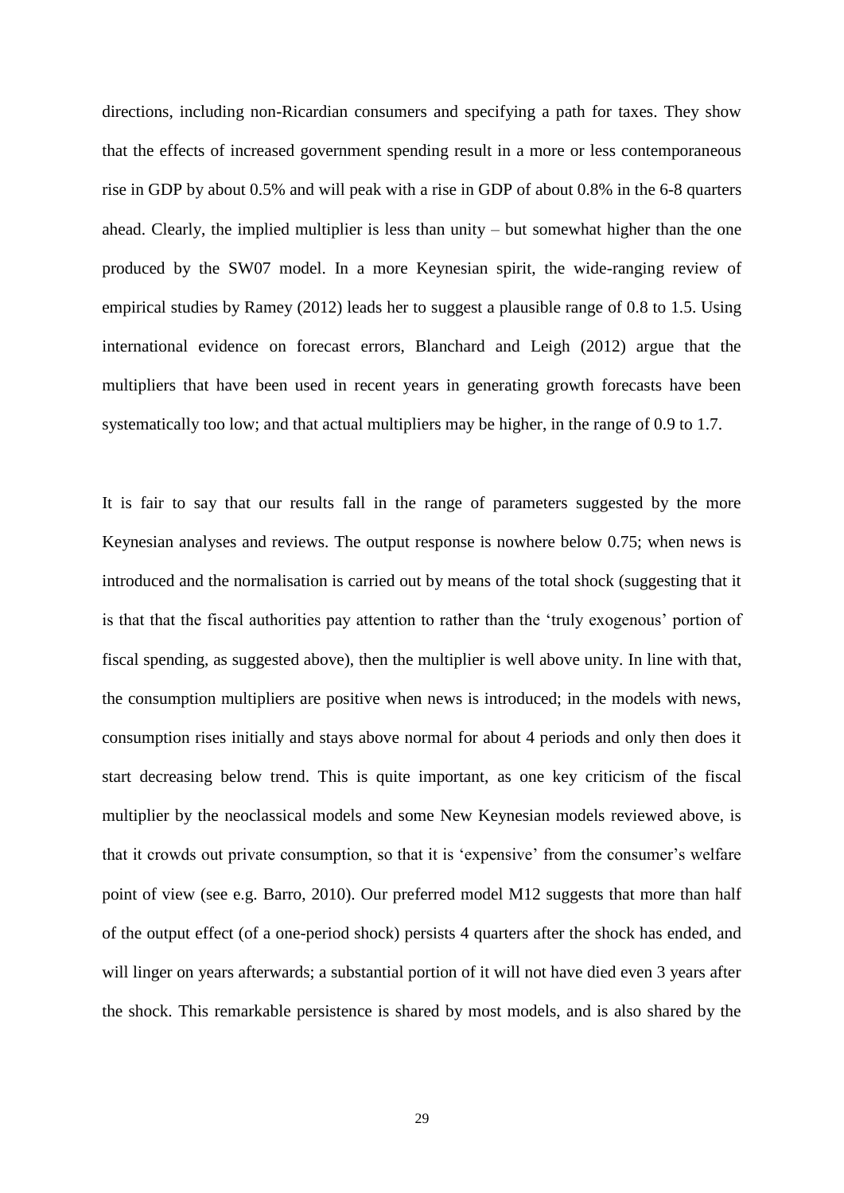directions, including non-Ricardian consumers and specifying a path for taxes. They show that the effects of increased government spending result in a more or less contemporaneous rise in GDP by about 0.5% and will peak with a rise in GDP of about 0.8% in the 6-8 quarters ahead. Clearly, the implied multiplier is less than unity – but somewhat higher than the one produced by the SW07 model. In a more Keynesian spirit, the wide-ranging review of empirical studies by Ramey (2012) leads her to suggest a plausible range of 0.8 to 1.5. Using international evidence on forecast errors, Blanchard and Leigh (2012) argue that the multipliers that have been used in recent years in generating growth forecasts have been systematically too low; and that actual multipliers may be higher, in the range of 0.9 to 1.7.

It is fair to say that our results fall in the range of parameters suggested by the more Keynesian analyses and reviews. The output response is nowhere below 0.75; when news is introduced and the normalisation is carried out by means of the total shock (suggesting that it is that that the fiscal authorities pay attention to rather than the 'truly exogenous' portion of fiscal spending, as suggested above), then the multiplier is well above unity. In line with that, the consumption multipliers are positive when news is introduced; in the models with news, consumption rises initially and stays above normal for about 4 periods and only then does it start decreasing below trend. This is quite important, as one key criticism of the fiscal multiplier by the neoclassical models and some New Keynesian models reviewed above, is that it crowds out private consumption, so that it is 'expensive' from the consumer's welfare point of view (see e.g. Barro, 2010). Our preferred model M12 suggests that more than half of the output effect (of a one-period shock) persists 4 quarters after the shock has ended, and will linger on years afterwards; a substantial portion of it will not have died even 3 years after the shock. This remarkable persistence is shared by most models, and is also shared by the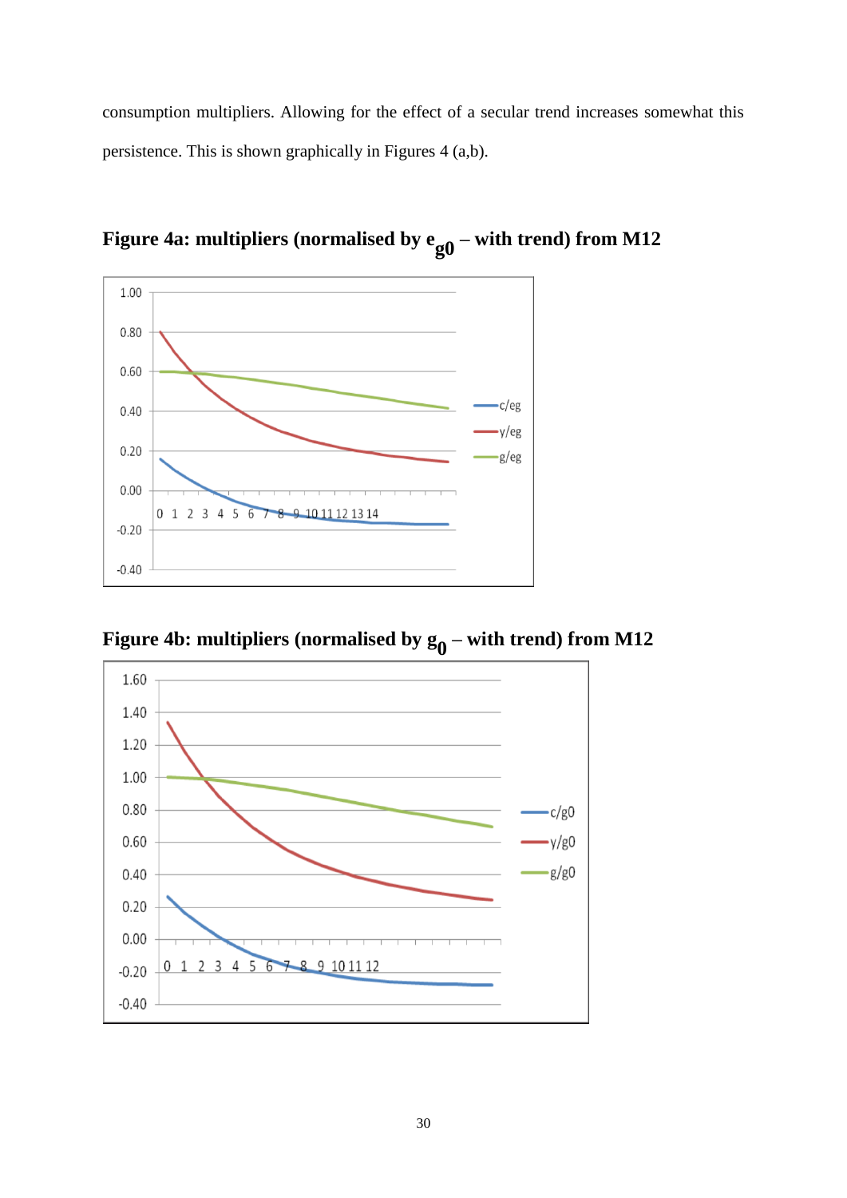consumption multipliers. Allowing for the effect of a secular trend increases somewhat this persistence. This is shown graphically in Figures 4 (a,b).

**Figure 4a: multipliers (normalised by $e_{g0}$ – with trend) from M12**

**Figure 4b: multipliers (normalised by $g_0$ – with trend) from M12**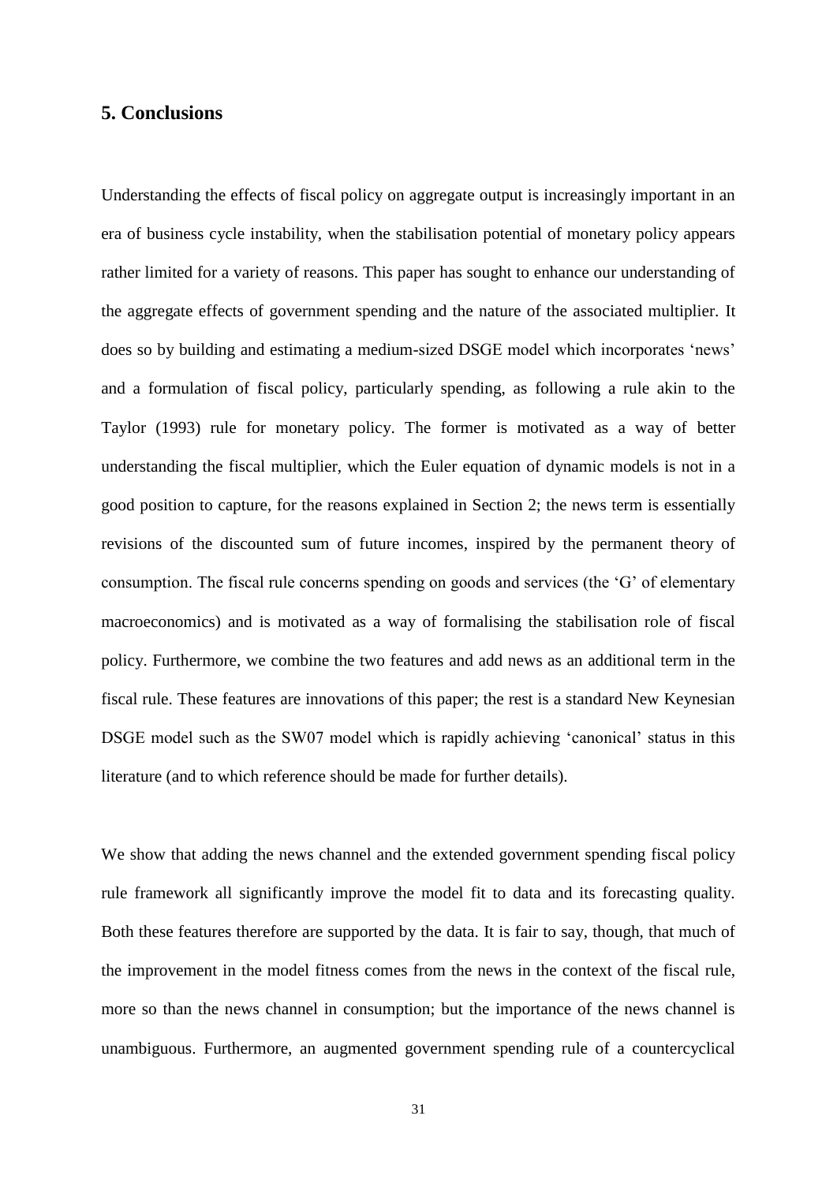## 5. Conclusions

Understanding the effects of fiscal policy on aggregate output is increasingly important in an era of business cycle instability, when the stabilisation potential of monetary policy appears rather limited for a variety of reasons. This paper has sought to enhance our understanding of the aggregate effects of government spending and the nature of the associated multiplier. It does so by building and estimating a medium-sized DSGE model which incorporates 'news' and a formulation of fiscal policy, particularly spending, as following a rule akin to the Taylor (1993) rule for monetary policy. The former is motivated as a way of better understanding the fiscal multiplier, which the Euler equation of dynamic models is not in a good position to capture, for the reasons explained in Section 2; the news term is essentially revisions of the discounted sum of future incomes, inspired by the permanent theory of consumption. The fiscal rule concerns spending on goods and services (the 'G' of elementary macroeconomics) and is motivated as a way of formalising the stabilisation role of fiscal policy. Furthermore, we combine the two features and add news as an additional term in the fiscal rule. These features are innovations of this paper; the rest is a standard New Keynesian DSGE model such as the SW07 model which is rapidly achieving 'canonical' status in this literature (and to which reference should be made for further details).

We show that adding the news channel and the extended government spending fiscal policy rule framework all significantly improve the model fit to data and its forecasting quality. Both these features therefore are supported by the data. It is fair to say, though, that much of the improvement in the model fitness comes from the news in the context of the fiscal rule, more so than the news channel in consumption; but the importance of the news channel is unambiguous. Furthermore, an augmented government spending rule of a countercyclical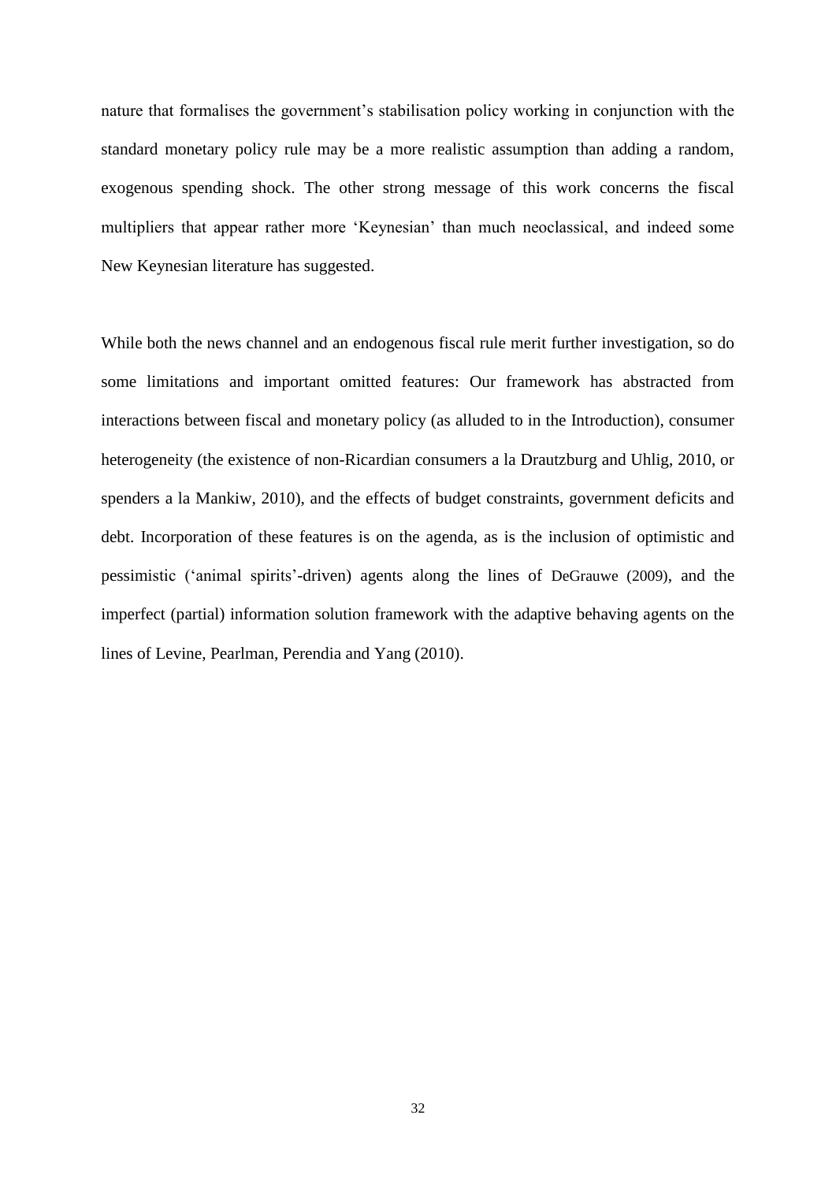nature that formalises the government's stabilisation policy working in conjunction with the standard monetary policy rule may be a more realistic assumption than adding a random, exogenous spending shock. The other strong message of this work concerns the fiscal multipliers that appear rather more 'Keynesian' than much neoclassical, and indeed some New Keynesian literature has suggested.

While both the news channel and an endogenous fiscal rule merit further investigation, so do some limitations and important omitted features: Our framework has abstracted from interactions between fiscal and monetary policy (as alluded to in the Introduction), consumer heterogeneity (the existence of non-Ricardian consumers a la Drautzburg and Uhlig, 2010, or spenders a la Mankiw, 2010), and the effects of budget constraints, government deficits and debt. Incorporation of these features is on the agenda, as is the inclusion of optimistic and pessimistic ('animal spirits'-driven) agents along the lines of DeGrauwe (2009), and the imperfect (partial) information solution framework with the adaptive behaving agents on the lines of Levine, Pearlman, Perendia and Yang (2010).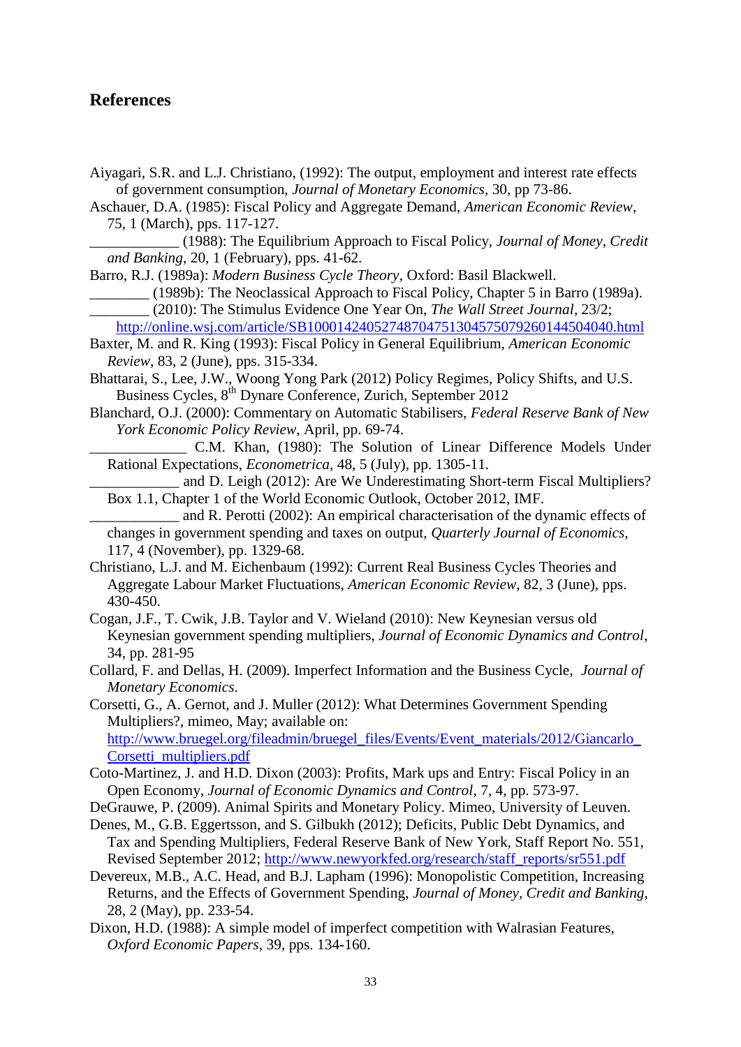## References

Aiyagari, S.R. and L.J. Christiano, (1992): The output, employment and interest rate effects of government consumption, *Journal of Monetary Economics*, 30, pp 73-86.

Aschauer, D.A. (1985): Fiscal Policy and Aggregate Demand, *American Economic Review*, 75, 1 (March), pps. 117-127.

____________ (1988): The Equilibrium Approach to Fiscal Policy, *Journal of Money, Credit and Banking*, 20, 1 (February), pps. 41-62.

Barro, R.J. (1989a): *Modern Business Cycle Theory*, Oxford: Basil Blackwell.

________ (1989b): The Neoclassical Approach to Fiscal Policy, Chapter 5 in Barro (1989a).

________ (2010): The Stimulus Evidence One Year On, *The Wall Street Journal*, 23/2; http://online.wsj.com/article/SB10001424052748704751304575079260144504040.html

Baxter, M. and R. King (1993): Fiscal Policy in General Equilibrium, *American Economic Review*, 83, 2 (June), pps. 315-334.

Bhattarai, S., Lee, J.W., Woong Yong Park (2012) Policy Regimes, Policy Shifts, and U.S. Business Cycles, 8th Dynare Conference, Zurich, September 2012

Blanchard, O.J. (2000): Commentary on Automatic Stabilisers, *Federal Reserve Bank of New York Economic Policy Review*, April, pp. 69-74.

_____________ C.M. Khan, (1980): The Solution of Linear Difference Models Under Rational Expectations, *Econometrica*, 48, 5 (July), pp. 1305-11.

____________ and D. Leigh (2012): Are We Underestimating Short-term Fiscal Multipliers? Box 1.1, Chapter 1 of the World Economic Outlook, October 2012, IMF.

____________ and R. Perotti (2002): An empirical characterisation of the dynamic effects of changes in government spending and taxes on output, *Quarterly Journal of Economics*, 117, 4 (November), pp. 1329-68.

Christiano, L.J. and M. Eichenbaum (1992): Current Real Business Cycles Theories and Aggregate Labour Market Fluctuations, *American Economic Review*, 82, 3 (June), pps. 430-450.

Cogan, J.F., T. Cwik, J.B. Taylor and V. Wieland (2010): New Keynesian versus old Keynesian government spending multipliers, *Journal of Economic Dynamics and Control*, 34, pp. 281-95

Collard, F. and Dellas, H. (2009). Imperfect Information and the Business Cycle, *Journal of Monetary Economics*.

Corsetti, G., A. Gernot, and J. Muller (2012): What Determines Government Spending Multipliers?, mimeo, May; available on: http://www.bruegel.org/fileadmin/bruegel_files/Events/Event_materials/2012/Giancarlo_Corsetti_multipliers.pdf

Coto-Martinez, J. and H.D. Dixon (2003): Profits, Mark ups and Entry: Fiscal Policy in an Open Economy, *Journal of Economic Dynamics and Control*, 7, 4, pp. 573-97.

DeGrauwe, P. (2009). Animal Spirits and Monetary Policy. Mimeo, University of Leuven.

Denes, M., G.B. Eggertsson, and S. Gilbukh (2012); Deficits, Public Debt Dynamics, and Tax and Spending Multipliers, Federal Reserve Bank of New York, Staff Report No. 551, Revised September 2012; http://www.newyorkfed.org/research/staff_reports/sr551.pdf

Devereux, M.B., A.C. Head, and B.J. Lapham (1996): Monopolistic Competition, Increasing Returns, and the Effects of Government Spending, *Journal of Money, Credit and Banking*, 28, 2 (May), pp. 233-54.

Dixon, H.D. (1988): A simple model of imperfect competition with Walrasian Features, *Oxford Economic Papers*, 39, pps. 134-160.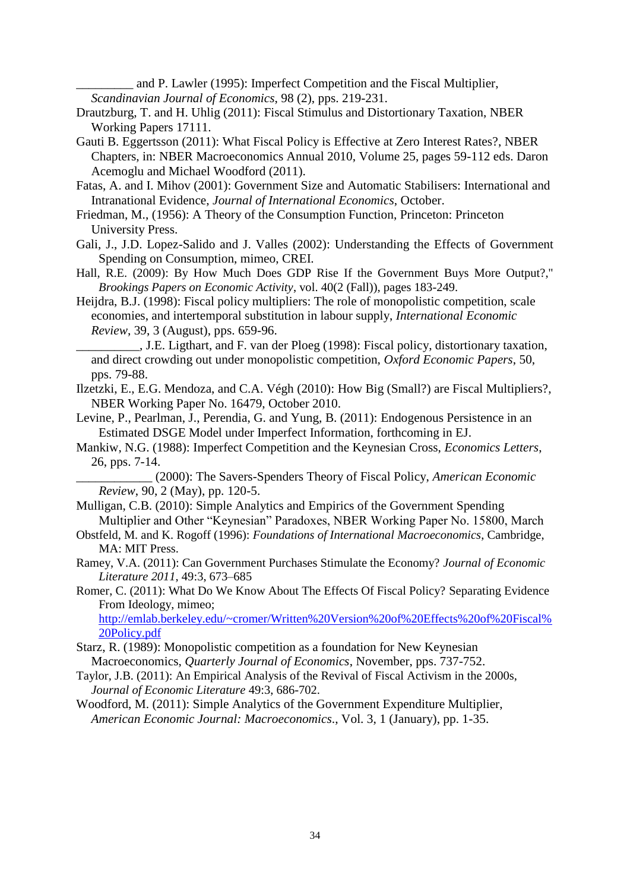_________ and P. Lawler (1995): Imperfect Competition and the Fiscal Multiplier, *Scandinavian Journal of Economics*, 98 (2), pps. 219-231.

Drautzburg, T. and H. Uhlig (2011): Fiscal Stimulus and Distortionary Taxation, NBER Working Papers 17111.

Gauti B. Eggertsson (2011): What Fiscal Policy is Effective at Zero Interest Rates?, NBER Chapters, in: NBER Macroeconomics Annual 2010, Volume 25, pages 59-112 eds. Daron Acemoglu and Michael Woodford (2011).

Fatas, A. and I. Mihov (2001): Government Size and Automatic Stabilisers: International and Intranational Evidence, *Journal of International Economics*, October.

Friedman, M., (1956): A Theory of the Consumption Function, Princeton: Princeton University Press.

Gali, J., J.D. Lopez-Salido and J. Valles (2002): Understanding the Effects of Government Spending on Consumption, mimeo, CREI.

Hall, R.E. (2009): By How Much Does GDP Rise If the Government Buys More Output?," *Brookings Papers on Economic Activity*, vol. 40(2 (Fall)), pages 183-249.

Heijdra, B.J. (1998): Fiscal policy multipliers: The role of monopolistic competition, scale economies, and intertemporal substitution in labour supply, *International Economic Review*, 39, 3 (August), pps. 659-96.

__________, J.E. Ligthart, and F. van der Ploeg (1998): Fiscal policy, distortionary taxation, and direct crowding out under monopolistic competition, *Oxford Economic Papers*, 50, pps. 79-88.

Ilzetzki, E., E.G. Mendoza, and C.A. Végh (2010): How Big (Small?) are Fiscal Multipliers?, NBER Working Paper No. 16479, October 2010.

Levine, P., Pearlman, J., Perendia, G. and Yung, B. (2011): Endogenous Persistence in an Estimated DSGE Model under Imperfect Information, forthcoming in EJ.

Mankiw, N.G. (1988): Imperfect Competition and the Keynesian Cross, *Economics Letters*, 26, pps. 7-14.

____________ (2000): The Savers-Spenders Theory of Fiscal Policy, *American Economic Review*, 90, 2 (May), pp. 120-5.

Mulligan, C.B. (2010): Simple Analytics and Empirics of the Government Spending Multiplier and Other "Keynesian" Paradoxes, NBER Working Paper No. 15800, March

Obstfeld, M. and K. Rogoff (1996): *Foundations of International Macroeconomics*, Cambridge, MA: MIT Press.

Ramey, V.A. (2011): Can Government Purchases Stimulate the Economy? *Journal of Economic Literature 2011*, 49:3, 673–685

Romer, C. (2011): What Do We Know About The Effects Of Fiscal Policy? Separating Evidence From Ideology, mimeo; http://emlab.berkeley.edu/~cromer/Written%20Version%20of%20Effects%20of%20Fiscal%20Policy.pdf

Starz, R. (1989): Monopolistic competition as a foundation for New Keynesian Macroeconomics, *Quarterly Journal of Economics*, November, pps. 737-752.

Taylor, J.B. (2011): An Empirical Analysis of the Revival of Fiscal Activism in the 2000s, *Journal of Economic Literature* 49:3, 686-702.

Woodford, M. (2011): Simple Analytics of the Government Expenditure Multiplier, *American Economic Journal: Macroeconomics*., Vol. 3, 1 (January), pp. 1-35.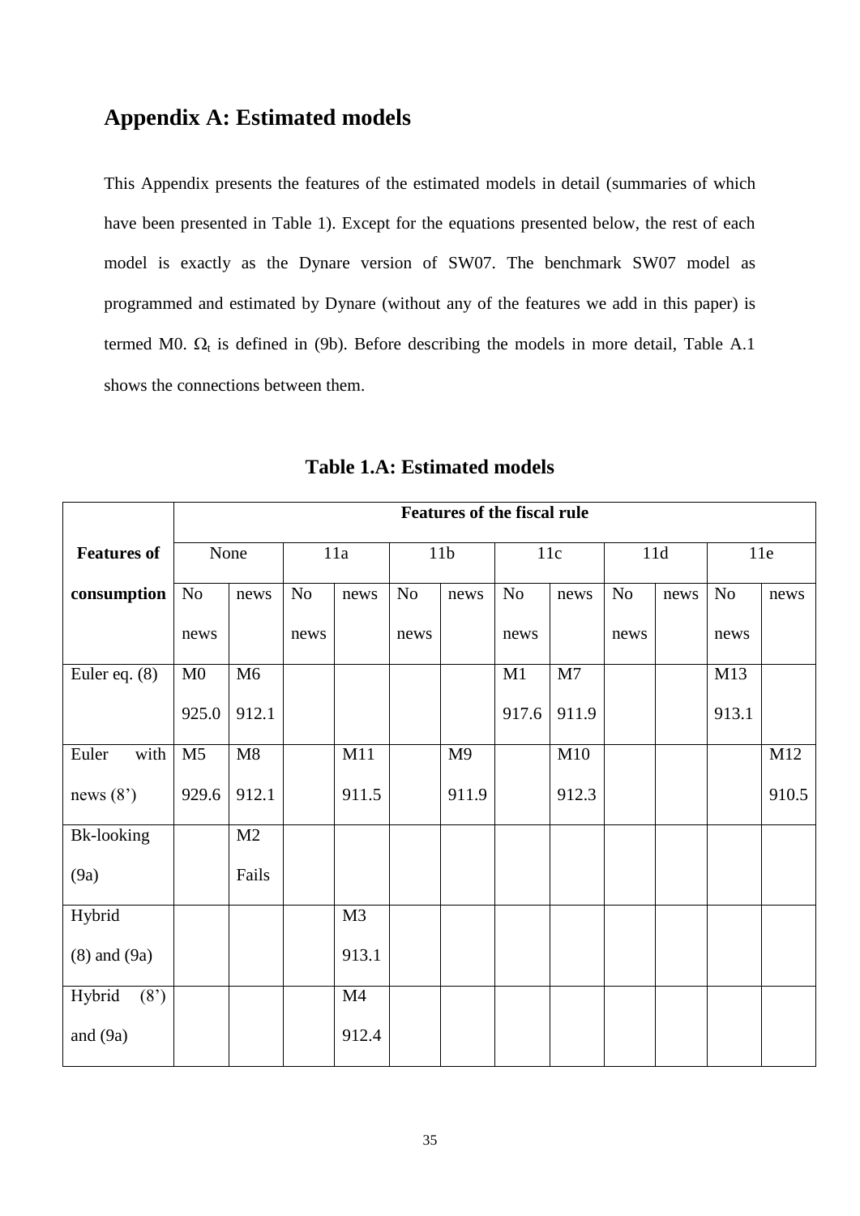## Appendix A: Estimated models

This Appendix presents the features of the estimated models in detail (summaries of which have been presented in Table 1). Except for the equations presented below, the rest of each model is exactly as the Dynare version of SW07. The benchmark SW07 model as programmed and estimated by Dynare (without any of the features we add in this paper) is termed M0. $\Omega_t$ is defined in (9b). Before describing the models in more detail, Table A.1 shows the connections between them.

**Table 1.A: Estimated models**

| | Features of the fiscal rule | | | | | | | | | | | |
|---|---|---|---|---|---|---|---|---|---|---|---|---|
| **Features of consumption** | None | | 11a | | 11b | | 11c | | 11d | | 11e | |
| | No news | news | No news | news | No news | news | No news | news | No news | news | No news | news |
| Euler eq. (8) | M0 925.0 | M6 912.1 | | | | | M1 917.6 | M7 911.9 | | | M13 913.1 | |
| Euler with news (8') | M5 929.6 | M8 912.1 | | M11 911.5 | | M9 911.9 | | M10 912.3 | | | | M12 910.5 |
| Bk-looking (9a) | | M2 Fails | | | | | | | | | | |
| Hybrid (8) and (9a) | | | | M3 913.1 | | | | | | | | |
| Hybrid (8') and (9a) | | | | M4 912.4 | | | | | | | | |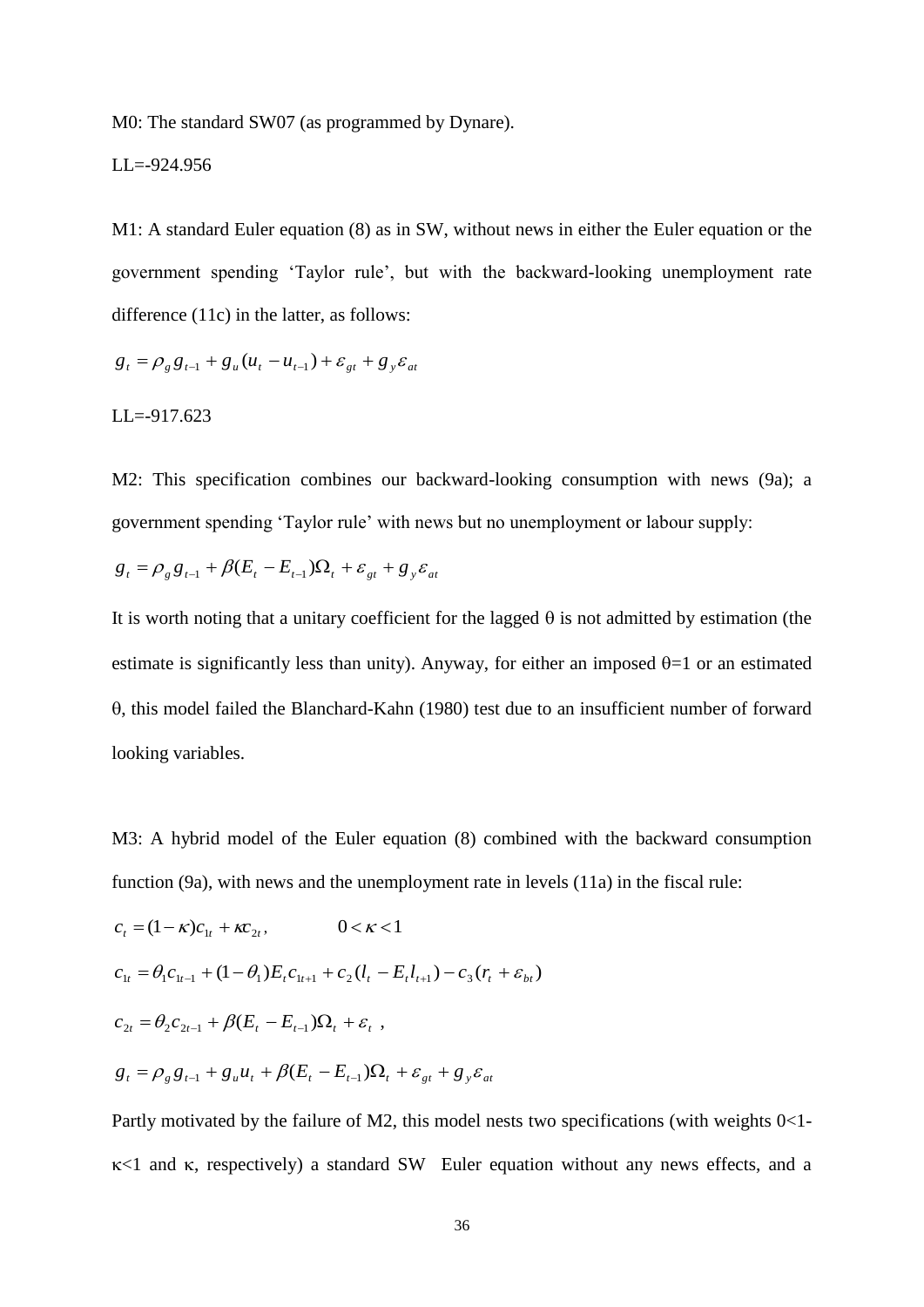M0: The standard SW07 (as programmed by Dynare).

LL=-924.956

M1: A standard Euler equation (8) as in SW, without news in either the Euler equation or the government spending 'Taylor rule', but with the backward-looking unemployment rate difference (11c) in the latter, as follows:

$$g_t = \rho_g g_{t-1} + g_u(u_t - u_{t-1}) + \varepsilon_{gt} + g_y \varepsilon_{at}$$

LL=-917.623

M2: This specification combines our backward-looking consumption with news (9a); a government spending 'Taylor rule' with news but no unemployment or labour supply:

$$g_t = \rho_g g_{t-1} + \beta(E_t - E_{t-1})\Omega_t + \varepsilon_{gt} + g_y \varepsilon_{at}$$

It is worth noting that a unitary coefficient for the lagged $\theta$ is not admitted by estimation (the estimate is significantly less than unity). Anyway, for either an imposed $\theta$=1 or an estimated $\theta$, this model failed the Blanchard-Kahn (1980) test due to an insufficient number of forward looking variables.

M3: A hybrid model of the Euler equation (8) combined with the backward consumption function (9a), with news and the unemployment rate in levels (11a) in the fiscal rule:

$$c_t = (1-\kappa)c_{1t} + \kappa c_{2t}, \qquad 0 < \kappa < 1$$

$$c_{1t} = \theta_1 c_{1t-1} + (1-\theta_1)E_t c_{1t+1} + c_2(l_t - E_t l_{t+1}) - c_3(r_t + \varepsilon_{bt})$$

$$c_{2t} = \theta_2 c_{2t-1} + \beta(E_t - E_{t-1})\Omega_t + \varepsilon_t \ ,$$

$$g_t = \rho_g g_{t-1} + g_u u_t + \beta(E_t - E_{t-1})\Omega_t + \varepsilon_{gt} + g_y \varepsilon_{at}$$

Partly motivated by the failure of M2, this model nests two specifications (with weights 0<1-$\kappa$<1 and $\kappa$, respectively) a standard SW Euler equation without any news effects, and a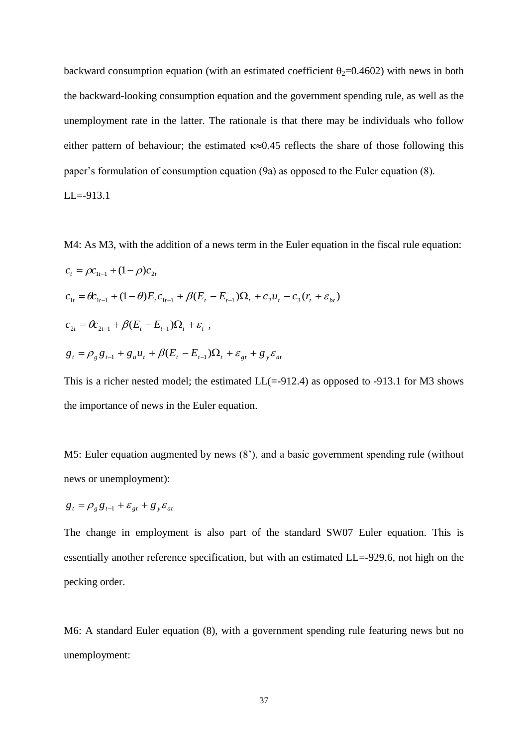backward consumption equation (with an estimated coefficient $\theta_2$=0.4602) with news in both the backward-looking consumption equation and the government spending rule, as well as the unemployment rate in the latter. The rationale is that there may be individuals who follow either pattern of behaviour; the estimated $\kappa \approx 0.45$ reflects the share of those following this paper's formulation of consumption equation (9a) as opposed to the Euler equation (8).

LL=-913.1

M4: As M3, with the addition of a news term in the Euler equation in the fiscal rule equation:

$$c_t = \rho c_{1t-1} + (1-\rho)c_{2t}$$

$$c_{1t} = \theta c_{1t-1} + (1-\theta)E_t c_{1t+1} + \beta(E_t - E_{t-1})\Omega_t + c_2 u_t - c_3(r_t + \varepsilon_{bt})$$

$$c_{2t} = \theta c_{2t-1} + \beta(E_t - E_{t-1})\Omega_t + \varepsilon_t \ ,$$

$$g_t = \rho_g g_{t-1} + g_u u_t + \beta(E_t - E_{t-1})\Omega_t + \varepsilon_{gt} + g_y \varepsilon_{at}$$

This is a richer nested model; the estimated LL(=-912.4) as opposed to -913.1 for M3 shows the importance of news in the Euler equation.

M5: Euler equation augmented by news (8'), and a basic government spending rule (without news or unemployment):

$$g_t = \rho_g g_{t-1} + \varepsilon_{gt} + g_y \varepsilon_{at}$$

The change in employment is also part of the standard SW07 Euler equation. This is essentially another reference specification, but with an estimated LL=-929.6, not high on the pecking order.

M6: A standard Euler equation (8), with a government spending rule featuring news but no unemployment: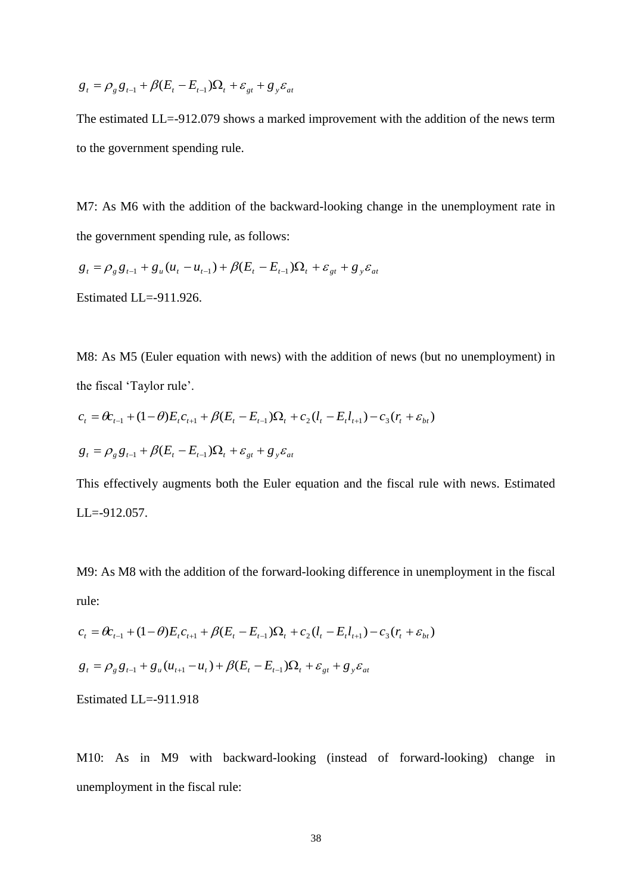$$g_t = \rho_g g_{t-1} + \beta(E_t - E_{t-1})\Omega_t + \varepsilon_{gt} + g_y \varepsilon_{at}$$

The estimated LL=-912.079 shows a marked improvement with the addition of the news term to the government spending rule.

M7: As M6 with the addition of the backward-looking change in the unemployment rate in the government spending rule, as follows:

$$g_t = \rho_g g_{t-1} + g_u(u_t - u_{t-1}) + \beta(E_t - E_{t-1})\Omega_t + \varepsilon_{gt} + g_y \varepsilon_{at}$$

Estimated LL=-911.926.

M8: As M5 (Euler equation with news) with the addition of news (but no unemployment) in the fiscal 'Taylor rule'.

$$c_t = \theta c_{t-1} + (1-\theta)E_t c_{t+1} + \beta(E_t - E_{t-1})\Omega_t + c_2(l_t - E_t l_{t+1}) - c_3(r_t + \varepsilon_{bt})$$

$$g_t = \rho_g g_{t-1} + \beta(E_t - E_{t-1})\Omega_t + \varepsilon_{gt} + g_y \varepsilon_{at}$$

This effectively augments both the Euler equation and the fiscal rule with news. Estimated LL=-912.057.

M9: As M8 with the addition of the forward-looking difference in unemployment in the fiscal rule:

$$c_t = \theta c_{t-1} + (1-\theta)E_t c_{t+1} + \beta(E_t - E_{t-1})\Omega_t + c_2(l_t - E_t l_{t+1}) - c_3(r_t + \varepsilon_{bt})$$

$$g_t = \rho_g g_{t-1} + g_u(u_{t+1} - u_t) + \beta(E_t - E_{t-1})\Omega_t + \varepsilon_{gt} + g_y \varepsilon_{at}$$

Estimated LL=-911.918

M10: As in M9 with backward-looking (instead of forward-looking) change in unemployment in the fiscal rule: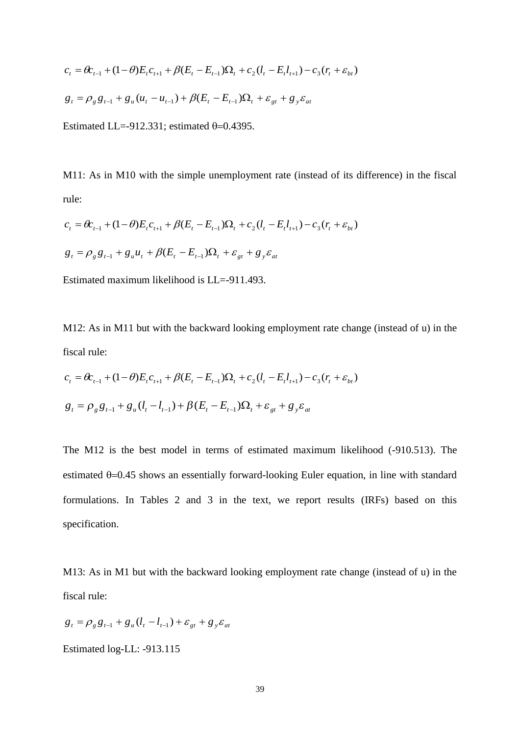$$c_t = \theta c_{t-1} + (1-\theta)E_t c_{t+1} + \beta(E_t - E_{t-1})\Omega_t + c_2(l_t - E_t l_{t+1}) - c_3(r_t + \varepsilon_{bt})$$

$$g_t = \rho_g g_{t-1} + g_u(u_t - u_{t-1}) + \beta(E_t - E_{t-1})\Omega_t + \varepsilon_{gt} + g_y \varepsilon_{at}$$

Estimated LL=-912.331; estimated θ=0.4395.

M11: As in M10 with the simple unemployment rate (instead of its difference) in the fiscal rule:

$$c_t = \theta c_{t-1} + (1-\theta)E_t c_{t+1} + \beta(E_t - E_{t-1})\Omega_t + c_2(l_t - E_t l_{t+1}) - c_3(r_t + \varepsilon_{bt})$$

$$g_t = \rho_g g_{t-1} + g_u u_t + \beta(E_t - E_{t-1})\Omega_t + \varepsilon_{gt} + g_y \varepsilon_{at}$$

Estimated maximum likelihood is LL=-911.493.

M12: As in M11 but with the backward looking employment rate change (instead of u) in the fiscal rule:

$$c_t = \theta c_{t-1} + (1-\theta)E_t c_{t+1} + \beta(E_t - E_{t-1})\Omega_t + c_2(l_t - E_t l_{t+1}) - c_3(r_t + \varepsilon_{bt})$$

$$g_t = \rho_g g_{t-1} + g_u(l_t - l_{t-1}) + \beta(E_t - E_{t-1})\Omega_t + \varepsilon_{gt} + g_y \varepsilon_{at}$$

The M12 is the best model in terms of estimated maximum likelihood (-910.513). The estimated θ=0.45 shows an essentially forward-looking Euler equation, in line with standard formulations. In Tables 2 and 3 in the text, we report results (IRFs) based on this specification.

M13: As in M1 but with the backward looking employment rate change (instead of u) in the fiscal rule:

$$g_t = \rho_g g_{t-1} + g_u(l_t - l_{t-1}) + \varepsilon_{gt} + g_y \varepsilon_{at}$$

Estimated log-LL: -913.115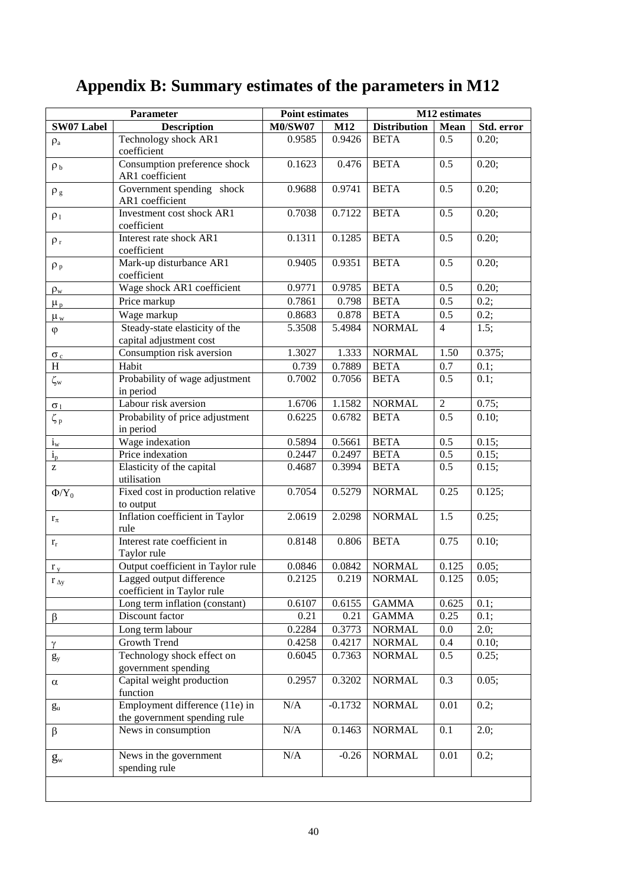# Appendix B: Summary estimates of the parameters in M12

| Parameter | | Point estimates | | M12 estimates | | |
|---|---|---|---|---|---|---|
| SW07 Label | Description | M0/SW07 | M12 | Distribution | Mean | Std. error |
| $\rho_a$ | Technology shock AR1 coefficient | 0.9585 | 0.9426 | BETA | 0.5 | 0.20; |
| $\rho_b$ | Consumption preference shock AR1 coefficient | 0.1623 | 0.476 | BETA | 0.5 | 0.20; |
| $\rho_g$ | Government spending shock AR1 coefficient | 0.9688 | 0.9741 | BETA | 0.5 | 0.20; |
| $\rho_I$ | Investment cost shock AR1 coefficient | 0.7038 | 0.7122 | BETA | 0.5 | 0.20; |
| $\rho_r$ | Interest rate shock AR1 coefficient | 0.1311 | 0.1285 | BETA | 0.5 | 0.20; |
| $\rho_p$ | Mark-up disturbance AR1 coefficient | 0.9405 | 0.9351 | BETA | 0.5 | 0.20; |
| $\rho_w$ | Wage shock AR1 coefficient | 0.9771 | 0.9785 | BETA | 0.5 | 0.20; |
| $\mu_p$ | Price markup | 0.7861 | 0.798 | BETA | 0.5 | 0.2; |
| $\mu_w$ | Wage markup | 0.8683 | 0.878 | BETA | 0.5 | 0.2; |
| $\varphi$ | Steady-state elasticity of the capital adjustment cost | 5.3508 | 5.4984 | NORMAL | 4 | 1.5; |
| $\sigma_c$ | Consumption risk aversion | 1.3027 | 1.333 | NORMAL | 1.50 | 0.375; |
| H | Habit | 0.739 | 0.7889 | BETA | 0.7 | 0.1; |
| $\zeta_w$ | Probability of wage adjustment in period | 0.7002 | 0.7056 | BETA | 0.5 | 0.1; |
| $\sigma_l$ | Labour risk aversion | 1.6706 | 1.1582 | NORMAL | 2 | 0.75; |
| $\zeta_p$ | Probability of price adjustment in period | 0.6225 | 0.6782 | BETA | 0.5 | 0.10; |
| $i_w$ | Wage indexation | 0.5894 | 0.5661 | BETA | 0.5 | 0.15; |
| $i_p$ | Price indexation | 0.2447 | 0.2497 | BETA | 0.5 | 0.15; |
| z | Elasticity of the capital utilisation | 0.4687 | 0.3994 | BETA | 0.5 | 0.15; |
| $\Phi/Y_0$ | Fixed cost in production relative to output | 0.7054 | 0.5279 | NORMAL | 0.25 | 0.125; |
| $r_\pi$ | Inflation coefficient in Taylor rule | 2.0619 | 2.0298 | NORMAL | 1.5 | 0.25; |
| $r_r$ | Interest rate coefficient in Taylor rule | 0.8148 | 0.806 | BETA | 0.75 | 0.10; |
| $r_y$ | Output coefficient in Taylor rule | 0.0846 | 0.0842 | NORMAL | 0.125 | 0.05; |
| $r_{\Delta y}$ | Lagged output difference coefficient in Taylor rule | 0.2125 | 0.219 | NORMAL | 0.125 | 0.05; |
| | Long term inflation (constant) | 0.6107 | 0.6155 | GAMMA | 0.625 | 0.1; |
| $\beta$ | Discount factor | 0.21 | 0.21 | GAMMA | 0.25 | 0.1; |
| | Long term labour | 0.2284 | 0.3773 | NORMAL | 0.0 | 2.0; |
| $\gamma$ | Growth Trend | 0.4258 | 0.4217 | NORMAL | 0.4 | 0.10; |
| $g_y$ | Technology shock effect on government spending | 0.6045 | 0.7363 | NORMAL | 0.5 | 0.25; |
| $\alpha$ | Capital weight production function | 0.2957 | 0.3202 | NORMAL | 0.3 | 0.05; |
| $g_u$ | Employment difference (11e) in the government spending rule | N/A | -0.1732 | NORMAL | 0.01 | 0.2; |
| $\beta$ | News in consumption | N/A | 0.1463 | NORMAL | 0.1 | 2.0; |
| $g_w$ | News in the government spending rule | N/A | -0.26 | NORMAL | 0.01 | 0.2; |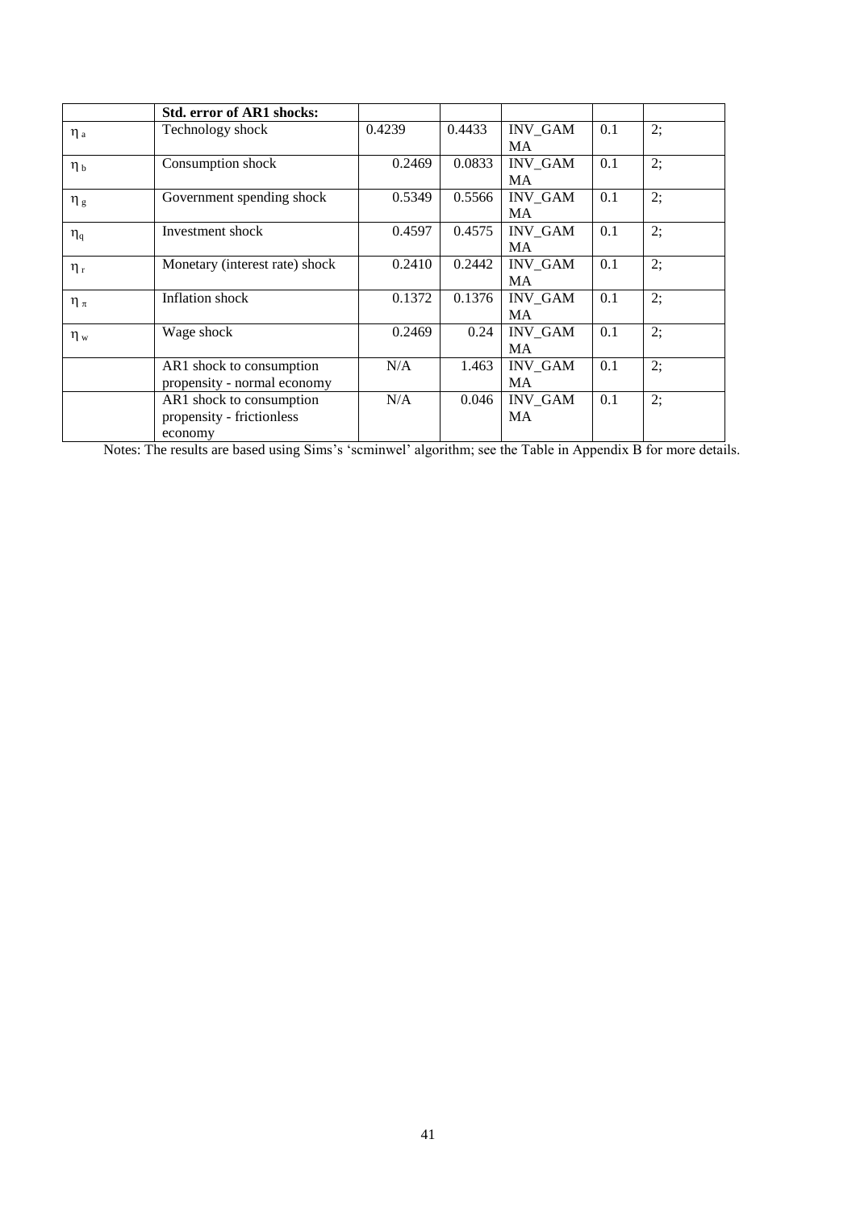| | **Std. error of AR1 shocks:** | | | | | |
|---|---|---|---|---|---|---|
| $\eta_a$ | Technology shock | 0.4239 | 0.4433 | INV_GAMMA | 0.1 | 2; |
| $\eta_b$ | Consumption shock | 0.2469 | 0.0833 | INV_GAMMA | 0.1 | 2; |
| $\eta_g$ | Government spending shock | 0.5349 | 0.5566 | INV_GAMMA | 0.1 | 2; |
| $\eta_q$ | Investment shock | 0.4597 | 0.4575 | INV_GAMMA | 0.1 | 2; |
| $\eta_r$ | Monetary (interest rate) shock | 0.2410 | 0.2442 | INV_GAMMA | 0.1 | 2; |
| $\eta_\pi$ | Inflation shock | 0.1372 | 0.1376 | INV_GAMMA | 0.1 | 2; |
| $\eta_w$ | Wage shock | 0.2469 | 0.24 | INV_GAMMA | 0.1 | 2; |
| | AR1 shock to consumption propensity - normal economy | N/A | 1.463 | INV_GAMMA | 0.1 | 2; |
| | AR1 shock to consumption propensity - frictionless economy | N/A | 0.046 | INV_GAMMA | 0.1 | 2; |

Notes: The results are based using Sims's 'scminwel' algorithm; see the Table in Appendix B for more details.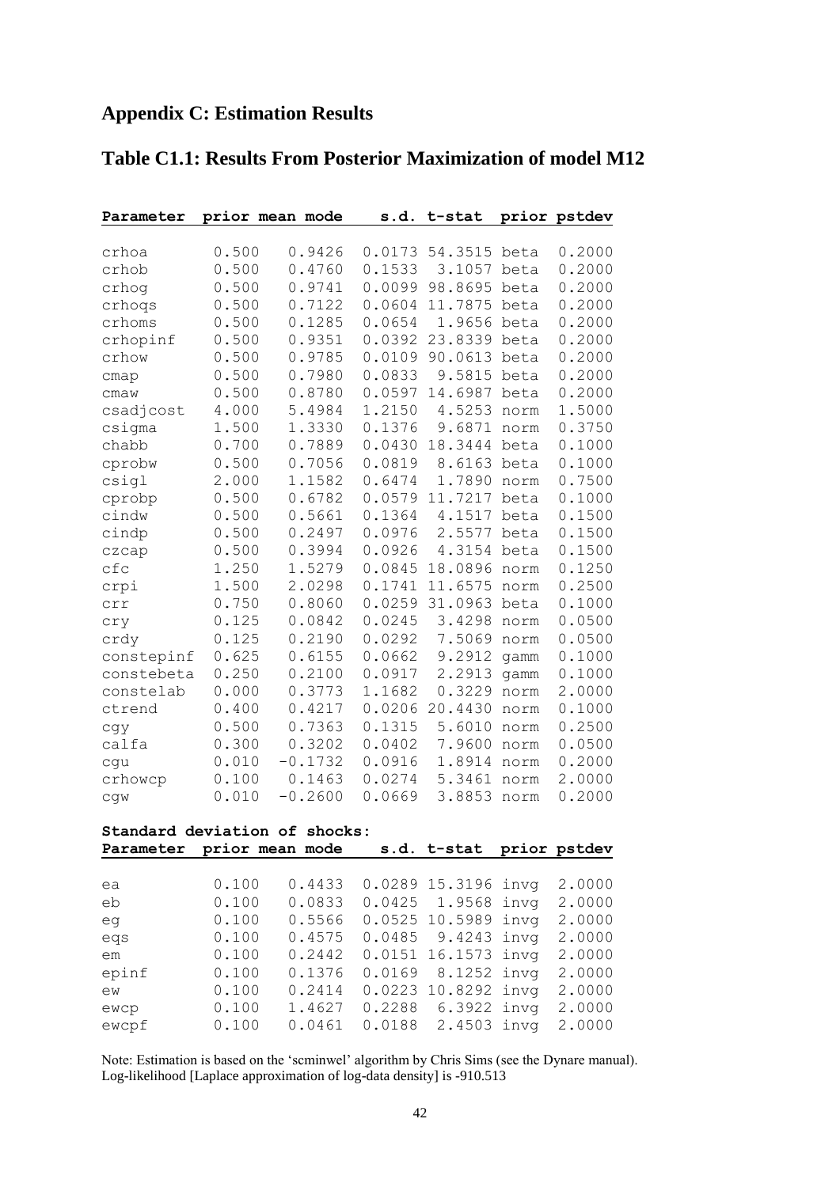## Appendix C: Estimation Results

## Table C1.1: Results From Posterior Maximization of model M12

| Parameter | prior mean | mode | s.d. | t-stat | prior | pstdev |
|---|---|---|---|---|---|---|
| crhoa | 0.500 | 0.9426 | 0.0173 | 54.3515 | beta | 0.2000 |
| crhob | 0.500 | 0.4760 | 0.1533 | 3.1057 | beta | 0.2000 |
| crhog | 0.500 | 0.9741 | 0.0099 | 98.8695 | beta | 0.2000 |
| crhoqs | 0.500 | 0.7122 | 0.0604 | 11.7875 | beta | 0.2000 |
| crhoms | 0.500 | 0.1285 | 0.0654 | 1.9656 | beta | 0.2000 |
| crhopinf | 0.500 | 0.9351 | 0.0392 | 23.8339 | beta | 0.2000 |
| crhow | 0.500 | 0.9785 | 0.0109 | 90.0613 | beta | 0.2000 |
| cmap | 0.500 | 0.7980 | 0.0833 | 9.5815 | beta | 0.2000 |
| cmaw | 0.500 | 0.8780 | 0.0597 | 14.6987 | beta | 0.2000 |
| csadjcost | 4.000 | 5.4984 | 1.2150 | 4.5253 | norm | 1.5000 |
| csigma | 1.500 | 1.3330 | 0.1376 | 9.6871 | norm | 0.3750 |
| chabb | 0.700 | 0.7889 | 0.0430 | 18.3444 | beta | 0.1000 |
| cprobw | 0.500 | 0.7056 | 0.0819 | 8.6163 | beta | 0.1000 |
| csigl | 2.000 | 1.1582 | 0.6474 | 1.7890 | norm | 0.7500 |
| cprobp | 0.500 | 0.6782 | 0.0579 | 11.7217 | beta | 0.1000 |
| cindw | 0.500 | 0.5661 | 0.1364 | 4.1517 | beta | 0.1500 |
| cindp | 0.500 | 0.2497 | 0.0976 | 2.5577 | beta | 0.1500 |
| czcap | 0.500 | 0.3994 | 0.0926 | 4.3154 | beta | 0.1500 |
| cfc | 1.250 | 1.5279 | 0.0845 | 18.0896 | norm | 0.1250 |
| crpi | 1.500 | 2.0298 | 0.1741 | 11.6575 | norm | 0.2500 |
| crr | 0.750 | 0.8060 | 0.0259 | 31.0963 | beta | 0.1000 |
| cry | 0.125 | 0.0842 | 0.0245 | 3.4298 | norm | 0.0500 |
| crdy | 0.125 | 0.2190 | 0.0292 | 7.5069 | norm | 0.0500 |
| constepinf | 0.625 | 0.6155 | 0.0662 | 9.2912 | gamm | 0.1000 |
| constebeta | 0.250 | 0.2100 | 0.0917 | 2.2913 | gamm | 0.1000 |
| constelab | 0.000 | 0.3773 | 1.1682 | 0.3229 | norm | 2.0000 |
| ctrend | 0.400 | 0.4217 | 0.0206 | 20.4430 | norm | 0.1000 |
| cgy | 0.500 | 0.7363 | 0.1315 | 5.6010 | norm | 0.2500 |
| calfa | 0.300 | 0.3202 | 0.0402 | 7.9600 | norm | 0.0500 |
| cgu | 0.010 | -0.1732 | 0.0916 | 1.8914 | norm | 0.2000 |
| crhowcp | 0.100 | 0.1463 | 0.0274 | 5.3461 | norm | 2.0000 |
| cgw | 0.010 | -0.2600 | 0.0669 | 3.8853 | norm | 0.2000 |

**Standard deviation of shocks:**

| Parameter | prior mean | mode | s.d. | t-stat | prior | pstdev |
|---|---|---|---|---|---|---|
| ea | 0.100 | 0.4433 | 0.0289 | 15.3196 | invg | 2.0000 |
| eb | 0.100 | 0.0833 | 0.0425 | 1.9568 | invg | 2.0000 |
| eg | 0.100 | 0.5566 | 0.0525 | 10.5989 | invg | 2.0000 |
| eqs | 0.100 | 0.4575 | 0.0485 | 9.4243 | invg | 2.0000 |
| em | 0.100 | 0.2442 | 0.0151 | 16.1573 | invg | 2.0000 |
| epinf | 0.100 | 0.1376 | 0.0169 | 8.1252 | invg | 2.0000 |
| ew | 0.100 | 0.2414 | 0.0223 | 10.8292 | invg | 2.0000 |
| ewcp | 0.100 | 1.4627 | 0.2288 | 6.3922 | invg | 2.0000 |
| ewcpf | 0.100 | 0.0461 | 0.0188 | 2.4503 | invg | 2.0000 |

Note: Estimation is based on the 'scminwel' algorithm by Chris Sims (see the Dynare manual). Log-likelihood [Laplace approximation of log-data density] is -910.513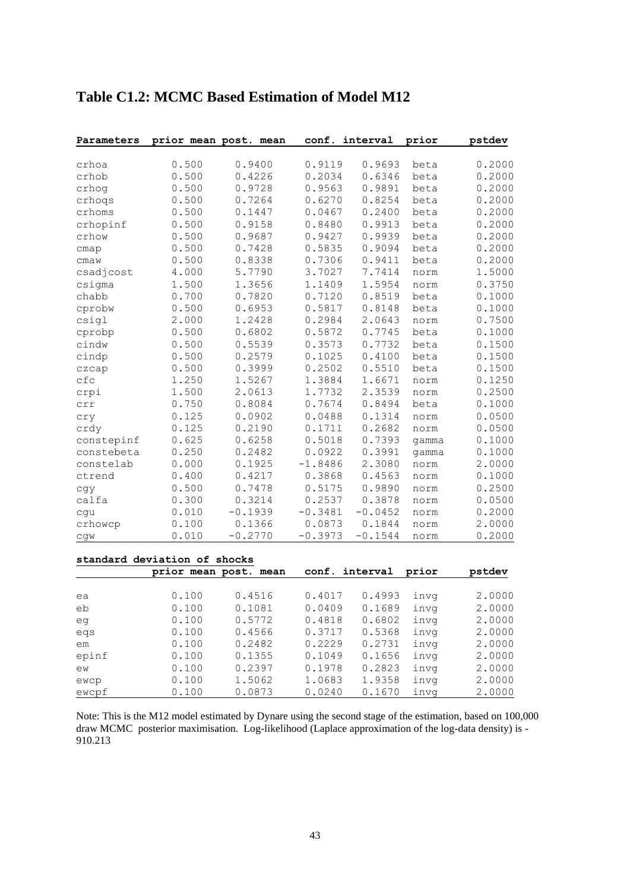## Table C1.2: MCMC Based Estimation of Model M12

| Parameters | prior mean | post. mean | conf. interval | | prior | pstdev |
|---|---|---|---|---|---|---|
| crhoa | 0.500 | 0.9400 | 0.9119 | 0.9693 | beta | 0.2000 |
| crhob | 0.500 | 0.4226 | 0.2034 | 0.6346 | beta | 0.2000 |
| crhog | 0.500 | 0.9728 | 0.9563 | 0.9891 | beta | 0.2000 |
| crhoqs | 0.500 | 0.7264 | 0.6270 | 0.8254 | beta | 0.2000 |
| crhoms | 0.500 | 0.1447 | 0.0467 | 0.2400 | beta | 0.2000 |
| crhopinf | 0.500 | 0.9158 | 0.8480 | 0.9913 | beta | 0.2000 |
| crhow | 0.500 | 0.9687 | 0.9427 | 0.9939 | beta | 0.2000 |
| cmap | 0.500 | 0.7428 | 0.5835 | 0.9094 | beta | 0.2000 |
| cmaw | 0.500 | 0.8338 | 0.7306 | 0.9411 | beta | 0.2000 |
| csadjcost | 4.000 | 5.7790 | 3.7027 | 7.7414 | norm | 1.5000 |
| csigma | 1.500 | 1.3656 | 1.1409 | 1.5954 | norm | 0.3750 |
| chabb | 0.700 | 0.7820 | 0.7120 | 0.8519 | beta | 0.1000 |
| cprobw | 0.500 | 0.6953 | 0.5817 | 0.8148 | beta | 0.1000 |
| csigl | 2.000 | 1.2428 | 0.2984 | 2.0643 | norm | 0.7500 |
| cprobp | 0.500 | 0.6802 | 0.5872 | 0.7745 | beta | 0.1000 |
| cindw | 0.500 | 0.5539 | 0.3573 | 0.7732 | beta | 0.1500 |
| cindp | 0.500 | 0.2579 | 0.1025 | 0.4100 | beta | 0.1500 |
| czcap | 0.500 | 0.3999 | 0.2502 | 0.5510 | beta | 0.1500 |
| cfc | 1.250 | 1.5267 | 1.3884 | 1.6671 | norm | 0.1250 |
| crpi | 1.500 | 2.0613 | 1.7732 | 2.3539 | norm | 0.2500 |
| crr | 0.750 | 0.8084 | 0.7674 | 0.8494 | beta | 0.1000 |
| cry | 0.125 | 0.0902 | 0.0488 | 0.1314 | norm | 0.0500 |
| crdy | 0.125 | 0.2190 | 0.1711 | 0.2682 | norm | 0.0500 |
| constepinf | 0.625 | 0.6258 | 0.5018 | 0.7393 | gamma | 0.1000 |
| constebeta | 0.250 | 0.2482 | 0.0922 | 0.3991 | gamma | 0.1000 |
| constelab | 0.000 | 0.1925 | -1.8486 | 2.3080 | norm | 2.0000 |
| ctrend | 0.400 | 0.4217 | 0.3868 | 0.4563 | norm | 0.1000 |
| cgy | 0.500 | 0.7478 | 0.5175 | 0.9890 | norm | 0.2500 |
| calfa | 0.300 | 0.3214 | 0.2537 | 0.3878 | norm | 0.0500 |
| cgu | 0.010 | -0.1939 | -0.3481 | -0.0452 | norm | 0.2000 |
| crhowcp | 0.100 | 0.1366 | 0.0873 | 0.1844 | norm | 2.0000 |
| cgw | 0.010 | -0.2770 | -0.3973 | -0.1544 | norm | 0.2000 |

**standard deviation of shocks**

| | prior mean | post. mean | conf. interval | | prior | pstdev |
|---|---|---|---|---|---|---|
| ea | 0.100 | 0.4516 | 0.4017 | 0.4993 | invg | 2.0000 |
| eb | 0.100 | 0.1081 | 0.0409 | 0.1689 | invg | 2.0000 |
| eg | 0.100 | 0.5772 | 0.4818 | 0.6802 | invg | 2.0000 |
| eqs | 0.100 | 0.4566 | 0.3717 | 0.5368 | invg | 2.0000 |
| em | 0.100 | 0.2482 | 0.2229 | 0.2731 | invg | 2.0000 |
| epinf | 0.100 | 0.1355 | 0.1049 | 0.1656 | invg | 2.0000 |
| ew | 0.100 | 0.2397 | 0.1978 | 0.2823 | invg | 2.0000 |
| ewcp | 0.100 | 1.5062 | 1.0683 | 1.9358 | invg | 2.0000 |
| ewcpf | 0.100 | 0.0873 | 0.0240 | 0.1670 | invg | 2.0000 |

Note: This is the M12 model estimated by Dynare using the second stage of the estimation, based on 100,000 draw MCMC posterior maximisation. Log-likelihood (Laplace approximation of the log-data density) is -910.213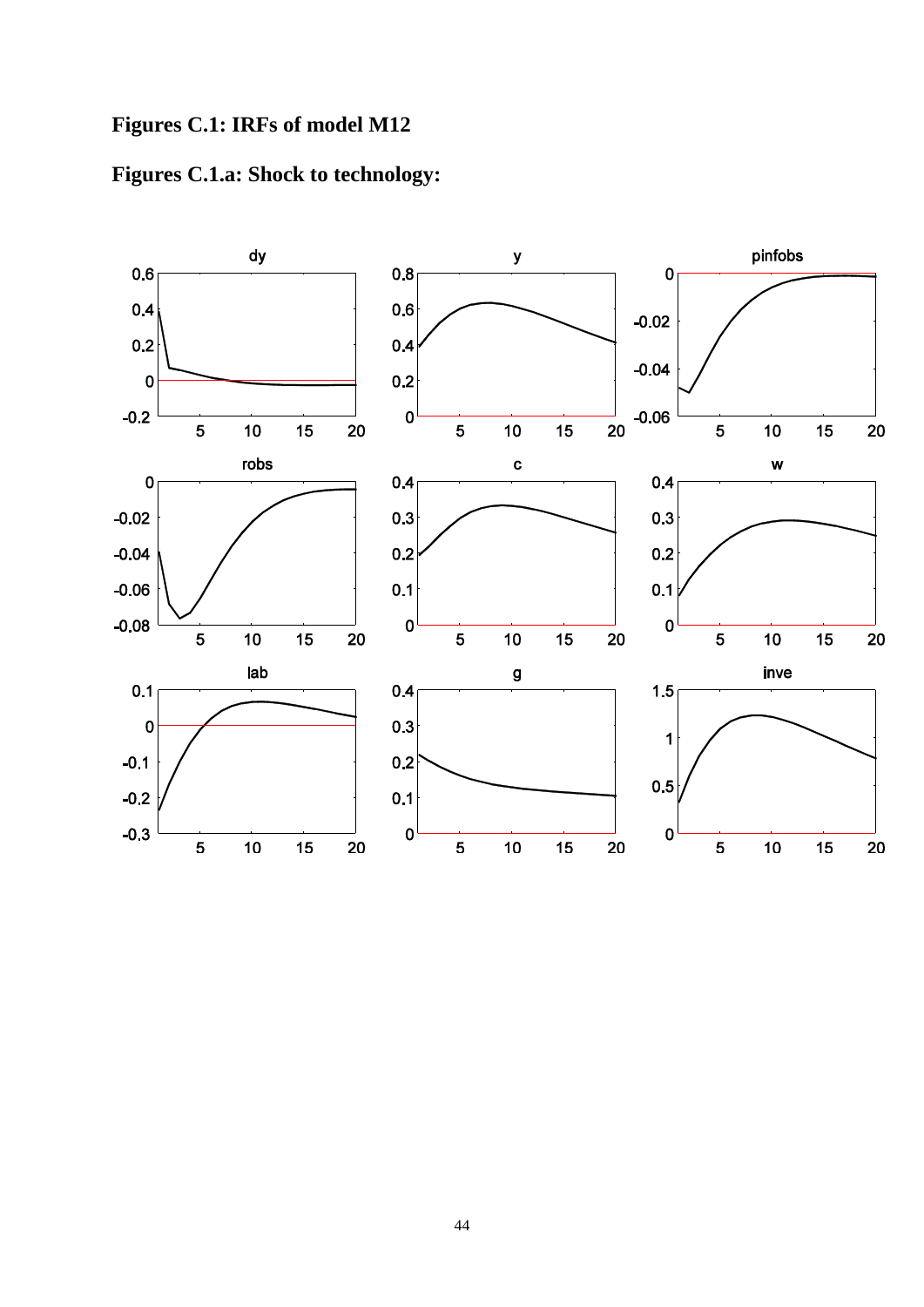## Figures C.1: IRFs of model M12

## Figures C.1.a: Shock to technology: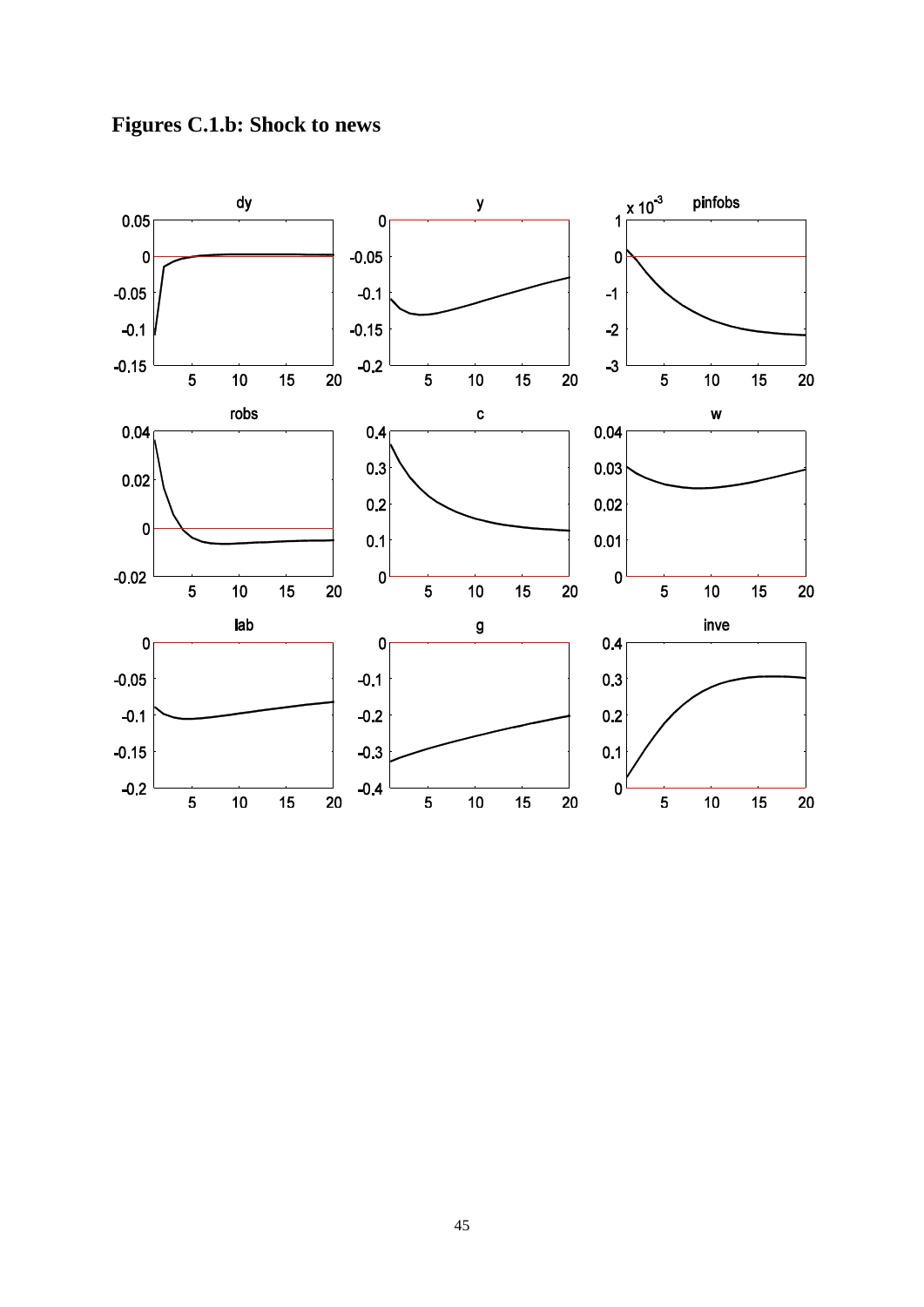**Figures C.1.b: Shock to news**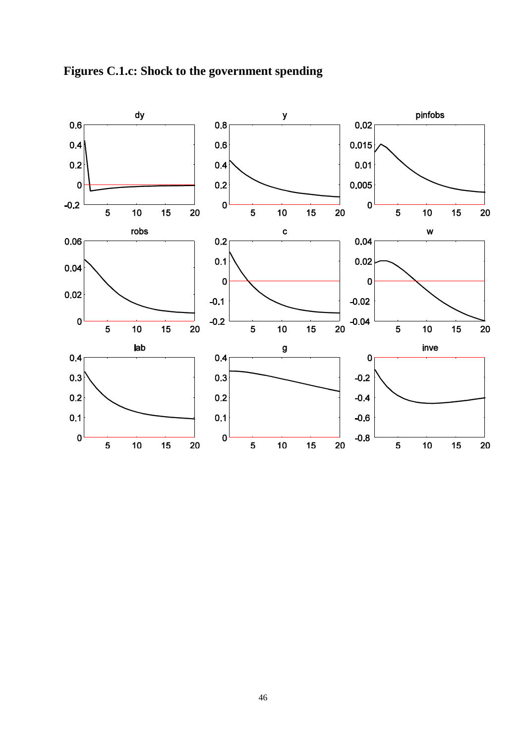# Figures C.1.c: Shock to the government spending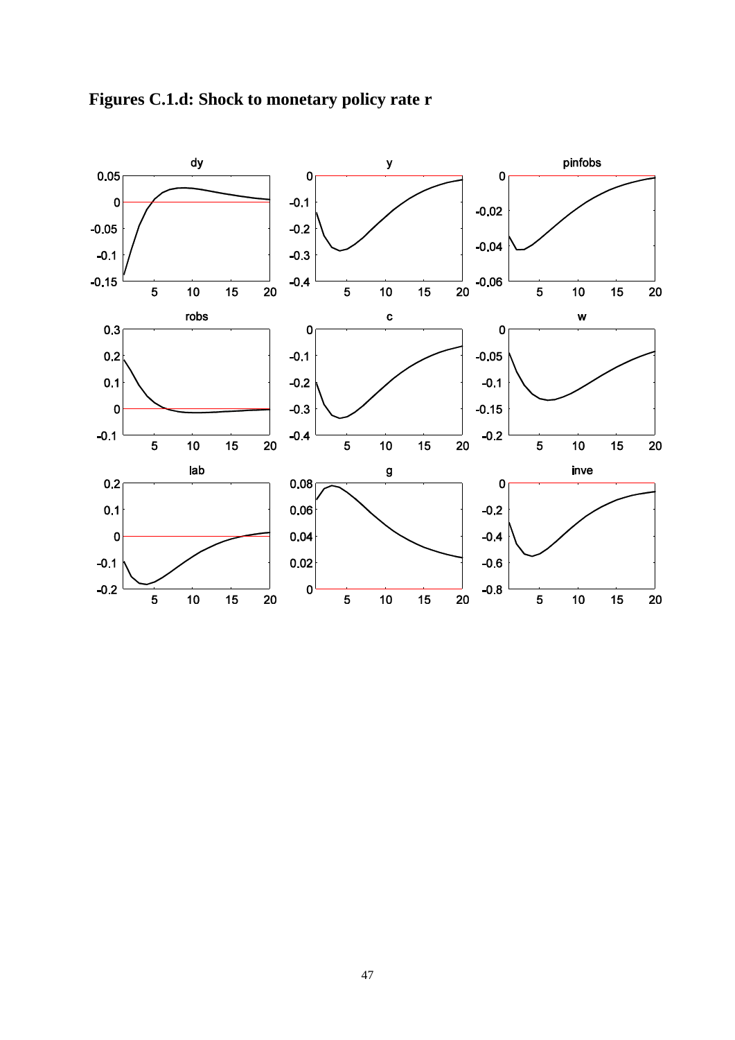**Figures C.1.d: Shock to monetary policy rate r**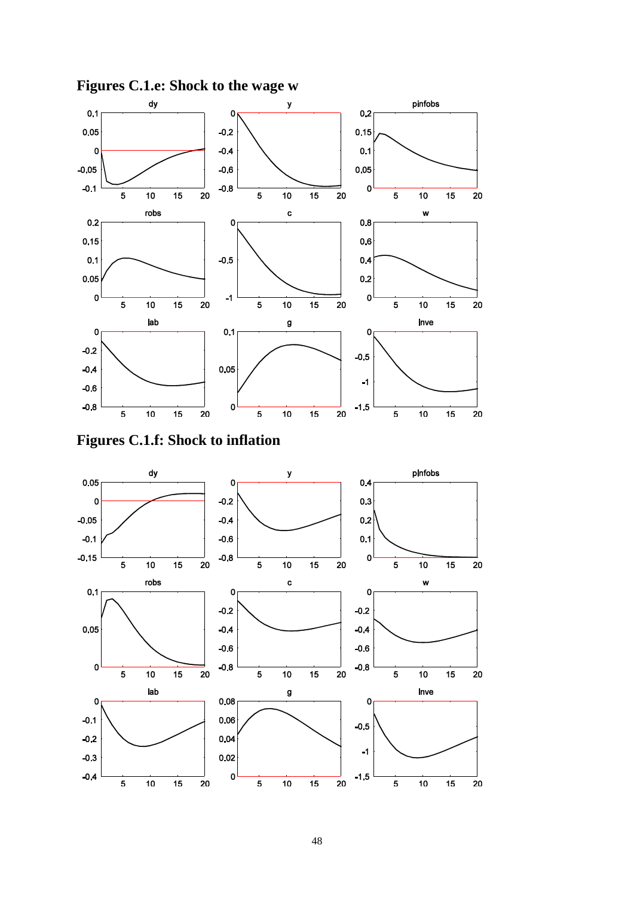## Figures C.1.e: Shock to the wage w

## Figures C.1.f: Shock to inflation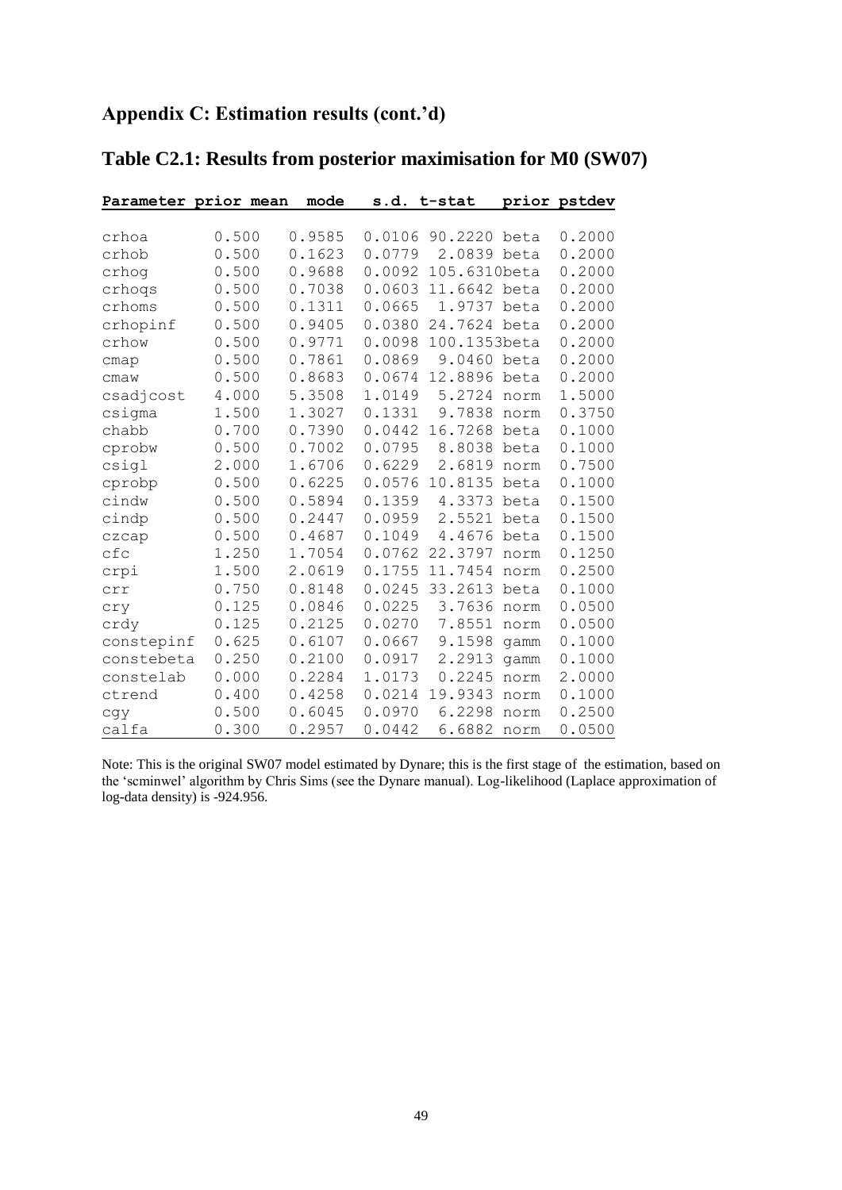## Appendix C: Estimation results (cont.'d)

## Table C2.1: Results from posterior maximisation for M0 (SW07)

| Parameter | prior mean | mode | s.d. | t-stat | prior | pstdev |
|---|---|---|---|---|---|---|
| crhoa | 0.500 | 0.9585 | 0.0106 | 90.2220 | beta | 0.2000 |
| crhob | 0.500 | 0.1623 | 0.0779 | 2.0839 | beta | 0.2000 |
| crhog | 0.500 | 0.9688 | 0.0092 | 105.6310 | beta | 0.2000 |
| crhoqs | 0.500 | 0.7038 | 0.0603 | 11.6642 | beta | 0.2000 |
| crhoms | 0.500 | 0.1311 | 0.0665 | 1.9737 | beta | 0.2000 |
| crhopinf | 0.500 | 0.9405 | 0.0380 | 24.7624 | beta | 0.2000 |
| crhow | 0.500 | 0.9771 | 0.0098 | 100.1353 | beta | 0.2000 |
| cmap | 0.500 | 0.7861 | 0.0869 | 9.0460 | beta | 0.2000 |
| cmaw | 0.500 | 0.8683 | 0.0674 | 12.8896 | beta | 0.2000 |
| csadjcost | 4.000 | 5.3508 | 1.0149 | 5.2724 | norm | 1.5000 |
| csigma | 1.500 | 1.3027 | 0.1331 | 9.7838 | norm | 0.3750 |
| chabb | 0.700 | 0.7390 | 0.0442 | 16.7268 | beta | 0.1000 |
| cprobw | 0.500 | 0.7002 | 0.0795 | 8.8038 | beta | 0.1000 |
| csigl | 2.000 | 1.6706 | 0.6229 | 2.6819 | norm | 0.7500 |
| cprobp | 0.500 | 0.6225 | 0.0576 | 10.8135 | beta | 0.1000 |
| cindw | 0.500 | 0.5894 | 0.1359 | 4.3373 | beta | 0.1500 |
| cindp | 0.500 | 0.2447 | 0.0959 | 2.5521 | beta | 0.1500 |
| czcap | 0.500 | 0.4687 | 0.1049 | 4.4676 | beta | 0.1500 |
| cfc | 1.250 | 1.7054 | 0.0762 | 22.3797 | norm | 0.1250 |
| crpi | 1.500 | 2.0619 | 0.1755 | 11.7454 | norm | 0.2500 |
| crr | 0.750 | 0.8148 | 0.0245 | 33.2613 | beta | 0.1000 |
| cry | 0.125 | 0.0846 | 0.0225 | 3.7636 | norm | 0.0500 |
| crdy | 0.125 | 0.2125 | 0.0270 | 7.8551 | norm | 0.0500 |
| constepinf | 0.625 | 0.6107 | 0.0667 | 9.1598 | gamm | 0.1000 |
| constebeta | 0.250 | 0.2100 | 0.0917 | 2.2913 | gamm | 0.1000 |
| constelab | 0.000 | 0.2284 | 1.0173 | 0.2245 | norm | 2.0000 |
| ctrend | 0.400 | 0.4258 | 0.0214 | 19.9343 | norm | 0.1000 |
| cgy | 0.500 | 0.6045 | 0.0970 | 6.2298 | norm | 0.2500 |
| calfa | 0.300 | 0.2957 | 0.0442 | 6.6882 | norm | 0.0500 |

Note: This is the original SW07 model estimated by Dynare; this is the first stage of the estimation, based on the 'scminwel' algorithm by Chris Sims (see the Dynare manual). Log-likelihood (Laplace approximation of log-data density) is -924.956.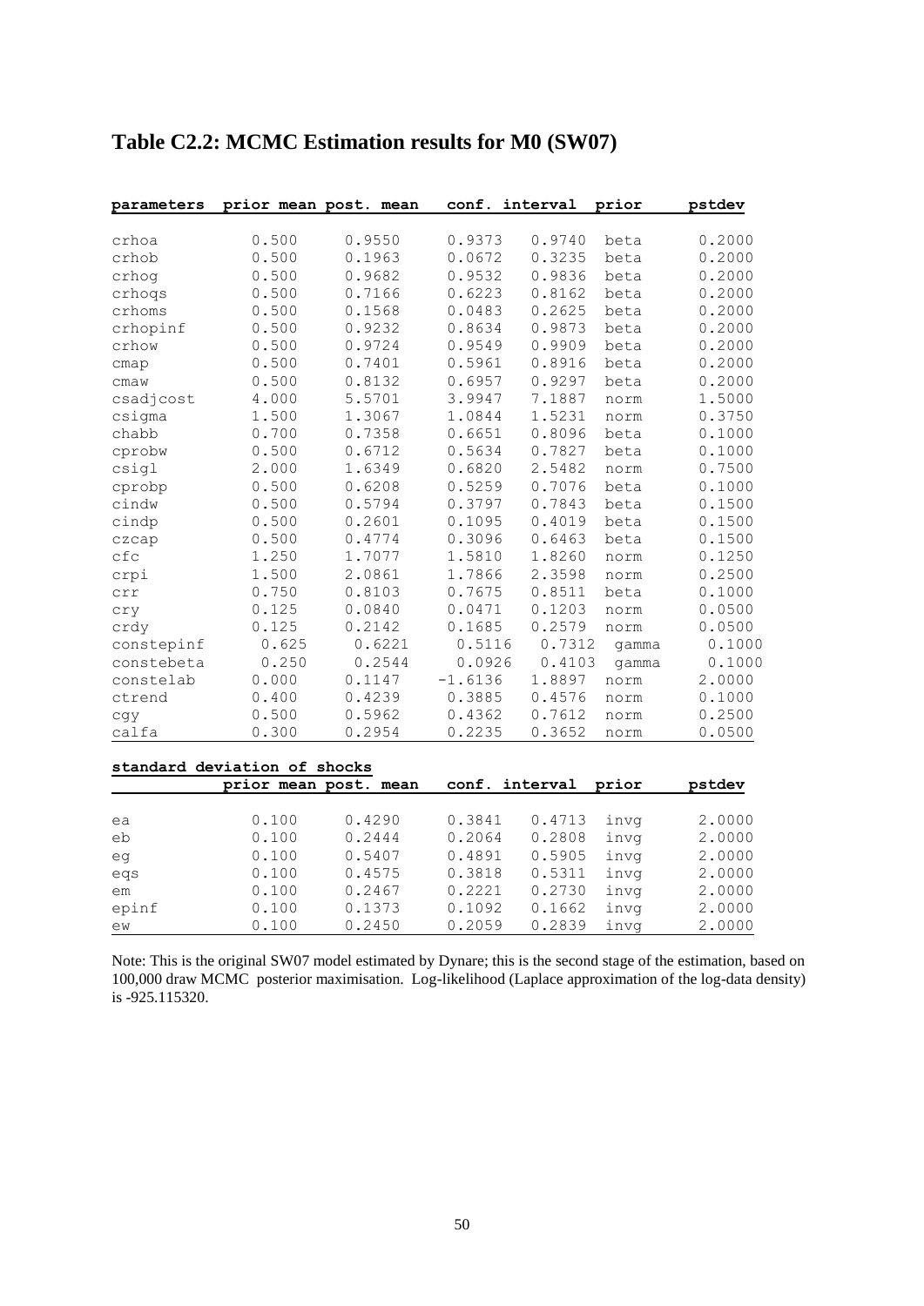## Table C2.2: MCMC Estimation results for M0 (SW07)

| parameters | prior mean | post. mean | conf. interval | | prior | pstdev |
|---|---|---|---|---|---|---|
| crhoa | 0.500 | 0.9550 | 0.9373 | 0.9740 | beta | 0.2000 |
| crhob | 0.500 | 0.1963 | 0.0672 | 0.3235 | beta | 0.2000 |
| crhog | 0.500 | 0.9682 | 0.9532 | 0.9836 | beta | 0.2000 |
| crhoqs | 0.500 | 0.7166 | 0.6223 | 0.8162 | beta | 0.2000 |
| crhoms | 0.500 | 0.1568 | 0.0483 | 0.2625 | beta | 0.2000 |
| crhopinf | 0.500 | 0.9232 | 0.8634 | 0.9873 | beta | 0.2000 |
| crhow | 0.500 | 0.9724 | 0.9549 | 0.9909 | beta | 0.2000 |
| cmap | 0.500 | 0.7401 | 0.5961 | 0.8916 | beta | 0.2000 |
| cmaw | 0.500 | 0.8132 | 0.6957 | 0.9297 | beta | 0.2000 |
| csadjcost | 4.000 | 5.5701 | 3.9947 | 7.1887 | norm | 1.5000 |
| csigma | 1.500 | 1.3067 | 1.0844 | 1.5231 | norm | 0.3750 |
| chabb | 0.700 | 0.7358 | 0.6651 | 0.8096 | beta | 0.1000 |
| cprobw | 0.500 | 0.6712 | 0.5634 | 0.7827 | beta | 0.1000 |
| csigl | 2.000 | 1.6349 | 0.6820 | 2.5482 | norm | 0.7500 |
| cprobp | 0.500 | 0.6208 | 0.5259 | 0.7076 | beta | 0.1000 |
| cindw | 0.500 | 0.5794 | 0.3797 | 0.7843 | beta | 0.1500 |
| cindp | 0.500 | 0.2601 | 0.1095 | 0.4019 | beta | 0.1500 |
| czcap | 0.500 | 0.4774 | 0.3096 | 0.6463 | beta | 0.1500 |
| cfc | 1.250 | 1.7077 | 1.5810 | 1.8260 | norm | 0.1250 |
| crpi | 1.500 | 2.0861 | 1.7866 | 2.3598 | norm | 0.2500 |
| crr | 0.750 | 0.8103 | 0.7675 | 0.8511 | beta | 0.1000 |
| cry | 0.125 | 0.0840 | 0.0471 | 0.1203 | norm | 0.0500 |
| crdy | 0.125 | 0.2142 | 0.1685 | 0.2579 | norm | 0.0500 |
| constepinf | 0.625 | 0.6221 | 0.5116 | 0.7312 | gamma | 0.1000 |
| constebeta | 0.250 | 0.2544 | 0.0926 | 0.4103 | gamma | 0.1000 |
| constelab | 0.000 | 0.1147 | -1.6136 | 1.8897 | norm | 2.0000 |
| ctrend | 0.400 | 0.4239 | 0.3885 | 0.4576 | norm | 0.1000 |
| cgy | 0.500 | 0.5962 | 0.4362 | 0.7612 | norm | 0.2500 |
| calfa | 0.300 | 0.2954 | 0.2235 | 0.3652 | norm | 0.0500 |

**standard deviation of shocks**

| | prior mean | post. mean | conf. interval | | prior | pstdev |
|---|---|---|---|---|---|---|
| ea | 0.100 | 0.4290 | 0.3841 | 0.4713 | invg | 2.0000 |
| eb | 0.100 | 0.2444 | 0.2064 | 0.2808 | invg | 2.0000 |
| eg | 0.100 | 0.5407 | 0.4891 | 0.5905 | invg | 2.0000 |
| eqs | 0.100 | 0.4575 | 0.3818 | 0.5311 | invg | 2.0000 |
| em | 0.100 | 0.2467 | 0.2221 | 0.2730 | invg | 2.0000 |
| epinf | 0.100 | 0.1373 | 0.1092 | 0.1662 | invg | 2.0000 |
| ew | 0.100 | 0.2450 | 0.2059 | 0.2839 | invg | 2.0000 |

Note: This is the original SW07 model estimated by Dynare; this is the second stage of the estimation, based on 100,000 draw MCMC posterior maximisation. Log-likelihood (Laplace approximation of the log-data density) is -925.115320.